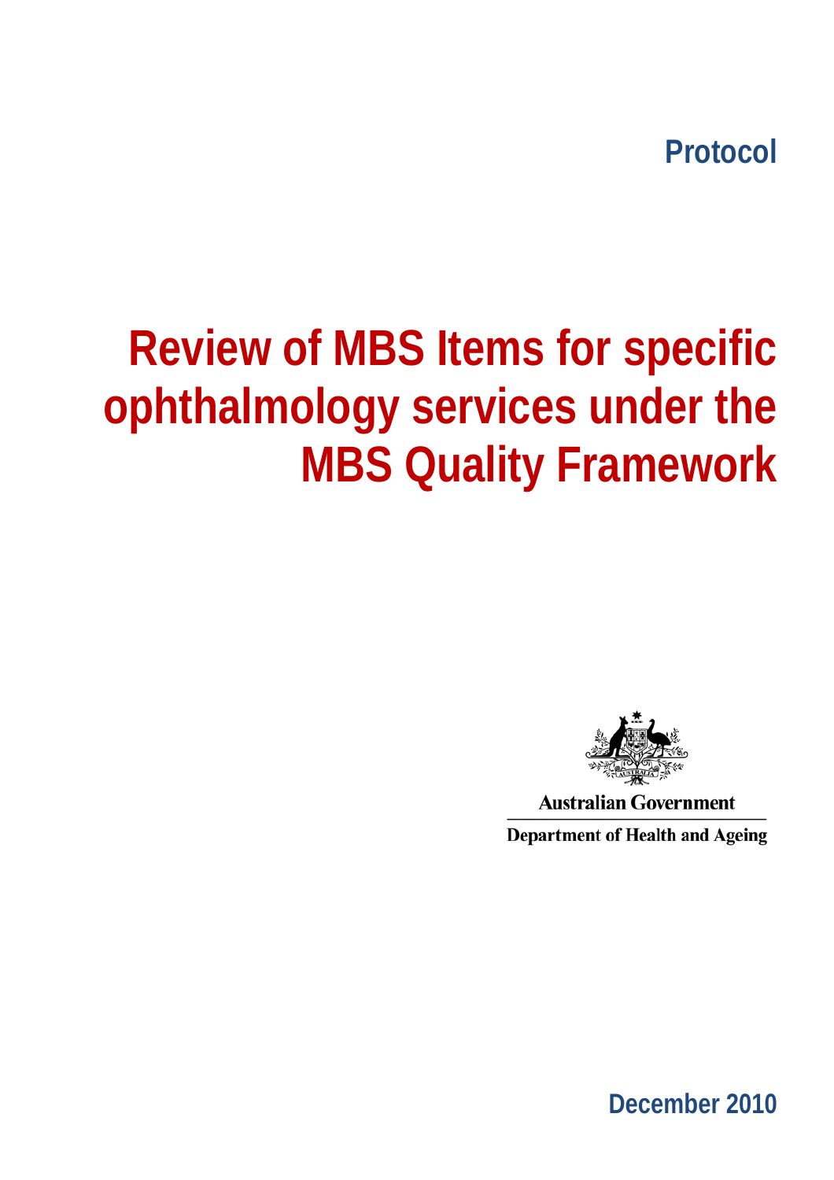Protocol

# Review of MBS Items for specific ophthalmology services under the MBS Quality Framework

Australian Government

Department of Health and Ageing

December 2010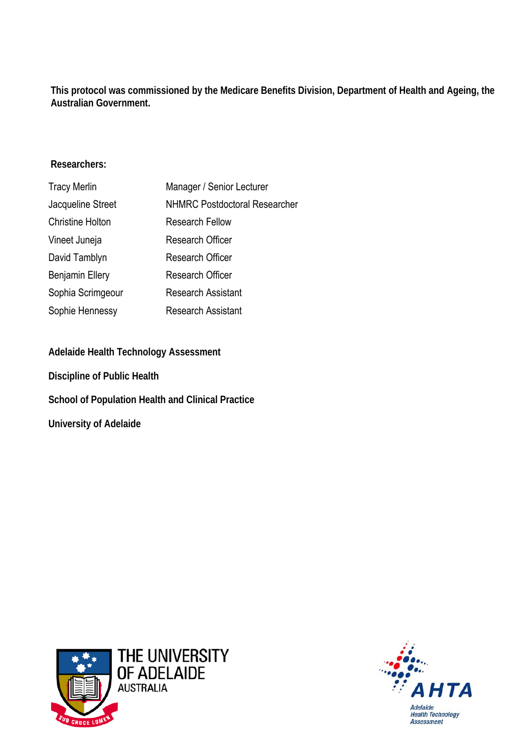**This protocol was commissioned by the Medicare Benefits Division, Department of Health and Ageing, the Australian Government.**

**Researchers:**

| | |
|---|---|
| Tracy Merlin | Manager / Senior Lecturer |
| Jacqueline Street | NHMRC Postdoctoral Researcher |
| Christine Holton | Research Fellow |
| Vineet Juneja | Research Officer |
| David Tamblyn | Research Officer |
| Benjamin Ellery | Research Officer |
| Sophia Scrimgeour | Research Assistant |
| Sophie Hennessy | Research Assistant |

**Adelaide Health Technology Assessment**

**Discipline of Public Health**

**School of Population Health and Clinical Practice**

**University of Adelaide**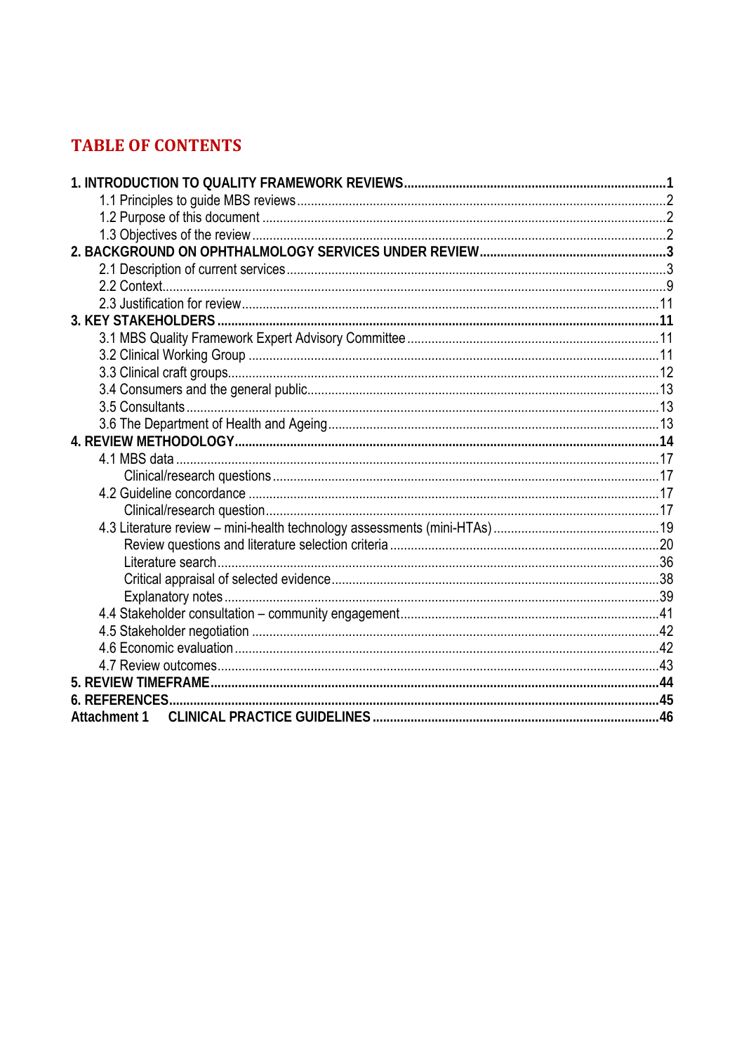# TABLE OF CONTENTS

**1. INTRODUCTION TO QUALITY FRAMEWORK REVIEWS** .......... **1**
- 1.1 Principles to guide MBS reviews .......... 2
- 1.2 Purpose of this document .......... 2
- 1.3 Objectives of the review .......... 2

**2. BACKGROUND ON OPHTHALMOLOGY SERVICES UNDER REVIEW** .......... **3**
- 2.1 Description of current services .......... 3
- 2.2 Context .......... 9
- 2.3 Justification for review .......... 11

**3. KEY STAKEHOLDERS** .......... **11**
- 3.1 MBS Quality Framework Expert Advisory Committee .......... 11
- 3.2 Clinical Working Group .......... 11
- 3.3 Clinical craft groups .......... 12
- 3.4 Consumers and the general public .......... 13
- 3.5 Consultants .......... 13
- 3.6 The Department of Health and Ageing .......... 13

**4. REVIEW METHODOLOGY** .......... **14**
- 4.1 MBS data .......... 17
  - Clinical/research questions .......... 17
- 4.2 Guideline concordance .......... 17
  - Clinical/research question .......... 17
- 4.3 Literature review – mini-health technology assessments (mini-HTAs) .......... 19
  - Review questions and literature selection criteria .......... 20
  - Literature search .......... 36
  - Critical appraisal of selected evidence .......... 38
  - Explanatory notes .......... 39
- 4.4 Stakeholder consultation – community engagement .......... 41
- 4.5 Stakeholder negotiation .......... 42
- 4.6 Economic evaluation .......... 42
- 4.7 Review outcomes .......... 43

**5. REVIEW TIMEFRAME** .......... **44**

**6. REFERENCES** .......... **45**

**Attachment 1 CLINICAL PRACTICE GUIDELINES** .......... **46**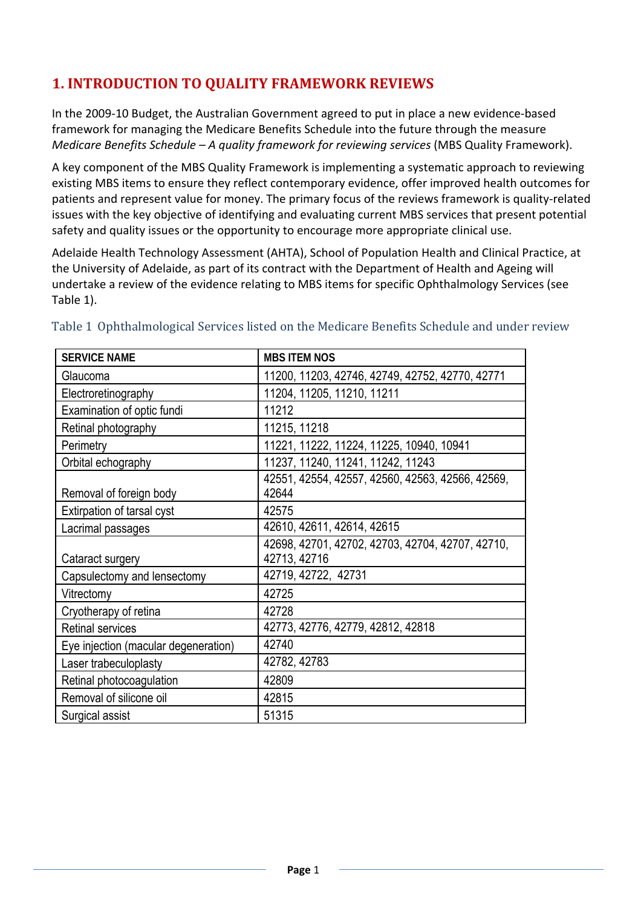# 1. INTRODUCTION TO QUALITY FRAMEWORK REVIEWS

In the 2009-10 Budget, the Australian Government agreed to put in place a new evidence-based framework for managing the Medicare Benefits Schedule into the future through the measure *Medicare Benefits Schedule – A quality framework for reviewing services* (MBS Quality Framework).

A key component of the MBS Quality Framework is implementing a systematic approach to reviewing existing MBS items to ensure they reflect contemporary evidence, offer improved health outcomes for patients and represent value for money. The primary focus of the reviews framework is quality-related issues with the key objective of identifying and evaluating current MBS services that present potential safety and quality issues or the opportunity to encourage more appropriate clinical use.

Adelaide Health Technology Assessment (AHTA), School of Population Health and Clinical Practice, at the University of Adelaide, as part of its contract with the Department of Health and Ageing will undertake a review of the evidence relating to MBS items for specific Ophthalmology Services (see Table 1).

Table 1 Ophthalmological Services listed on the Medicare Benefits Schedule and under review

| SERVICE NAME | MBS ITEM NOS |
|---|---|
| Glaucoma | 11200, 11203, 42746, 42749, 42752, 42770, 42771 |
| Electroretinography | 11204, 11205, 11210, 11211 |
| Examination of optic fundi | 11212 |
| Retinal photography | 11215, 11218 |
| Perimetry | 11221, 11222, 11224, 11225, 10940, 10941 |
| Orbital echography | 11237, 11240, 11241, 11242, 11243 |
| Removal of foreign body | 42551, 42554, 42557, 42560, 42563, 42566, 42569, 42644 |
| Extirpation of tarsal cyst | 42575 |
| Lacrimal passages | 42610, 42611, 42614, 42615 |
| Cataract surgery | 42698, 42701, 42702, 42703, 42704, 42707, 42710, 42713, 42716 |
| Capsulectomy and lensectomy | 42719, 42722, 42731 |
| Vitrectomy | 42725 |
| Cryotherapy of retina | 42728 |
| Retinal services | 42773, 42776, 42779, 42812, 42818 |
| Eye injection (macular degeneration) | 42740 |
| Laser trabeculoplasty | 42782, 42783 |
| Retinal photocoagulation | 42809 |
| Removal of silicone oil | 42815 |
| Surgical assist | 51315 |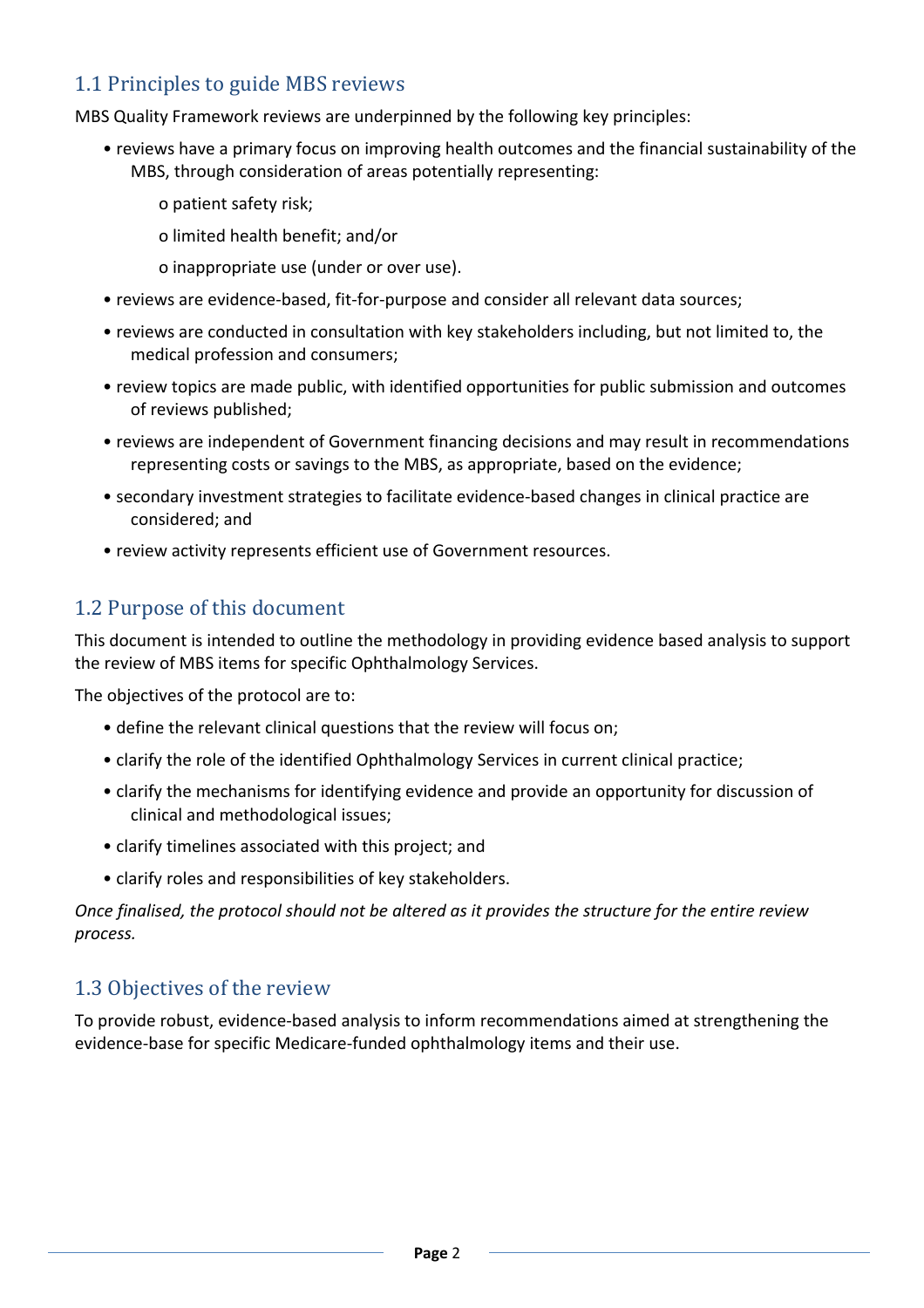## 1.1 Principles to guide MBS reviews

MBS Quality Framework reviews are underpinned by the following key principles:

- reviews have a primary focus on improving health outcomes and the financial sustainability of the MBS, through consideration of areas potentially representing:
  - patient safety risk;
  - limited health benefit; and/or
  - inappropriate use (under or over use).
- reviews are evidence-based, fit-for-purpose and consider all relevant data sources;
- reviews are conducted in consultation with key stakeholders including, but not limited to, the medical profession and consumers;
- review topics are made public, with identified opportunities for public submission and outcomes of reviews published;
- reviews are independent of Government financing decisions and may result in recommendations representing costs or savings to the MBS, as appropriate, based on the evidence;
- secondary investment strategies to facilitate evidence-based changes in clinical practice are considered; and
- review activity represents efficient use of Government resources.

## 1.2 Purpose of this document

This document is intended to outline the methodology in providing evidence based analysis to support the review of MBS items for specific Ophthalmology Services.

The objectives of the protocol are to:

- define the relevant clinical questions that the review will focus on;
- clarify the role of the identified Ophthalmology Services in current clinical practice;
- clarify the mechanisms for identifying evidence and provide an opportunity for discussion of clinical and methodological issues;
- clarify timelines associated with this project; and
- clarify roles and responsibilities of key stakeholders.

*Once finalised, the protocol should not be altered as it provides the structure for the entire review process.*

## 1.3 Objectives of the review

To provide robust, evidence-based analysis to inform recommendations aimed at strengthening the evidence-base for specific Medicare-funded ophthalmology items and their use.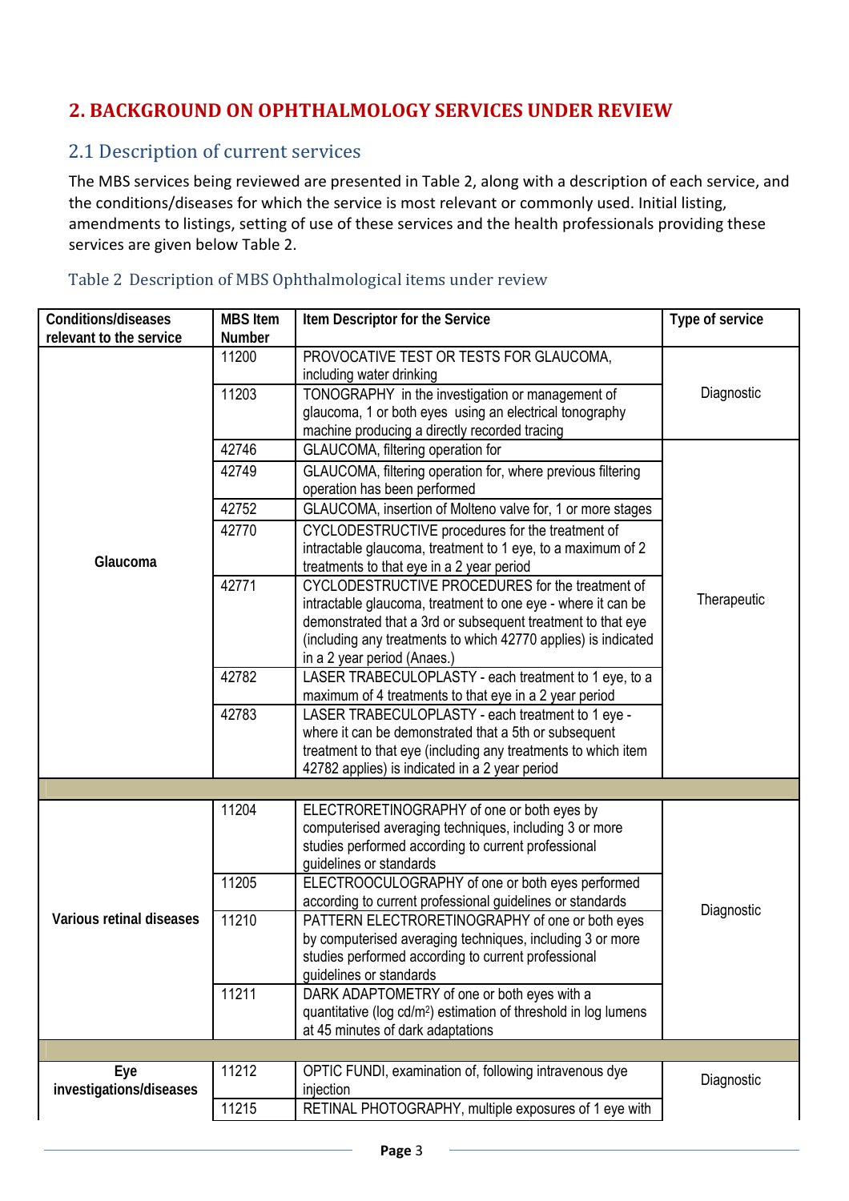# 2. BACKGROUND ON OPHTHALMOLOGY SERVICES UNDER REVIEW

## 2.1 Description of current services

The MBS services being reviewed are presented in Table 2, along with a description of each service, and the conditions/diseases for which the service is most relevant or commonly used. Initial listing, amendments to listings, setting of use of these services and the health professionals providing these services are given below Table 2.

Table 2 Description of MBS Ophthalmological items under review

| Conditions/diseases relevant to the service | MBS Item Number | Item Descriptor for the Service | Type of service |
|---|---|---|---|
| Glaucoma | 11200 | PROVOCATIVE TEST OR TESTS FOR GLAUCOMA, including water drinking | Diagnostic |
| | 11203 | TONOGRAPHY in the investigation or management of glaucoma, 1 or both eyes using an electrical tonography machine producing a directly recorded tracing | |
| | 42746 | GLAUCOMA, filtering operation for | Therapeutic |
| | 42749 | GLAUCOMA, filtering operation for, where previous filtering operation has been performed | |
| | 42752 | GLAUCOMA, insertion of Molteno valve for, 1 or more stages | |
| | 42770 | CYCLODESTRUCTIVE procedures for the treatment of intractable glaucoma, treatment to 1 eye, to a maximum of 2 treatments to that eye in a 2 year period | |
| | 42771 | CYCLODESTRUCTIVE PROCEDURES for the treatment of intractable glaucoma, treatment to one eye - where it can be demonstrated that a 3rd or subsequent treatment to that eye (including any treatments to which 42770 applies) is indicated in a 2 year period (Anaes.) | |
| | 42782 | LASER TRABECULOPLASTY - each treatment to 1 eye, to a maximum of 4 treatments to that eye in a 2 year period | |
| | 42783 | LASER TRABECULOPLASTY - each treatment to 1 eye - where it can be demonstrated that a 5th or subsequent treatment to that eye (including any treatments to which item 42782 applies) is indicated in a 2 year period | |
| | | | |
| Various retinal diseases | 11204 | ELECTRORETINOGRAPHY of one or both eyes by computerised averaging techniques, including 3 or more studies performed according to current professional guidelines or standards | Diagnostic |
| | 11205 | ELECTROOCULOGRAPHY of one or both eyes performed according to current professional guidelines or standards | |
| | 11210 | PATTERN ELECTRORETINOGRAPHY of one or both eyes by computerised averaging techniques, including 3 or more studies performed according to current professional guidelines or standards | |
| | 11211 | DARK ADAPTOMETRY of one or both eyes with a quantitative (log cd/m$^2$) estimation of threshold in log lumens at 45 minutes of dark adaptations | |
| | | | |
| Eye investigations/diseases | 11212 | OPTIC FUNDI, examination of, following intravenous dye injection | Diagnostic |
| | 11215 | RETINAL PHOTOGRAPHY, multiple exposures of 1 eye with | |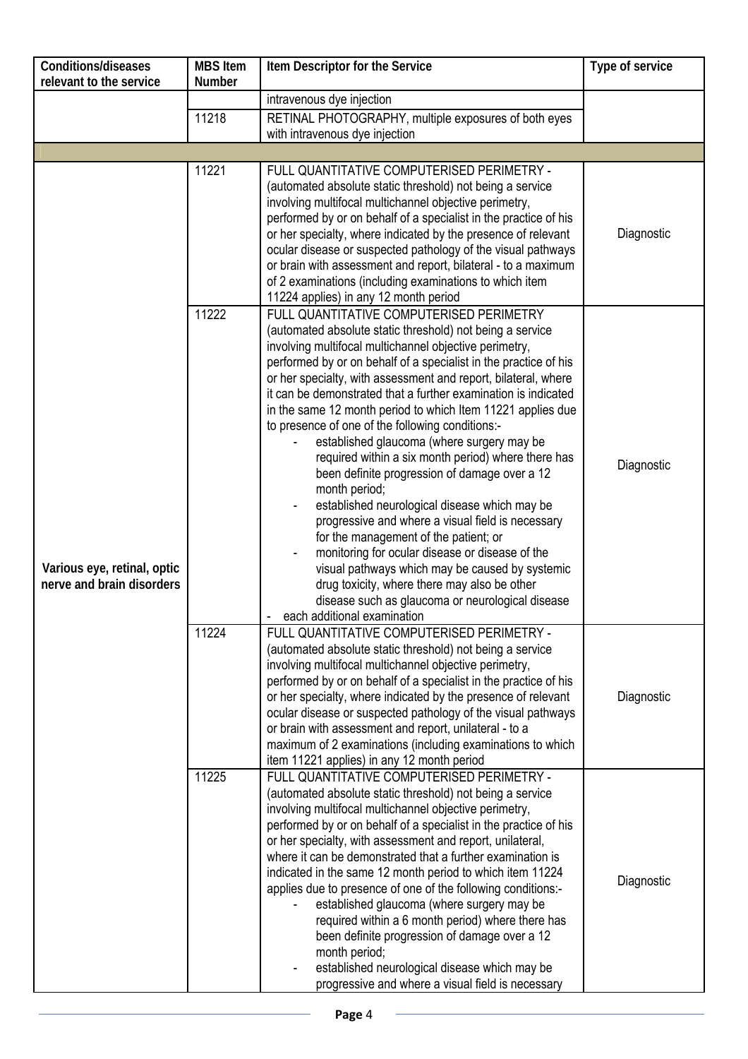| Conditions/diseases relevant to the service | MBS Item Number | Item Descriptor for the Service | Type of service |
|---|---|---|---|
| | | intravenous dye injection | |
| | 11218 | RETINAL PHOTOGRAPHY, multiple exposures of both eyes with intravenous dye injection | |
| | | | |
| Various eye, retinal, optic nerve and brain disorders | 11221 | FULL QUANTITATIVE COMPUTERISED PERIMETRY - (automated absolute static threshold) not being a service involving multifocal multichannel objective perimetry, performed by or on behalf of a specialist in the practice of his or her specialty, where indicated by the presence of relevant ocular disease or suspected pathology of the visual pathways or brain with assessment and report, bilateral - to a maximum of 2 examinations (including examinations to which item 11224 applies) in any 12 month period | Diagnostic |
| | 11222 | FULL QUANTITATIVE COMPUTERISED PERIMETRY (automated absolute static threshold) not being a service involving multifocal multichannel objective perimetry, performed by or on behalf of a specialist in the practice of his or her specialty, with assessment and report, bilateral, where it can be demonstrated that a further examination is indicated in the same 12 month period to which Item 11221 applies due to presence of one of the following conditions:- <br>- established glaucoma (where surgery may be required within a six month period) where there has been definite progression of damage over a 12 month period; <br>- established neurological disease which may be progressive and where a visual field is necessary for the management of the patient; or <br>- monitoring for ocular disease or disease of the visual pathways which may be caused by systemic drug toxicity, where there may also be other disease such as glaucoma or neurological disease <br>- each additional examination | Diagnostic |
| | 11224 | FULL QUANTITATIVE COMPUTERISED PERIMETRY - (automated absolute static threshold) not being a service involving multifocal multichannel objective perimetry, performed by or on behalf of a specialist in the practice of his or her specialty, where indicated by the presence of relevant ocular disease or suspected pathology of the visual pathways or brain with assessment and report, unilateral - to a maximum of 2 examinations (including examinations to which item 11221 applies) in any 12 month period | Diagnostic |
| | 11225 | FULL QUANTITATIVE COMPUTERISED PERIMETRY - (automated absolute static threshold) not being a service involving multifocal multichannel objective perimetry, performed by or on behalf of a specialist in the practice of his or her specialty, with assessment and report, unilateral, where it can be demonstrated that a further examination is indicated in the same 12 month period to which item 11224 applies due to presence of one of the following conditions:- <br>- established glaucoma (where surgery may be required within a 6 month period) where there has been definite progression of damage over a 12 month period; <br>- established neurological disease which may be progressive and where a visual field is necessary | Diagnostic |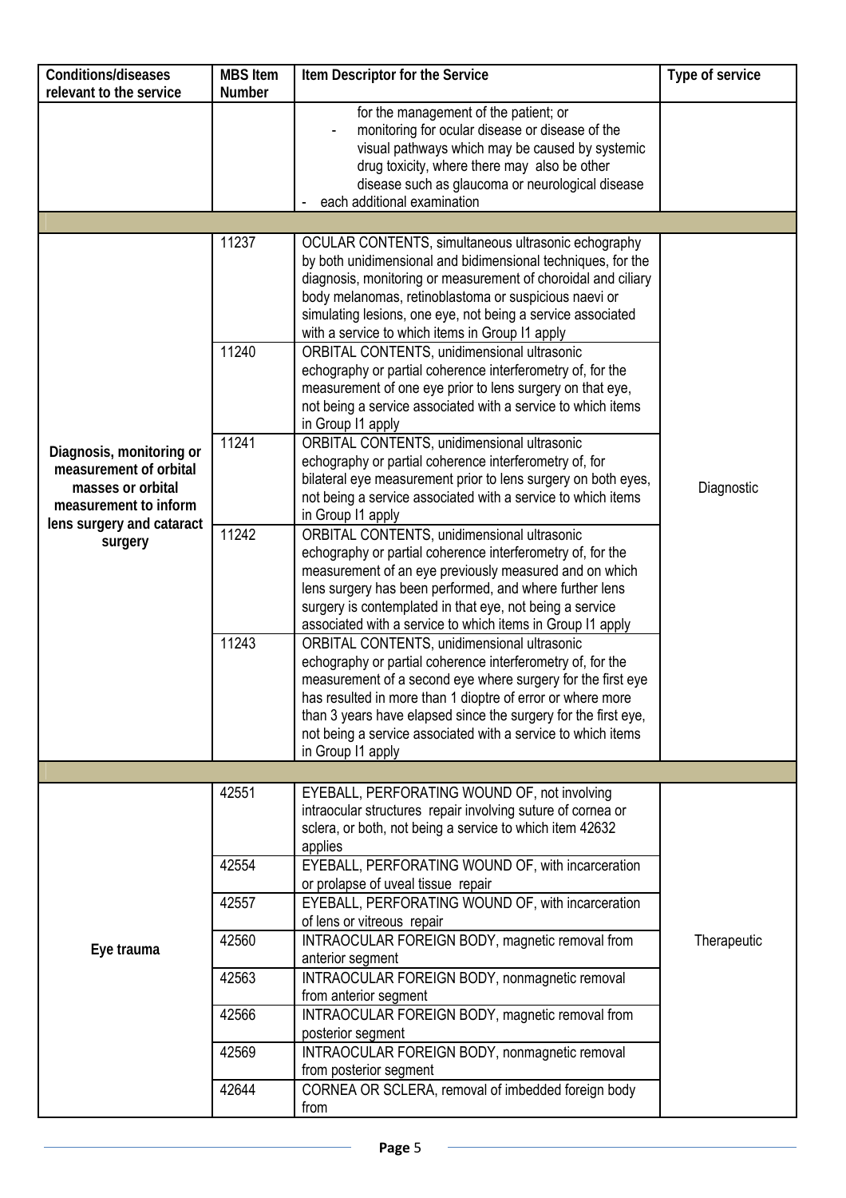| Conditions/diseases relevant to the service | MBS Item Number | Item Descriptor for the Service | Type of service |
|---|---|---|---|
| | | for the management of the patient; or<br>- monitoring for ocular disease or disease of the visual pathways which may be caused by systemic drug toxicity, where there may also be other disease such as glaucoma or neurological disease<br>- each additional examination | |
| | | | |
| Diagnosis, monitoring or measurement of orbital masses or orbital measurement to inform lens surgery and cataract surgery | 11237 | OCULAR CONTENTS, simultaneous ultrasonic echography by both unidimensional and bidimensional techniques, for the diagnosis, monitoring or measurement of choroidal and ciliary body melanomas, retinoblastoma or suspicious naevi or simulating lesions, one eye, not being a service associated with a service to which items in Group I1 apply | Diagnostic |
| | 11240 | ORBITAL CONTENTS, unidimensional ultrasonic echography or partial coherence interferometry of, for the measurement of one eye prior to lens surgery on that eye, not being a service associated with a service to which items in Group I1 apply | |
| | 11241 | ORBITAL CONTENTS, unidimensional ultrasonic echography or partial coherence interferometry of, for bilateral eye measurement prior to lens surgery on both eyes, not being a service associated with a service to which items in Group I1 apply | |
| | 11242 | ORBITAL CONTENTS, unidimensional ultrasonic echography or partial coherence interferometry of, for the measurement of an eye previously measured and on which lens surgery has been performed, and where further lens surgery is contemplated in that eye, not being a service associated with a service to which items in Group I1 apply | |
| | 11243 | ORBITAL CONTENTS, unidimensional ultrasonic echography or partial coherence interferometry of, for the measurement of a second eye where surgery for the first eye has resulted in more than 1 dioptre of error or where more than 3 years have elapsed since the surgery for the first eye, not being a service associated with a service to which items in Group I1 apply | |
| | | | |
| Eye trauma | 42551 | EYEBALL, PERFORATING WOUND OF, not involving intraocular structures repair involving suture of cornea or sclera, or both, not being a service to which item 42632 applies | Therapeutic |
| | 42554 | EYEBALL, PERFORATING WOUND OF, with incarceration or prolapse of uveal tissue repair | |
| | 42557 | EYEBALL, PERFORATING WOUND OF, with incarceration of lens or vitreous repair | |
| | 42560 | INTRAOCULAR FOREIGN BODY, magnetic removal from anterior segment | |
| | 42563 | INTRAOCULAR FOREIGN BODY, nonmagnetic removal from anterior segment | |
| | 42566 | INTRAOCULAR FOREIGN BODY, magnetic removal from posterior segment | |
| | 42569 | INTRAOCULAR FOREIGN BODY, nonmagnetic removal from posterior segment | |
| | 42644 | CORNEA OR SCLERA, removal of imbedded foreign body from | |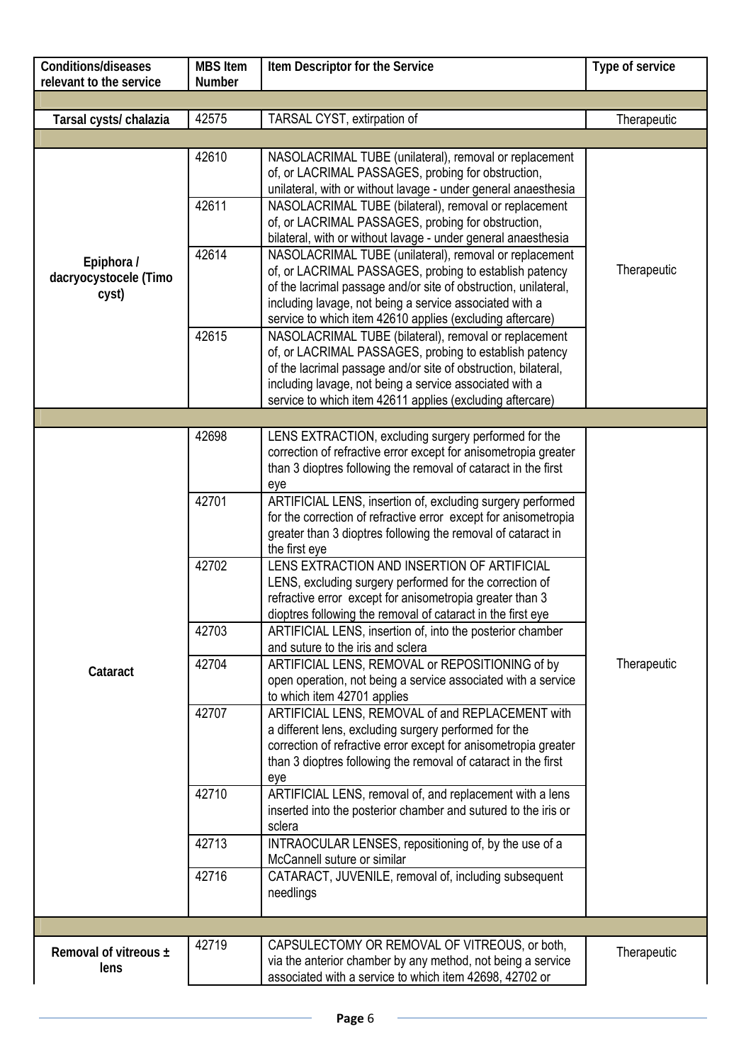| Conditions/diseases relevant to the service | MBS Item Number | Item Descriptor for the Service | Type of service |
|---|---|---|---|
| | | | |
| Tarsal cysts/ chalazia | 42575 | TARSAL CYST, extirpation of | Therapeutic |
| | | | |
| Epiphora / dacryocystocele (Timo cyst) | 42610 | NASOLACRIMAL TUBE (unilateral), removal or replacement of, or LACRIMAL PASSAGES, probing for obstruction, unilateral, with or without lavage - under general anaesthesia | Therapeutic |
| | 42611 | NASOLACRIMAL TUBE (bilateral), removal or replacement of, or LACRIMAL PASSAGES, probing for obstruction, bilateral, with or without lavage - under general anaesthesia | |
| | 42614 | NASOLACRIMAL TUBE (unilateral), removal or replacement of, or LACRIMAL PASSAGES, probing to establish patency of the lacrimal passage and/or site of obstruction, unilateral, including lavage, not being a service associated with a service to which item 42610 applies (excluding aftercare) | |
| | 42615 | NASOLACRIMAL TUBE (bilateral), removal or replacement of, or LACRIMAL PASSAGES, probing to establish patency of the lacrimal passage and/or site of obstruction, bilateral, including lavage, not being a service associated with a service to which item 42611 applies (excluding aftercare) | |
| | | | |
| Cataract | 42698 | LENS EXTRACTION, excluding surgery performed for the correction of refractive error except for anisometropia greater than 3 dioptres following the removal of cataract in the first eye | Therapeutic |
| | 42701 | ARTIFICIAL LENS, insertion of, excluding surgery performed for the correction of refractive error except for anisometropia greater than 3 dioptres following the removal of cataract in the first eye | |
| | 42702 | LENS EXTRACTION AND INSERTION OF ARTIFICIAL LENS, excluding surgery performed for the correction of refractive error except for anisometropia greater than 3 dioptres following the removal of cataract in the first eye | |
| | 42703 | ARTIFICIAL LENS, insertion of, into the posterior chamber and suture to the iris and sclera | |
| | 42704 | ARTIFICIAL LENS, REMOVAL or REPOSITIONING of by open operation, not being a service associated with a service to which item 42701 applies | |
| | 42707 | ARTIFICIAL LENS, REMOVAL of and REPLACEMENT with a different lens, excluding surgery performed for the correction of refractive error except for anisometropia greater than 3 dioptres following the removal of cataract in the first eye | |
| | 42710 | ARTIFICIAL LENS, removal of, and replacement with a lens inserted into the posterior chamber and sutured to the iris or sclera | |
| | 42713 | INTRAOCULAR LENSES, repositioning of, by the use of a McCannell suture or similar | |
| | 42716 | CATARACT, JUVENILE, removal of, including subsequent needlings | |
| | | | |
| Removal of vitreous ± lens | 42719 | CAPSULECTOMY OR REMOVAL OF VITREOUS, or both, via the anterior chamber by any method, not being a service associated with a service to which item 42698, 42702 or | Therapeutic |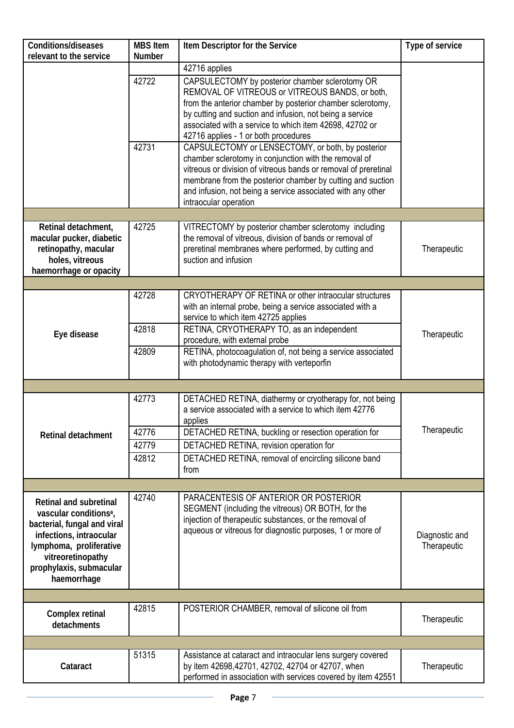| Conditions/diseases relevant to the service | MBS Item Number | Item Descriptor for the Service | Type of service |
|---|---|---|---|
| | | 42716 applies | |
| | 42722 | CAPSULECTOMY by posterior chamber sclerotomy OR REMOVAL OF VITREOUS or VITREOUS BANDS, or both, from the anterior chamber by posterior chamber sclerotomy, by cutting and suction and infusion, not being a service associated with a service to which item 42698, 42702 or 42716 applies - 1 or both procedures | |
| | 42731 | CAPSULECTOMY or LENSECTOMY, or both, by posterior chamber sclerotomy in conjunction with the removal of vitreous or division of vitreous bands or removal of preretinal membrane from the posterior chamber by cutting and suction and infusion, not being a service associated with any other intraocular operation | |
| | | | |
| **Retinal detachment, macular pucker, diabetic retinopathy, macular holes, vitreous haemorrhage or opacity** | 42725 | VITRECTOMY by posterior chamber sclerotomy including the removal of vitreous, division of bands or removal of preretinal membranes where performed, by cutting and suction and infusion | Therapeutic |
| | | | |
| **Eye disease** | 42728 | CRYOTHERAPY OF RETINA or other intraocular structures with an internal probe, being a service associated with a service to which item 42725 applies | Therapeutic |
| | 42818 | RETINA, CRYOTHERAPY TO, as an independent procedure, with external probe | |
| | 42809 | RETINA, photocoagulation of, not being a service associated with photodynamic therapy with verteporfin | |
| | | | |
| **Retinal detachment** | 42773 | DETACHED RETINA, diathermy or cryotherapy for, not being a service associated with a service to which item 42776 applies | Therapeutic |
| | 42776 | DETACHED RETINA, buckling or resection operation for | |
| | 42779 | DETACHED RETINA, revision operation for | |
| | 42812 | DETACHED RETINA, removal of encircling silicone band from | |
| | | | |
| **Retinal and subretinal vascular conditions[a], bacterial, fungal and viral infections, intraocular lymphoma, proliferative vitreoretinopathy prophylaxis, submacular haemorrhage** | 42740 | PARACENTESIS OF ANTERIOR OR POSTERIOR SEGMENT (including the vitreous) OR BOTH, for the injection of therapeutic substances, or the removal of aqueous or vitreous for diagnostic purposes, 1 or more of | Diagnostic and Therapeutic |
| | | | |
| **Complex retinal detachments** | 42815 | POSTERIOR CHAMBER, removal of silicone oil from | Therapeutic |
| | | | |
| **Cataract** | 51315 | Assistance at cataract and intraocular lens surgery covered by item 42698,42701, 42702, 42704 or 42707, when performed in association with services covered by item 42551 | Therapeutic |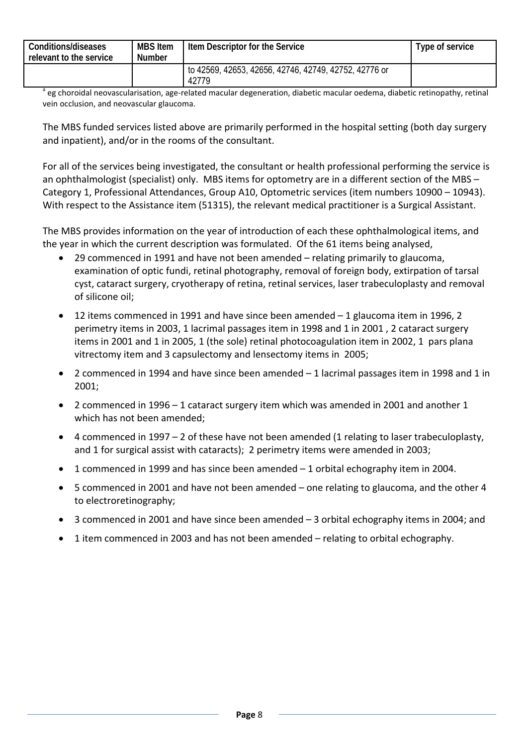| Conditions/diseases relevant to the service | MBS Item Number | Item Descriptor for the Service | Type of service |
|---|---|---|---|
| | | to 42569, 42653, 42656, 42746, 42749, 42752, 42776 or 42779 | |

[a] eg choroidal neovascularisation, age-related macular degeneration, diabetic macular oedema, diabetic retinopathy, retinal vein occlusion, and neovascular glaucoma.

The MBS funded services listed above are primarily performed in the hospital setting (both day surgery and inpatient), and/or in the rooms of the consultant.

For all of the services being investigated, the consultant or health professional performing the service is an ophthalmologist (specialist) only. MBS items for optometry are in a different section of the MBS – Category 1, Professional Attendances, Group A10, Optometric services (item numbers 10900 – 10943). With respect to the Assistance item (51315), the relevant medical practitioner is a Surgical Assistant.

The MBS provides information on the year of introduction of each these ophthalmological items, and the year in which the current description was formulated. Of the 61 items being analysed,

- 29 commenced in 1991 and have not been amended – relating primarily to glaucoma, examination of optic fundi, retinal photography, removal of foreign body, extirpation of tarsal cyst, cataract surgery, cryotherapy of retina, retinal services, laser trabeculoplasty and removal of silicone oil;
- 12 items commenced in 1991 and have since been amended – 1 glaucoma item in 1996, 2 perimetry items in 2003, 1 lacrimal passages item in 1998 and 1 in 2001 , 2 cataract surgery items in 2001 and 1 in 2005, 1 (the sole) retinal photocoagulation item in 2002, 1 pars plana vitrectomy item and 3 capsulectomy and lensectomy items in 2005;
- 2 commenced in 1994 and have since been amended – 1 lacrimal passages item in 1998 and 1 in 2001;
- 2 commenced in 1996 – 1 cataract surgery item which was amended in 2001 and another 1 which has not been amended;
- 4 commenced in 1997 – 2 of these have not been amended (1 relating to laser trabeculoplasty, and 1 for surgical assist with cataracts); 2 perimetry items were amended in 2003;
- 1 commenced in 1999 and has since been amended – 1 orbital echography item in 2004.
- 5 commenced in 2001 and have not been amended – one relating to glaucoma, and the other 4 to electroretinography;
- 3 commenced in 2001 and have since been amended – 3 orbital echography items in 2004; and
- 1 item commenced in 2003 and has not been amended – relating to orbital echography.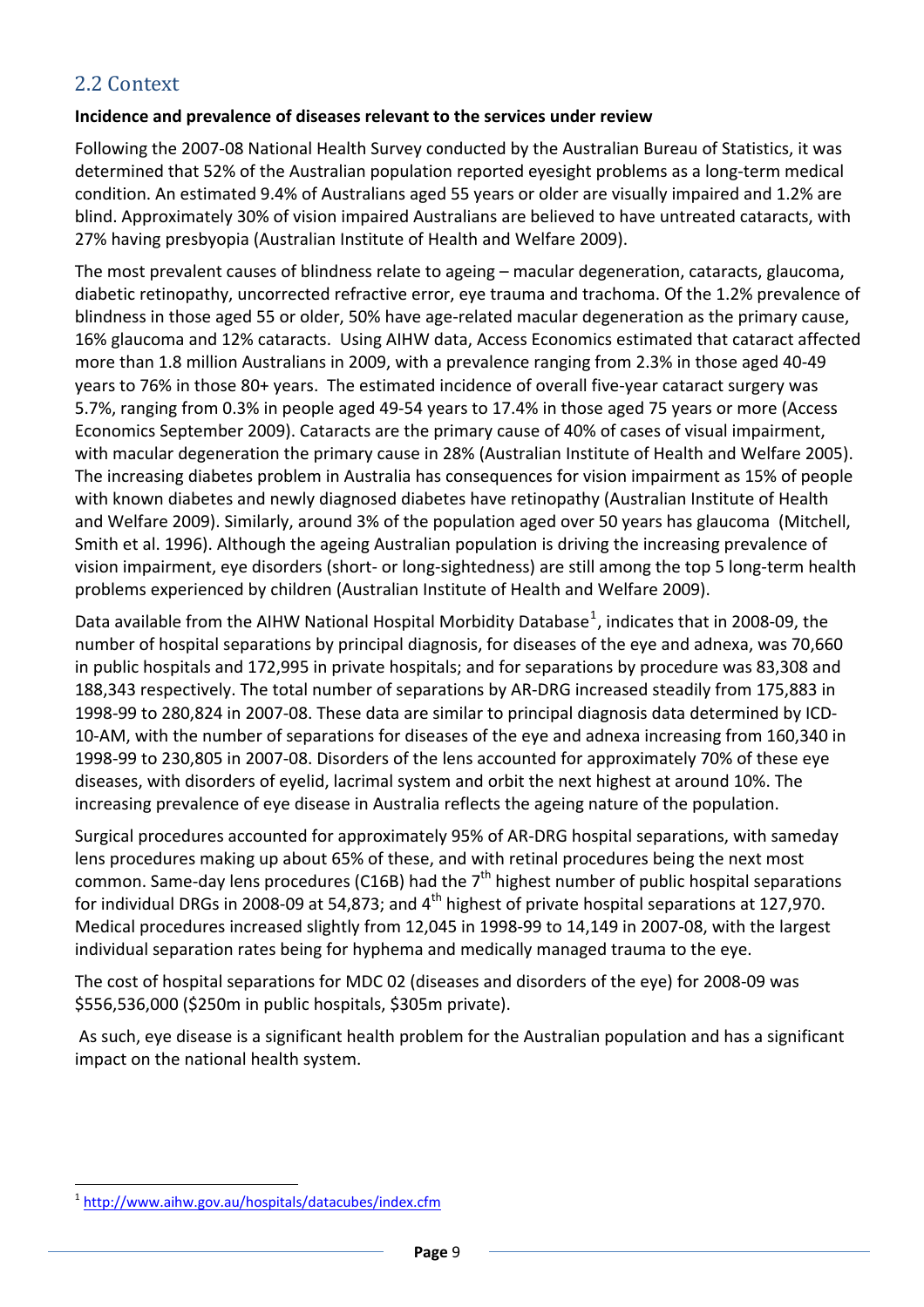## 2.2 Context

**Incidence and prevalence of diseases relevant to the services under review**

Following the 2007-08 National Health Survey conducted by the Australian Bureau of Statistics, it was determined that 52% of the Australian population reported eyesight problems as a long-term medical condition. An estimated 9.4% of Australians aged 55 years or older are visually impaired and 1.2% are blind. Approximately 30% of vision impaired Australians are believed to have untreated cataracts, with 27% having presbyopia (Australian Institute of Health and Welfare 2009).

The most prevalent causes of blindness relate to ageing – macular degeneration, cataracts, glaucoma, diabetic retinopathy, uncorrected refractive error, eye trauma and trachoma. Of the 1.2% prevalence of blindness in those aged 55 or older, 50% have age-related macular degeneration as the primary cause, 16% glaucoma and 12% cataracts. Using AIHW data, Access Economics estimated that cataract affected more than 1.8 million Australians in 2009, with a prevalence ranging from 2.3% in those aged 40-49 years to 76% in those 80+ years. The estimated incidence of overall five-year cataract surgery was 5.7%, ranging from 0.3% in people aged 49-54 years to 17.4% in those aged 75 years or more (Access Economics September 2009). Cataracts are the primary cause of 40% of cases of visual impairment, with macular degeneration the primary cause in 28% (Australian Institute of Health and Welfare 2005). The increasing diabetes problem in Australia has consequences for vision impairment as 15% of people with known diabetes and newly diagnosed diabetes have retinopathy (Australian Institute of Health and Welfare 2009). Similarly, around 3% of the population aged over 50 years has glaucoma (Mitchell, Smith et al. 1996). Although the ageing Australian population is driving the increasing prevalence of vision impairment, eye disorders (short- or long-sightedness) are still among the top 5 long-term health problems experienced by children (Australian Institute of Health and Welfare 2009).

Data available from the AIHW National Hospital Morbidity Database[1], indicates that in 2008-09, the number of hospital separations by principal diagnosis, for diseases of the eye and adnexa, was 70,660 in public hospitals and 172,995 in private hospitals; and for separations by procedure was 83,308 and 188,343 respectively. The total number of separations by AR-DRG increased steadily from 175,883 in 1998-99 to 280,824 in 2007-08. These data are similar to principal diagnosis data determined by ICD-10-AM, with the number of separations for diseases of the eye and adnexa increasing from 160,340 in 1998-99 to 230,805 in 2007-08. Disorders of the lens accounted for approximately 70% of these eye diseases, with disorders of eyelid, lacrimal system and orbit the next highest at around 10%. The increasing prevalence of eye disease in Australia reflects the ageing nature of the population.

Surgical procedures accounted for approximately 95% of AR-DRG hospital separations, with sameday lens procedures making up about 65% of these, and with retinal procedures being the next most common. Same-day lens procedures (C16B) had the 7th highest number of public hospital separations for individual DRGs in 2008-09 at 54,873; and 4th highest of private hospital separations at 127,970. Medical procedures increased slightly from 12,045 in 1998-99 to 14,149 in 2007-08, with the largest individual separation rates being for hyphema and medically managed trauma to the eye.

The cost of hospital separations for MDC 02 (diseases and disorders of the eye) for 2008-09 was $556,536,000 ($250m in public hospitals, $305m private).

As such, eye disease is a significant health problem for the Australian population and has a significant impact on the national health system.

---

[1] http://www.aihw.gov.au/hospitals/datacubes/index.cfm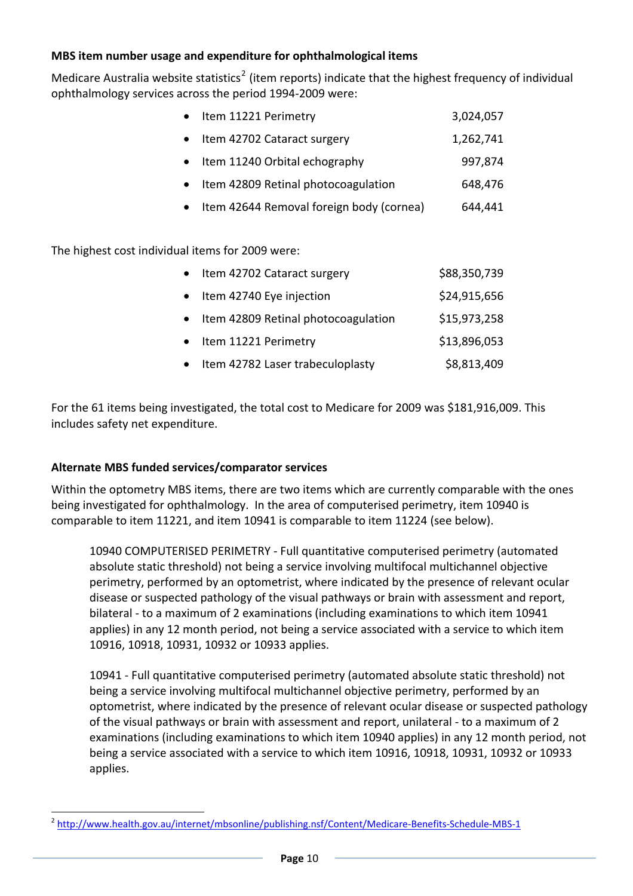**MBS item number usage and expenditure for ophthalmological items**

Medicare Australia website statistics[2] (item reports) indicate that the highest frequency of individual ophthalmology services across the period 1994-2009 were:

- Item 11221 Perimetry 3,024,057
- Item 42702 Cataract surgery 1,262,741
- Item 11240 Orbital echography 997,874
- Item 42809 Retinal photocoagulation 648,476
- Item 42644 Removal foreign body (cornea) 644,441

The highest cost individual items for 2009 were:

- Item 42702 Cataract surgery $88,350,739
- Item 42740 Eye injection $24,915,656
- Item 42809 Retinal photocoagulation $15,973,258
- Item 11221 Perimetry $13,896,053
- Item 42782 Laser trabeculoplasty $8,813,409

For the 61 items being investigated, the total cost to Medicare for 2009 was $181,916,009. This includes safety net expenditure.

**Alternate MBS funded services/comparator services**

Within the optometry MBS items, there are two items which are currently comparable with the ones being investigated for ophthalmology. In the area of computerised perimetry, item 10940 is comparable to item 11221, and item 10941 is comparable to item 11224 (see below).

> 10940 COMPUTERISED PERIMETRY - Full quantitative computerised perimetry (automated absolute static threshold) not being a service involving multifocal multichannel objective perimetry, performed by an optometrist, where indicated by the presence of relevant ocular disease or suspected pathology of the visual pathways or brain with assessment and report, bilateral - to a maximum of 2 examinations (including examinations to which item 10941 applies) in any 12 month period, not being a service associated with a service to which item 10916, 10918, 10931, 10932 or 10933 applies.

> 10941 - Full quantitative computerised perimetry (automated absolute static threshold) not being a service involving multifocal multichannel objective perimetry, performed by an optometrist, where indicated by the presence of relevant ocular disease or suspected pathology of the visual pathways or brain with assessment and report, unilateral - to a maximum of 2 examinations (including examinations to which item 10940 applies) in any 12 month period, not being a service associated with a service to which item 10916, 10918, 10931, 10932 or 10933 applies.

[2] http://www.health.gov.au/internet/mbsonline/publishing.nsf/Content/Medicare-Benefits-Schedule-MBS-1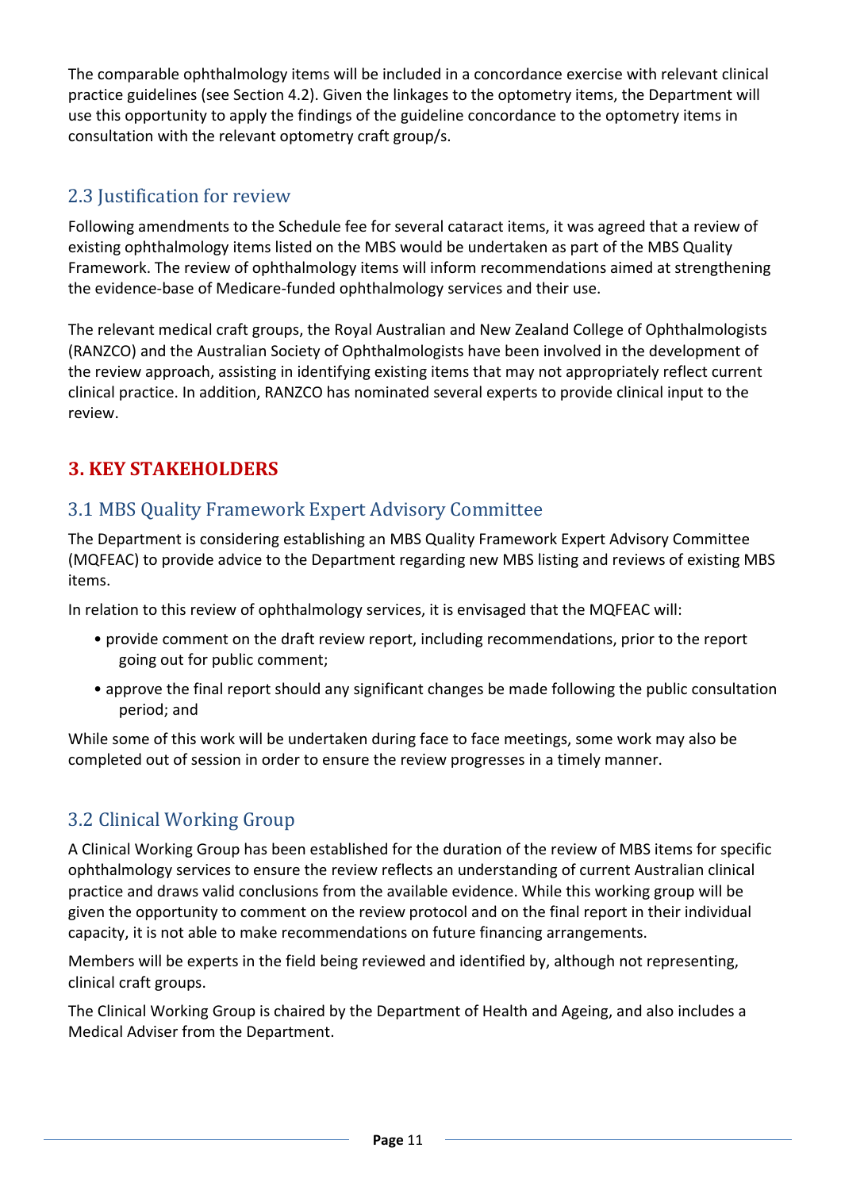The comparable ophthalmology items will be included in a concordance exercise with relevant clinical practice guidelines (see Section 4.2). Given the linkages to the optometry items, the Department will use this opportunity to apply the findings of the guideline concordance to the optometry items in consultation with the relevant optometry craft group/s.

## 2.3 Justification for review

Following amendments to the Schedule fee for several cataract items, it was agreed that a review of existing ophthalmology items listed on the MBS would be undertaken as part of the MBS Quality Framework. The review of ophthalmology items will inform recommendations aimed at strengthening the evidence-base of Medicare-funded ophthalmology services and their use.

The relevant medical craft groups, the Royal Australian and New Zealand College of Ophthalmologists (RANZCO) and the Australian Society of Ophthalmologists have been involved in the development of the review approach, assisting in identifying existing items that may not appropriately reflect current clinical practice. In addition, RANZCO has nominated several experts to provide clinical input to the review.

# 3. KEY STAKEHOLDERS

## 3.1 MBS Quality Framework Expert Advisory Committee

The Department is considering establishing an MBS Quality Framework Expert Advisory Committee (MQFEAC) to provide advice to the Department regarding new MBS listing and reviews of existing MBS items.

In relation to this review of ophthalmology services, it is envisaged that the MQFEAC will:

- provide comment on the draft review report, including recommendations, prior to the report going out for public comment;
- approve the final report should any significant changes be made following the public consultation period; and

While some of this work will be undertaken during face to face meetings, some work may also be completed out of session in order to ensure the review progresses in a timely manner.

## 3.2 Clinical Working Group

A Clinical Working Group has been established for the duration of the review of MBS items for specific ophthalmology services to ensure the review reflects an understanding of current Australian clinical practice and draws valid conclusions from the available evidence. While this working group will be given the opportunity to comment on the review protocol and on the final report in their individual capacity, it is not able to make recommendations on future financing arrangements.

Members will be experts in the field being reviewed and identified by, although not representing, clinical craft groups.

The Clinical Working Group is chaired by the Department of Health and Ageing, and also includes a Medical Adviser from the Department.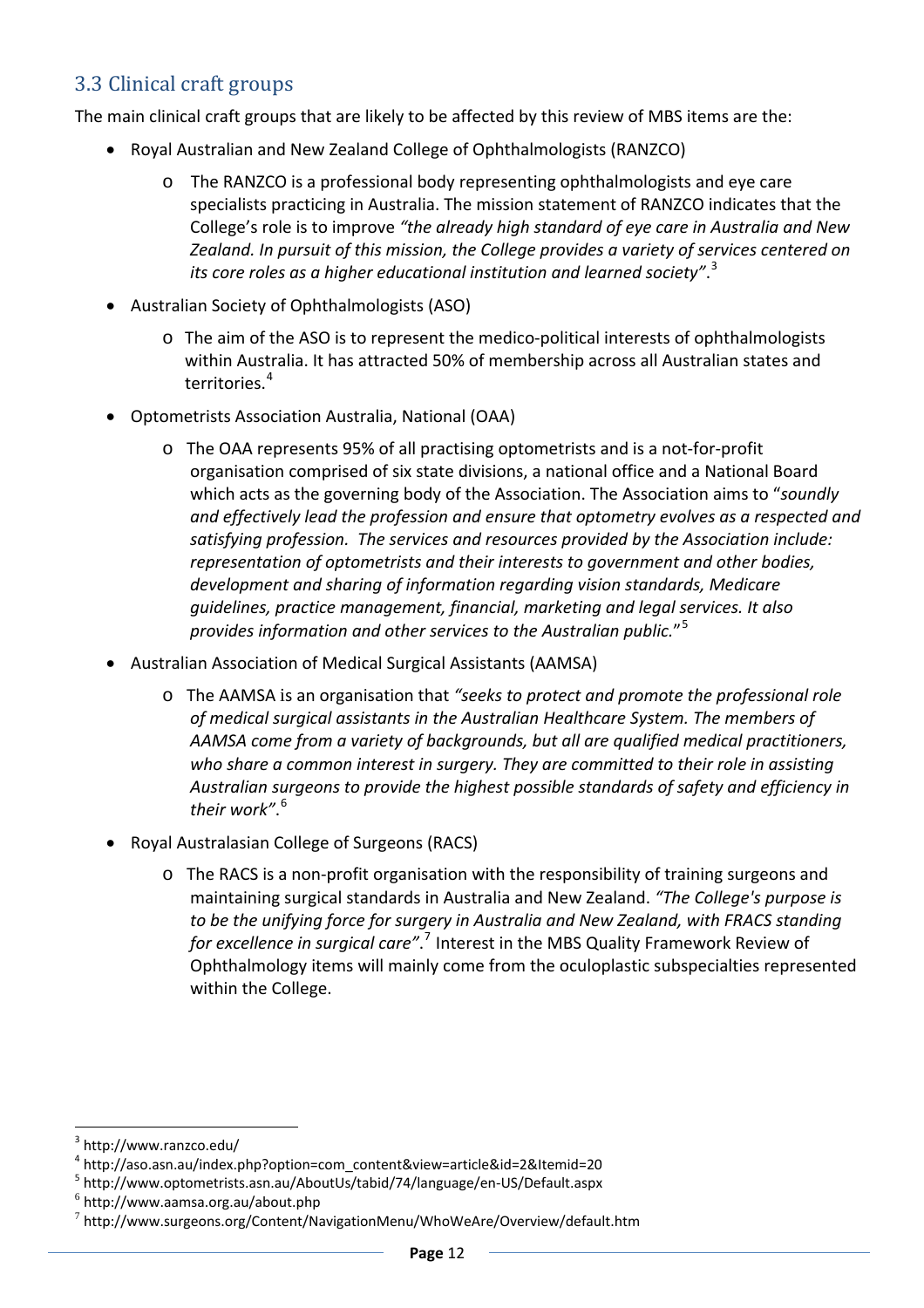## 3.3 Clinical craft groups

The main clinical craft groups that are likely to be affected by this review of MBS items are the:

- Royal Australian and New Zealand College of Ophthalmologists (RANZCO)
    - The RANZCO is a professional body representing ophthalmologists and eye care specialists practicing in Australia. The mission statement of RANZCO indicates that the College's role is to improve *"the already high standard of eye care in Australia and New Zealand. In pursuit of this mission, the College provides a variety of services centered on its core roles as a higher educational institution and learned society"*.[3]
- Australian Society of Ophthalmologists (ASO)
    - The aim of the ASO is to represent the medico-political interests of ophthalmologists within Australia. It has attracted 50% of membership across all Australian states and territories.[4]
- Optometrists Association Australia, National (OAA)
    - The OAA represents 95% of all practising optometrists and is a not-for-profit organisation comprised of six state divisions, a national office and a National Board which acts as the governing body of the Association. The Association aims to "*soundly and effectively lead the profession and ensure that optometry evolves as a respected and satisfying profession. The services and resources provided by the Association include: representation of optometrists and their interests to government and other bodies, development and sharing of information regarding vision standards, Medicare guidelines, practice management, financial, marketing and legal services. It also provides information and other services to the Australian public.*"[5]
- Australian Association of Medical Surgical Assistants (AAMSA)
    - The AAMSA is an organisation that *"seeks to protect and promote the professional role of medical surgical assistants in the Australian Healthcare System. The members of AAMSA come from a variety of backgrounds, but all are qualified medical practitioners, who share a common interest in surgery. They are committed to their role in assisting Australian surgeons to provide the highest possible standards of safety and efficiency in their work"*.[6]
- Royal Australasian College of Surgeons (RACS)
    - The RACS is a non-profit organisation with the responsibility of training surgeons and maintaining surgical standards in Australia and New Zealand. *"The College's purpose is to be the unifying force for surgery in Australia and New Zealand, with FRACS standing for excellence in surgical care"*.[7] Interest in the MBS Quality Framework Review of Ophthalmology items will mainly come from the oculoplastic subspecialties represented within the College.

---

[3] http://www.ranzco.edu/

[4] http://aso.asn.au/index.php?option=com_content&view=article&id=2&Itemid=20

[5] http://www.optometrists.asn.au/AboutUs/tabid/74/language/en-US/Default.aspx

[6] http://www.aamsa.org.au/about.php

[7] http://www.surgeons.org/Content/NavigationMenu/WhoWeAre/Overview/default.htm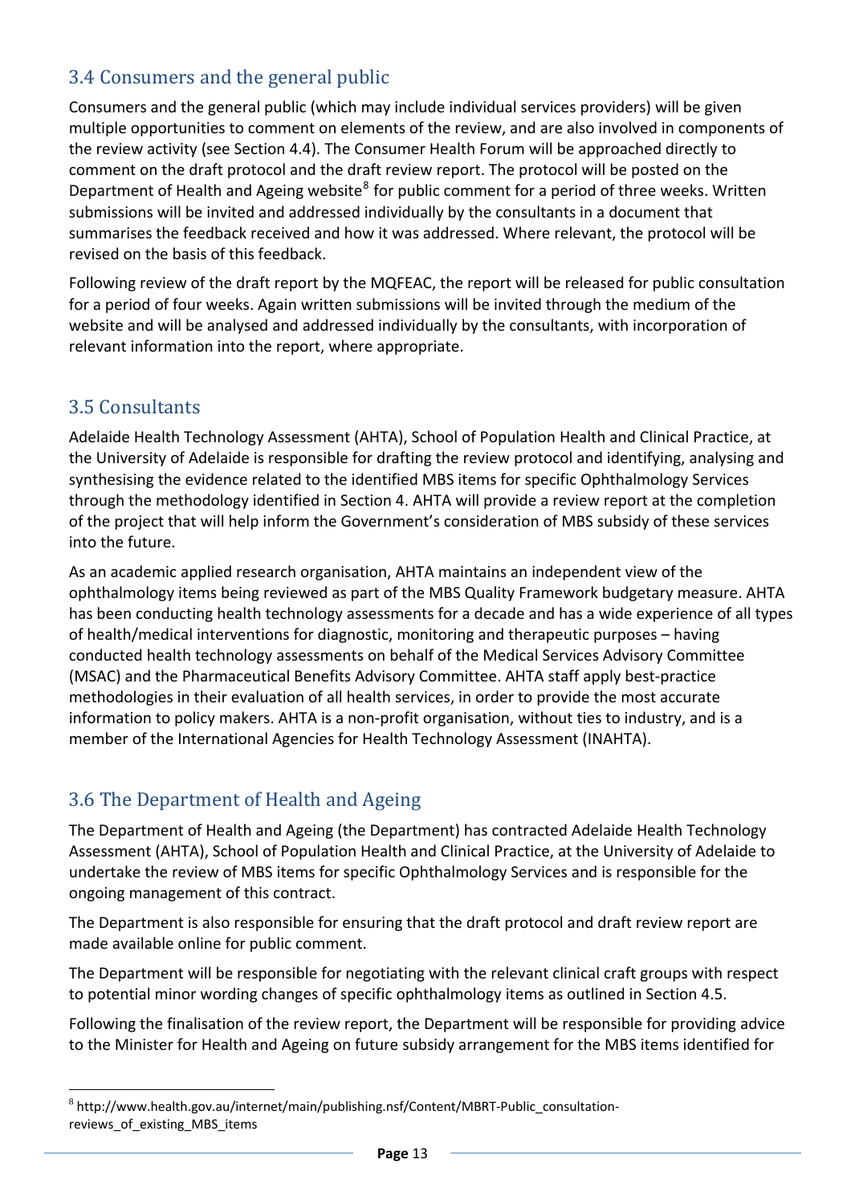## 3.4 Consumers and the general public

Consumers and the general public (which may include individual services providers) will be given multiple opportunities to comment on elements of the review, and are also involved in components of the review activity (see Section 4.4). The Consumer Health Forum will be approached directly to comment on the draft protocol and the draft review report. The protocol will be posted on the Department of Health and Ageing website[8] for public comment for a period of three weeks. Written submissions will be invited and addressed individually by the consultants in a document that summarises the feedback received and how it was addressed. Where relevant, the protocol will be revised on the basis of this feedback.

Following review of the draft report by the MQFEAC, the report will be released for public consultation for a period of four weeks. Again written submissions will be invited through the medium of the website and will be analysed and addressed individually by the consultants, with incorporation of relevant information into the report, where appropriate.

## 3.5 Consultants

Adelaide Health Technology Assessment (AHTA), School of Population Health and Clinical Practice, at the University of Adelaide is responsible for drafting the review protocol and identifying, analysing and synthesising the evidence related to the identified MBS items for specific Ophthalmology Services through the methodology identified in Section 4. AHTA will provide a review report at the completion of the project that will help inform the Government's consideration of MBS subsidy of these services into the future.

As an academic applied research organisation, AHTA maintains an independent view of the ophthalmology items being reviewed as part of the MBS Quality Framework budgetary measure. AHTA has been conducting health technology assessments for a decade and has a wide experience of all types of health/medical interventions for diagnostic, monitoring and therapeutic purposes – having conducted health technology assessments on behalf of the Medical Services Advisory Committee (MSAC) and the Pharmaceutical Benefits Advisory Committee. AHTA staff apply best-practice methodologies in their evaluation of all health services, in order to provide the most accurate information to policy makers. AHTA is a non-profit organisation, without ties to industry, and is a member of the International Agencies for Health Technology Assessment (INAHTA).

## 3.6 The Department of Health and Ageing

The Department of Health and Ageing (the Department) has contracted Adelaide Health Technology Assessment (AHTA), School of Population Health and Clinical Practice, at the University of Adelaide to undertake the review of MBS items for specific Ophthalmology Services and is responsible for the ongoing management of this contract.

The Department is also responsible for ensuring that the draft protocol and draft review report are made available online for public comment.

The Department will be responsible for negotiating with the relevant clinical craft groups with respect to potential minor wording changes of specific ophthalmology items as outlined in Section 4.5.

Following the finalisation of the review report, the Department will be responsible for providing advice to the Minister for Health and Ageing on future subsidy arrangement for the MBS items identified for

[8] http://www.health.gov.au/internet/main/publishing.nsf/Content/MBRT-Public_consultation-reviews_of_existing_MBS_items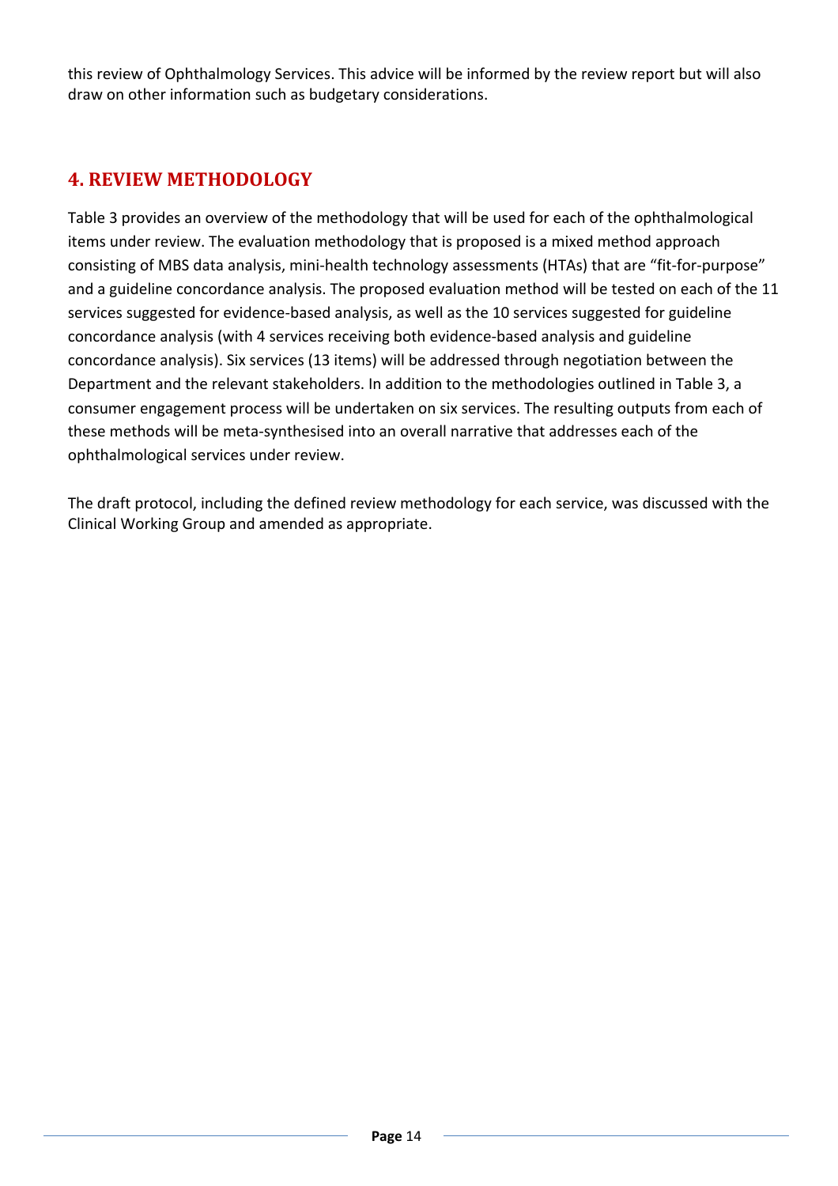this review of Ophthalmology Services. This advice will be informed by the review report but will also draw on other information such as budgetary considerations.

## 4. REVIEW METHODOLOGY

Table 3 provides an overview of the methodology that will be used for each of the ophthalmological items under review. The evaluation methodology that is proposed is a mixed method approach consisting of MBS data analysis, mini-health technology assessments (HTAs) that are "fit-for-purpose" and a guideline concordance analysis. The proposed evaluation method will be tested on each of the 11 services suggested for evidence-based analysis, as well as the 10 services suggested for guideline concordance analysis (with 4 services receiving both evidence-based analysis and guideline concordance analysis). Six services (13 items) will be addressed through negotiation between the Department and the relevant stakeholders. In addition to the methodologies outlined in Table 3, a consumer engagement process will be undertaken on six services. The resulting outputs from each of these methods will be meta-synthesised into an overall narrative that addresses each of the ophthalmological services under review.

The draft protocol, including the defined review methodology for each service, was discussed with the Clinical Working Group and amended as appropriate.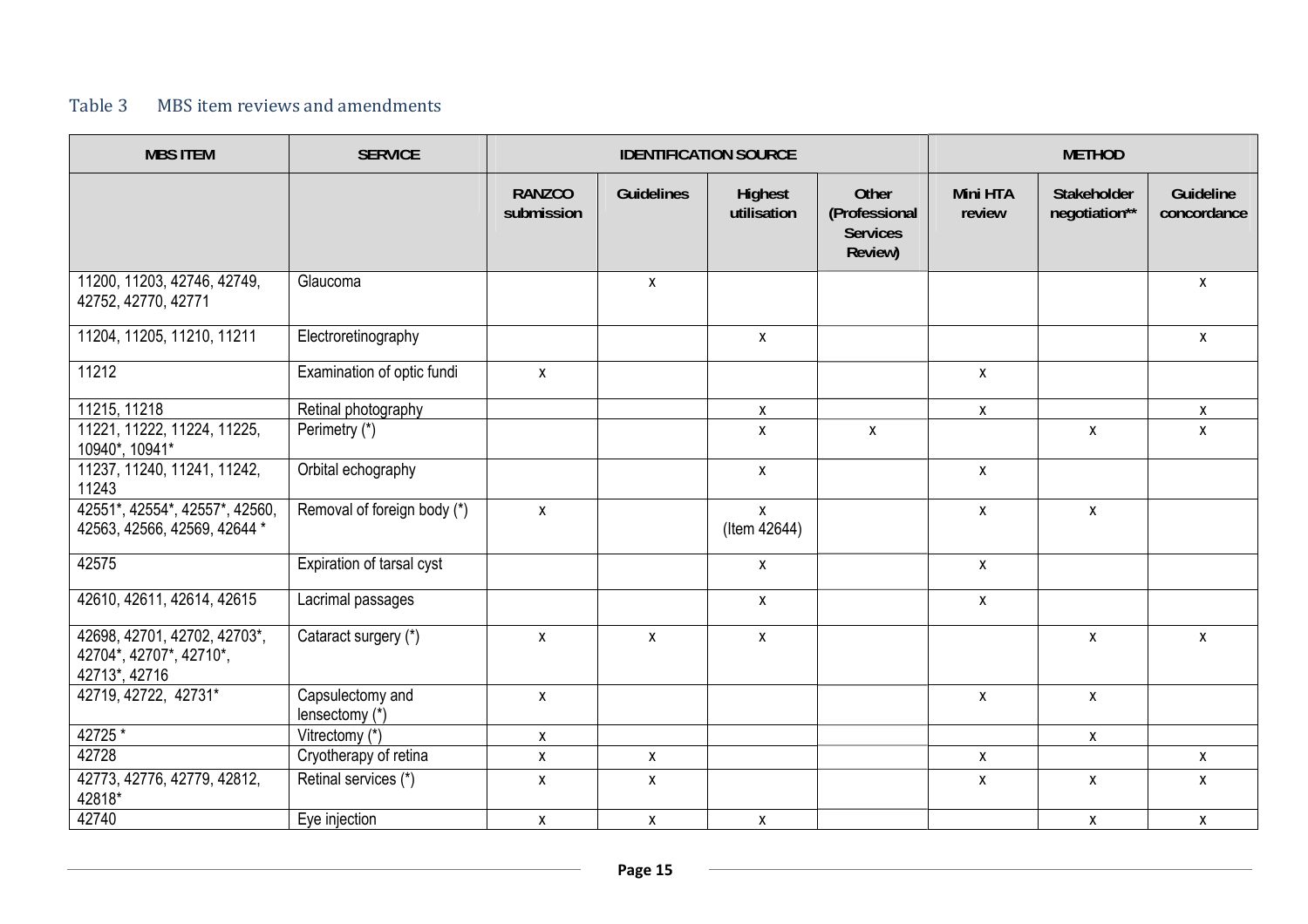Table 3 MBS item reviews and amendments

| MBS ITEM | SERVICE | IDENTIFICATION SOURCE | | | | METHOD | | |
|---|---|---|---|---|---|---|---|---|
| | | RANZCO submission | Guidelines | Highest utilisation | Other (Professional Services Review) | Mini HTA review | Stakeholder negotiation** | Guideline concordance |
| 11200, 11203, 42746, 42749, 42752, 42770, 42771 | Glaucoma | | x | | | | | x |
| 11204, 11205, 11210, 11211 | Electroretinography | | | x | | | | x |
| 11212 | Examination of optic fundi | x | | | | x | | |
| 11215, 11218 | Retinal photography | | | x | | x | | x |
| 11221, 11222, 11224, 11225, 10940*, 10941* | Perimetry (*) | | | x | x | | x | x |
| 11237, 11240, 11241, 11242, 11243 | Orbital echography | | | x | | x | | |
| 42551*, 42554*, 42557*, 42560, 42563, 42566, 42569, 42644 * | Removal of foreign body (*) | x | | x (Item 42644) | | x | x | |
| 42575 | Expiration of tarsal cyst | | | x | | x | | |
| 42610, 42611, 42614, 42615 | Lacrimal passages | | | x | | x | | |
| 42698, 42701, 42702, 42703*, 42704*, 42707*, 42710*, 42713*, 42716 | Cataract surgery (*) | x | x | x | | | x | x |
| 42719, 42722, 42731* | Capsulectomy and lensectomy (*) | x | | | | x | x | |
| 42725 * | Vitrectomy (*) | x | | | | | x | |
| 42728 | Cryotherapy of retina | x | x | | | x | | x |
| 42773, 42776, 42779, 42812, 42818* | Retinal services (*) | x | x | | | x | x | x |
| 42740 | Eye injection | x | x | x | | | x | x |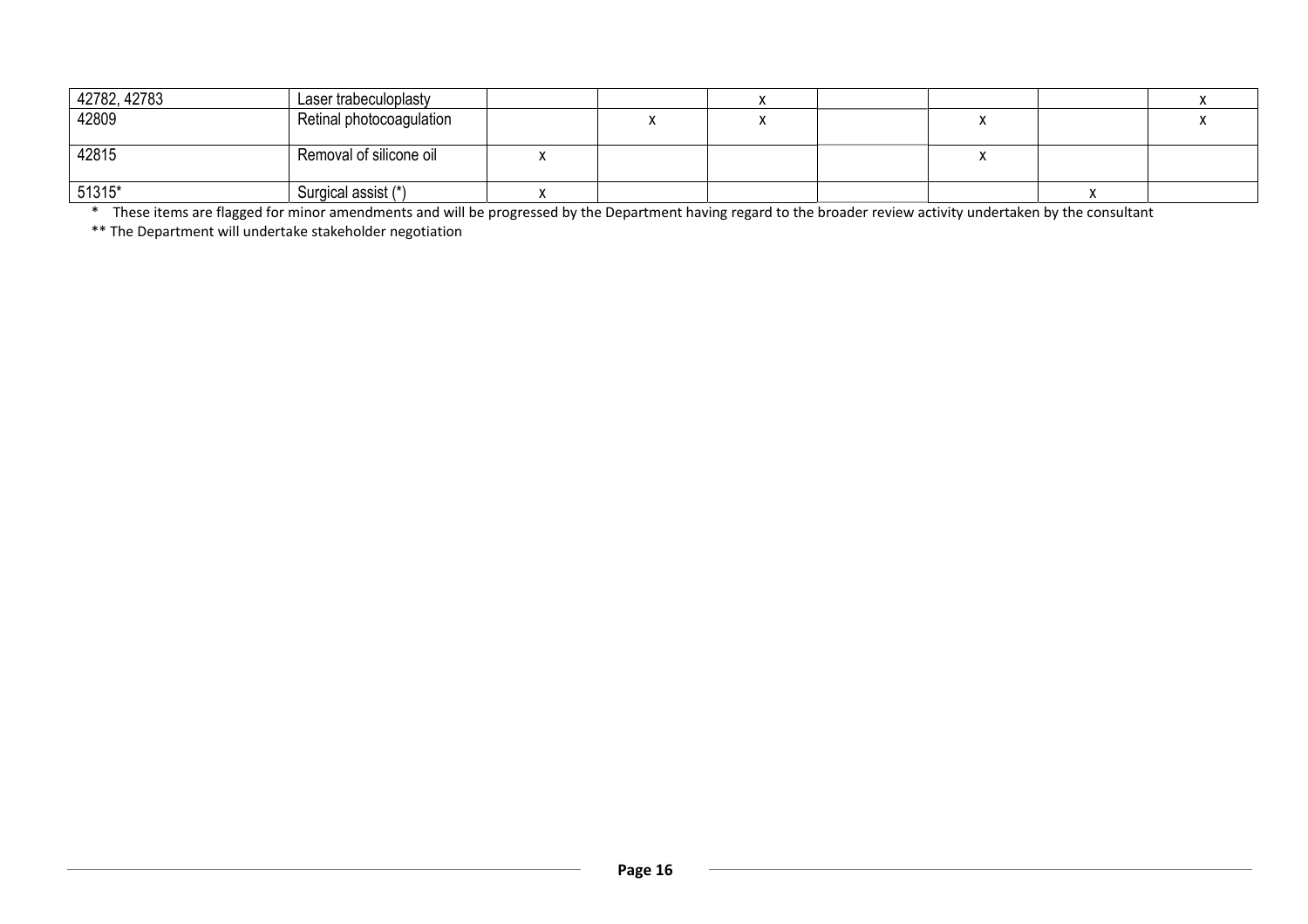| | | | | | | | | |
|---|---|---|---|---|---|---|---|---|
| 42782, 42783 | Laser trabeculoplasty | | | x | | | | x |
| 42809 | Retinal photocoagulation | | x | x | | x | | x |
| 42815 | Removal of silicone oil | x | | | | x | | |
| 51315* | Surgical assist (*) | x | | | | | x | |

\* These items are flagged for minor amendments and will be progressed by the Department having regard to the broader review activity undertaken by the consultant

** The Department will undertake stakeholder negotiation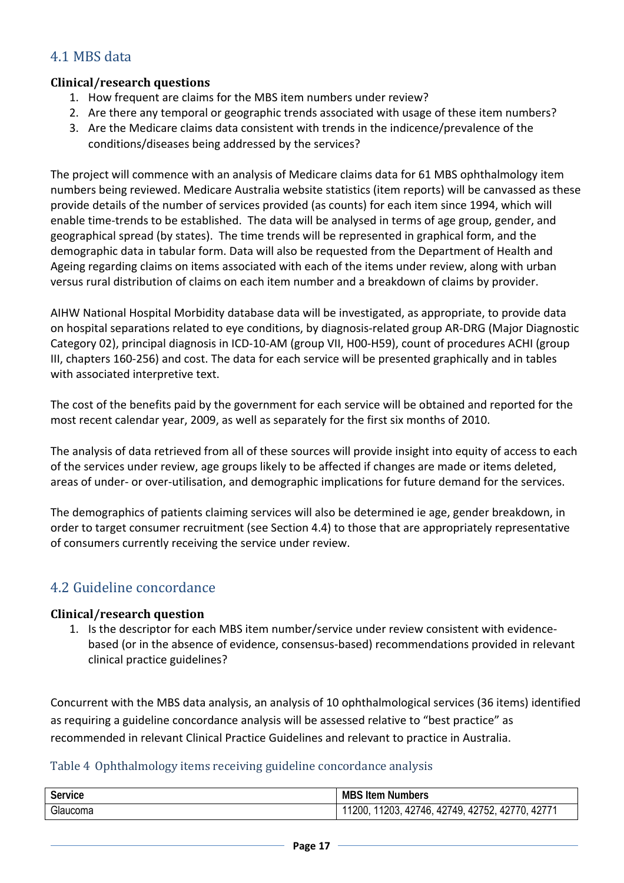## 4.1 MBS data

### Clinical/research questions

1. How frequent are claims for the MBS item numbers under review?
2. Are there any temporal or geographic trends associated with usage of these item numbers?
3. Are the Medicare claims data consistent with trends in the incidence/prevalence of the conditions/diseases being addressed by the services?

The project will commence with an analysis of Medicare claims data for 61 MBS ophthalmology item numbers being reviewed. Medicare Australia website statistics (item reports) will be canvassed as these provide details of the number of services provided (as counts) for each item since 1994, which will enable time-trends to be established. The data will be analysed in terms of age group, gender, and geographical spread (by states). The time trends will be represented in graphical form, and the demographic data in tabular form. Data will also be requested from the Department of Health and Ageing regarding claims on items associated with each of the items under review, along with urban versus rural distribution of claims on each item number and a breakdown of claims by provider.

AIHW National Hospital Morbidity database data will be investigated, as appropriate, to provide data on hospital separations related to eye conditions, by diagnosis-related group AR-DRG (Major Diagnostic Category 02), principal diagnosis in ICD-10-AM (group VII, H00-H59), count of procedures ACHI (group III, chapters 160-256) and cost. The data for each service will be presented graphically and in tables with associated interpretive text.

The cost of the benefits paid by the government for each service will be obtained and reported for the most recent calendar year, 2009, as well as separately for the first six months of 2010.

The analysis of data retrieved from all of these sources will provide insight into equity of access to each of the services under review, age groups likely to be affected if changes are made or items deleted, areas of under- or over-utilisation, and demographic implications for future demand for the services.

The demographics of patients claiming services will also be determined ie age, gender breakdown, in order to target consumer recruitment (see Section 4.4) to those that are appropriately representative of consumers currently receiving the service under review.

## 4.2 Guideline concordance

### Clinical/research question

1. Is the descriptor for each MBS item number/service under review consistent with evidence-based (or in the absence of evidence, consensus-based) recommendations provided in relevant clinical practice guidelines?

Concurrent with the MBS data analysis, an analysis of 10 ophthalmological services (36 items) identified as requiring a guideline concordance analysis will be assessed relative to "best practice" as recommended in relevant Clinical Practice Guidelines and relevant to practice in Australia.

Table 4 Ophthalmology items receiving guideline concordance analysis

| Service | MBS Item Numbers |
|---|---|
| Glaucoma | 11200, 11203, 42746, 42749, 42752, 42770, 42771 |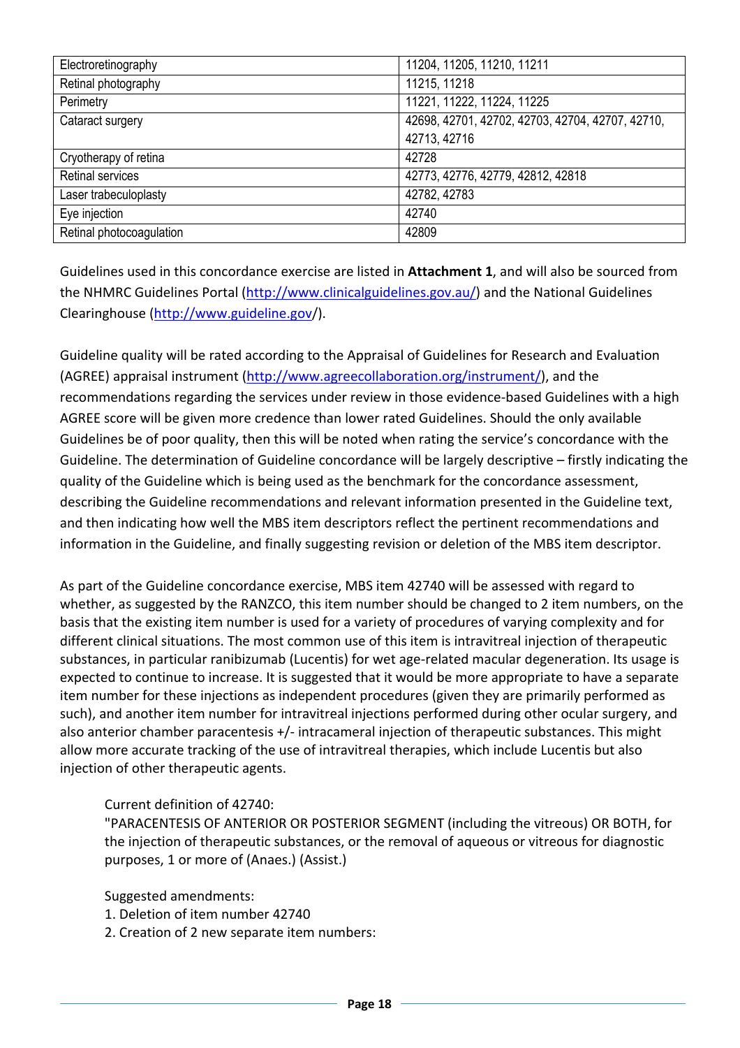| Electroretinography | 11204, 11205, 11210, 11211 |
|---|---|
| Retinal photography | 11215, 11218 |
| Perimetry | 11221, 11222, 11224, 11225 |
| Cataract surgery | 42698, 42701, 42702, 42703, 42704, 42707, 42710, 42713, 42716 |
| Cryotherapy of retina | 42728 |
| Retinal services | 42773, 42776, 42779, 42812, 42818 |
| Laser trabeculoplasty | 42782, 42783 |
| Eye injection | 42740 |
| Retinal photocoagulation | 42809 |

Guidelines used in this concordance exercise are listed in **Attachment 1**, and will also be sourced from the NHMRC Guidelines Portal (http://www.clinicalguidelines.gov.au/) and the National Guidelines Clearinghouse (http://www.guideline.gov/).

Guideline quality will be rated according to the Appraisal of Guidelines for Research and Evaluation (AGREE) appraisal instrument (http://www.agreecollaboration.org/instrument/), and the recommendations regarding the services under review in those evidence-based Guidelines with a high AGREE score will be given more credence than lower rated Guidelines. Should the only available Guidelines be of poor quality, then this will be noted when rating the service's concordance with the Guideline. The determination of Guideline concordance will be largely descriptive – firstly indicating the quality of the Guideline which is being used as the benchmark for the concordance assessment, describing the Guideline recommendations and relevant information presented in the Guideline text, and then indicating how well the MBS item descriptors reflect the pertinent recommendations and information in the Guideline, and finally suggesting revision or deletion of the MBS item descriptor.

As part of the Guideline concordance exercise, MBS item 42740 will be assessed with regard to whether, as suggested by the RANZCO, this item number should be changed to 2 item numbers, on the basis that the existing item number is used for a variety of procedures of varying complexity and for different clinical situations. The most common use of this item is intravitreal injection of therapeutic substances, in particular ranibizumab (Lucentis) for wet age-related macular degeneration. Its usage is expected to continue to increase. It is suggested that it would be more appropriate to have a separate item number for these injections as independent procedures (given they are primarily performed as such), and another item number for intravitreal injections performed during other ocular surgery, and also anterior chamber paracentesis +/- intracameral injection of therapeutic substances. This might allow more accurate tracking of the use of intravitreal therapies, which include Lucentis but also injection of other therapeutic agents.

> Current definition of 42740:
> "PARACENTESIS OF ANTERIOR OR POSTERIOR SEGMENT (including the vitreous) OR BOTH, for the injection of therapeutic substances, or the removal of aqueous or vitreous for diagnostic purposes, 1 or more of (Anaes.) (Assist.)
>
> Suggested amendments:
> 1. Deletion of item number 42740
> 2. Creation of 2 new separate item numbers: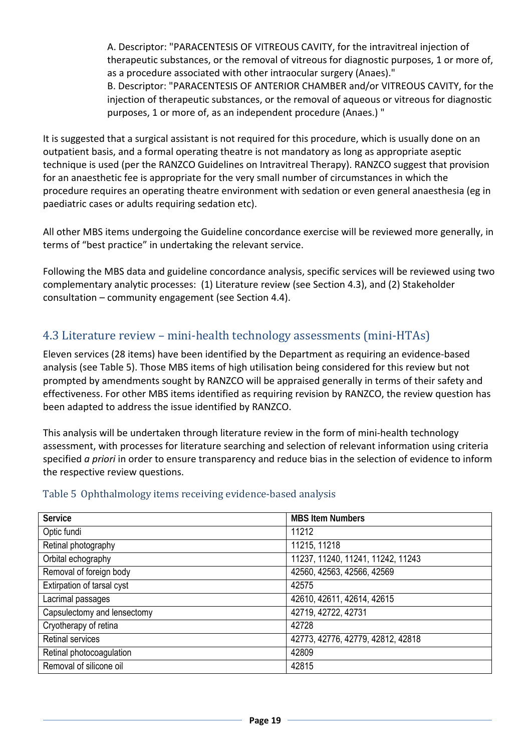A. Descriptor: "PARACENTESIS OF VITREOUS CAVITY, for the intravitreal injection of therapeutic substances, or the removal of vitreous for diagnostic purposes, 1 or more of, as a procedure associated with other intraocular surgery (Anaes)."
B. Descriptor: "PARACENTESIS OF ANTERIOR CHAMBER and/or VITREOUS CAVITY, for the injection of therapeutic substances, or the removal of aqueous or vitreous for diagnostic purposes, 1 or more of, as an independent procedure (Anaes.) "

It is suggested that a surgical assistant is not required for this procedure, which is usually done on an outpatient basis, and a formal operating theatre is not mandatory as long as appropriate aseptic technique is used (per the RANZCO Guidelines on Intravitreal Therapy). RANZCO suggest that provision for an anaesthetic fee is appropriate for the very small number of circumstances in which the procedure requires an operating theatre environment with sedation or even general anaesthesia (eg in paediatric cases or adults requiring sedation etc).

All other MBS items undergoing the Guideline concordance exercise will be reviewed more generally, in terms of "best practice" in undertaking the relevant service.

Following the MBS data and guideline concordance analysis, specific services will be reviewed using two complementary analytic processes: (1) Literature review (see Section 4.3), and (2) Stakeholder consultation – community engagement (see Section 4.4).

## 4.3 Literature review – mini-health technology assessments (mini-HTAs)

Eleven services (28 items) have been identified by the Department as requiring an evidence-based analysis (see Table 5). Those MBS items of high utilisation being considered for this review but not prompted by amendments sought by RANZCO will be appraised generally in terms of their safety and effectiveness. For other MBS items identified as requiring revision by RANZCO, the review question has been adapted to address the issue identified by RANZCO.

This analysis will be undertaken through literature review in the form of mini-health technology assessment, with processes for literature searching and selection of relevant information using criteria specified *a priori* in order to ensure transparency and reduce bias in the selection of evidence to inform the respective review questions.

Table 5 Ophthalmology items receiving evidence-based analysis

| Service | MBS Item Numbers |
|---|---|
| Optic fundi | 11212 |
| Retinal photography | 11215, 11218 |
| Orbital echography | 11237, 11240, 11241, 11242, 11243 |
| Removal of foreign body | 42560, 42563, 42566, 42569 |
| Extirpation of tarsal cyst | 42575 |
| Lacrimal passages | 42610, 42611, 42614, 42615 |
| Capsulectomy and lensectomy | 42719, 42722, 42731 |
| Cryotherapy of retina | 42728 |
| Retinal services | 42773, 42776, 42779, 42812, 42818 |
| Retinal photocoagulation | 42809 |
| Removal of silicone oil | 42815 |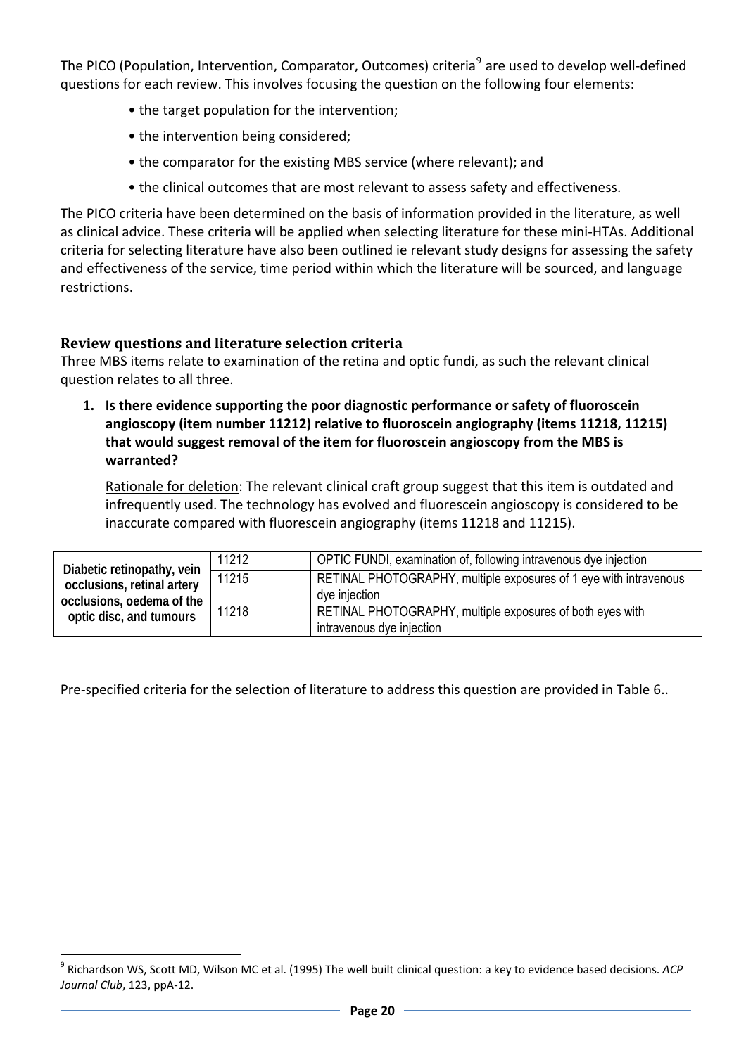The PICO (Population, Intervention, Comparator, Outcomes) criteria[9] are used to develop well-defined questions for each review. This involves focusing the question on the following four elements:

- the target population for the intervention;
- the intervention being considered;
- the comparator for the existing MBS service (where relevant); and
- the clinical outcomes that are most relevant to assess safety and effectiveness.

The PICO criteria have been determined on the basis of information provided in the literature, as well as clinical advice. These criteria will be applied when selecting literature for these mini-HTAs. Additional criteria for selecting literature have also been outlined ie relevant study designs for assessing the safety and effectiveness of the service, time period within which the literature will be sourced, and language restrictions.

## Review questions and literature selection criteria

Three MBS items relate to examination of the retina and optic fundi, as such the relevant clinical question relates to all three.

1. **Is there evidence supporting the poor diagnostic performance or safety of fluoroscein angioscopy (item number 11212) relative to fluoroscein angiography (items 11218, 11215) that would suggest removal of the item for fluoroscein angioscopy from the MBS is warranted?**

   Rationale for deletion: The relevant clinical craft group suggest that this item is outdated and infrequently used. The technology has evolved and fluorescein angioscopy is considered to be inaccurate compared with fluorescein angiography (items 11218 and 11215).

| | | |
|---|---|---|
| **Diabetic retinopathy, vein occlusions, retinal artery occlusions, oedema of the optic disc, and tumours** | 11212 | OPTIC FUNDI, examination of, following intravenous dye injection |
| | 11215 | RETINAL PHOTOGRAPHY, multiple exposures of 1 eye with intravenous dye injection |
| | 11218 | RETINAL PHOTOGRAPHY, multiple exposures of both eyes with intravenous dye injection |

Pre-specified criteria for the selection of literature to address this question are provided in Table 6..

[9] Richardson WS, Scott MD, Wilson MC et al. (1995) The well built clinical question: a key to evidence based decisions. *ACP Journal Club*, 123, ppA-12.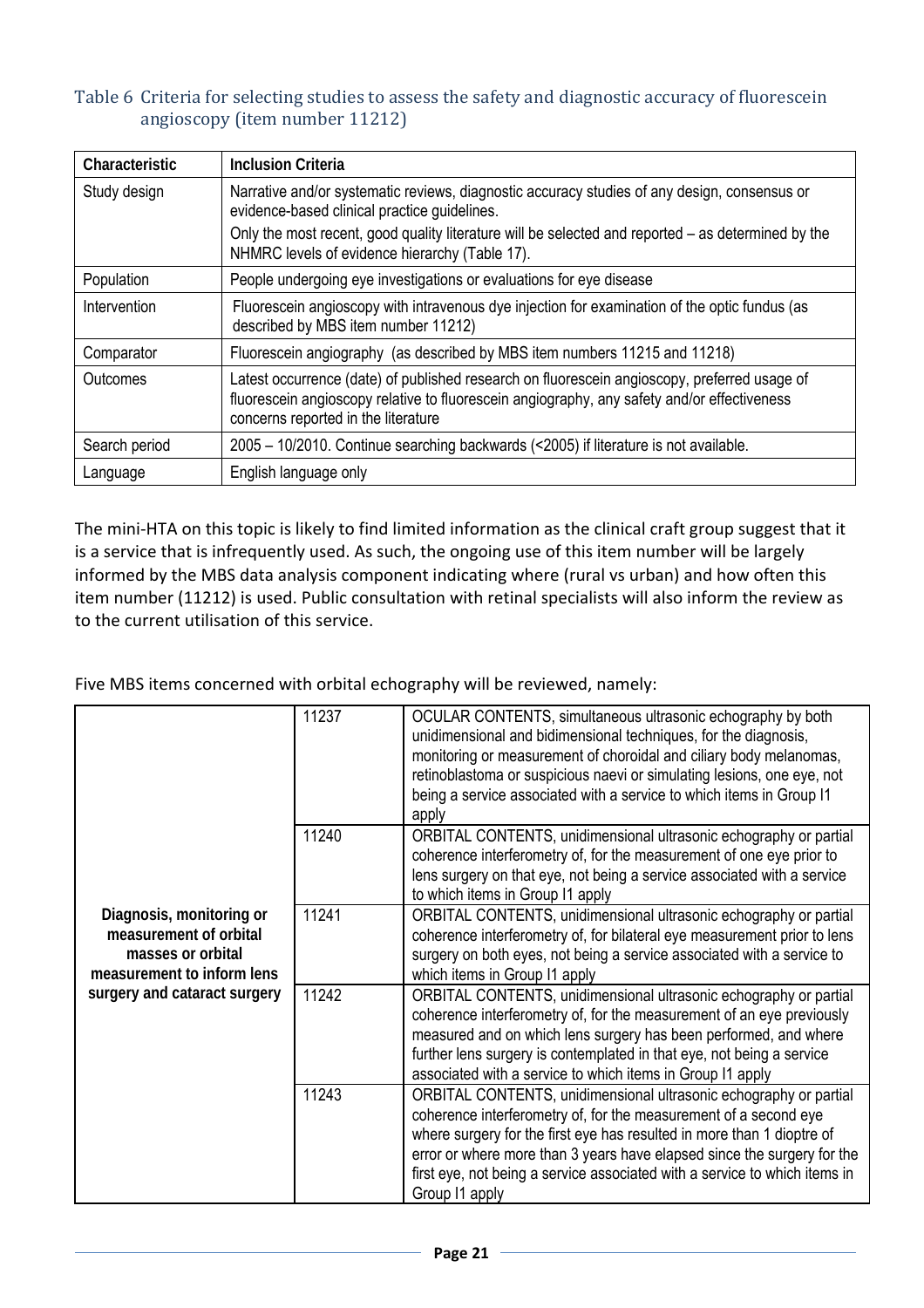Table 6 Criteria for selecting studies to assess the safety and diagnostic accuracy of fluorescein angioscopy (item number 11212)

| Characteristic | Inclusion Criteria |
|---|---|
| Study design | Narrative and/or systematic reviews, diagnostic accuracy studies of any design, consensus or evidence-based clinical practice guidelines.<br>Only the most recent, good quality literature will be selected and reported – as determined by the NHMRC levels of evidence hierarchy (Table 17). |
| Population | People undergoing eye investigations or evaluations for eye disease |
| Intervention | Fluorescein angioscopy with intravenous dye injection for examination of the optic fundus (as described by MBS item number 11212) |
| Comparator | Fluorescein angiography (as described by MBS item numbers 11215 and 11218) |
| Outcomes | Latest occurrence (date) of published research on fluorescein angioscopy, preferred usage of fluorescein angioscopy relative to fluorescein angiography, any safety and/or effectiveness concerns reported in the literature |
| Search period | 2005 – 10/2010. Continue searching backwards (<2005) if literature is not available. |
| Language | English language only |

The mini-HTA on this topic is likely to find limited information as the clinical craft group suggest that it is a service that is infrequently used. As such, the ongoing use of this item number will be largely informed by the MBS data analysis component indicating where (rural vs urban) and how often this item number (11212) is used. Public consultation with retinal specialists will also inform the review as to the current utilisation of this service.

Five MBS items concerned with orbital echography will be reviewed, namely:

| | | |
|---|---|---|
| **Diagnosis, monitoring or measurement of orbital masses or orbital measurement to inform lens surgery and cataract surgery** | 11237 | OCULAR CONTENTS, simultaneous ultrasonic echography by both unidimensional and bidimensional techniques, for the diagnosis, monitoring or measurement of choroidal and ciliary body melanomas, retinoblastoma or suspicious naevi or simulating lesions, one eye, not being a service associated with a service to which items in Group I1 apply |
| | 11240 | ORBITAL CONTENTS, unidimensional ultrasonic echography or partial coherence interferometry of, for the measurement of one eye prior to lens surgery on that eye, not being a service associated with a service to which items in Group I1 apply |
| | 11241 | ORBITAL CONTENTS, unidimensional ultrasonic echography or partial coherence interferometry of, for bilateral eye measurement prior to lens surgery on both eyes, not being a service associated with a service to which items in Group I1 apply |
| | 11242 | ORBITAL CONTENTS, unidimensional ultrasonic echography or partial coherence interferometry of, for the measurement of an eye previously measured and on which lens surgery has been performed, and where further lens surgery is contemplated in that eye, not being a service associated with a service to which items in Group I1 apply |
| | 11243 | ORBITAL CONTENTS, unidimensional ultrasonic echography or partial coherence interferometry of, for the measurement of a second eye where surgery for the first eye has resulted in more than 1 dioptre of error or where more than 3 years have elapsed since the surgery for the first eye, not being a service associated with a service to which items in Group I1 apply |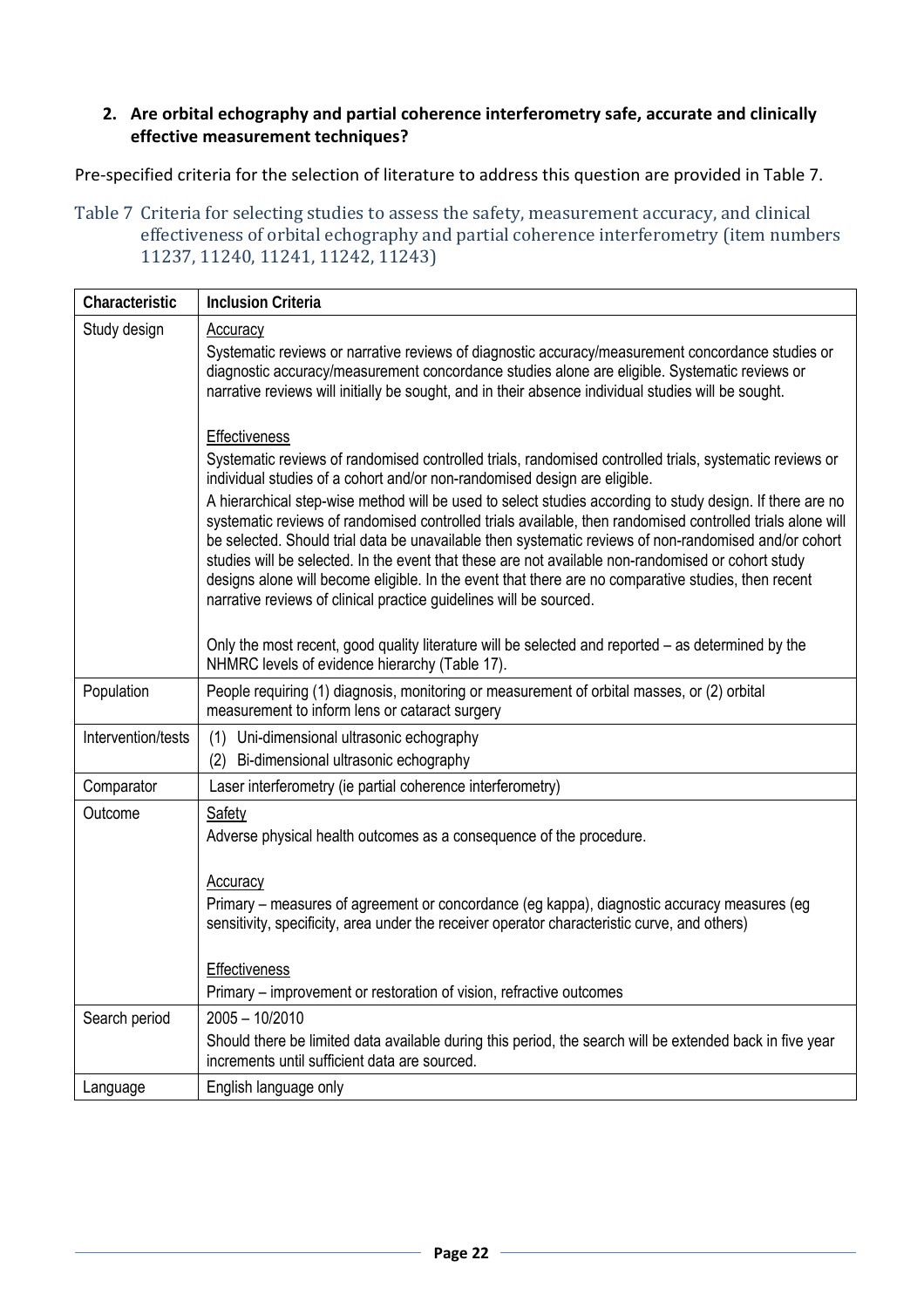**2. Are orbital echography and partial coherence interferometry safe, accurate and clinically effective measurement techniques?**

Pre-specified criteria for the selection of literature to address this question are provided in Table 7.

Table 7 Criteria for selecting studies to assess the safety, measurement accuracy, and clinical effectiveness of orbital echography and partial coherence interferometry (item numbers 11237, 11240, 11241, 11242, 11243)

| Characteristic | Inclusion Criteria |
| --- | --- |
| Study design | <u>Accuracy</u><br>Systematic reviews or narrative reviews of diagnostic accuracy/measurement concordance studies or diagnostic accuracy/measurement concordance studies alone are eligible. Systematic reviews or narrative reviews will initially be sought, and in their absence individual studies will be sought.<br><br><u>Effectiveness</u><br>Systematic reviews of randomised controlled trials, randomised controlled trials, systematic reviews or individual studies of a cohort and/or non-randomised design are eligible.<br>A hierarchical step-wise method will be used to select studies according to study design. If there are no systematic reviews of randomised controlled trials available, then randomised controlled trials alone will be selected. Should trial data be unavailable then systematic reviews of non-randomised and/or cohort studies will be selected. In the event that these are not available non-randomised or cohort study designs alone will become eligible. In the event that there are no comparative studies, then recent narrative reviews of clinical practice guidelines will be sourced.<br><br>Only the most recent, good quality literature will be selected and reported – as determined by the NHMRC levels of evidence hierarchy (Table 17). |
| Population | People requiring (1) diagnosis, monitoring or measurement of orbital masses, or (2) orbital measurement to inform lens or cataract surgery |
| Intervention/tests | (1) Uni-dimensional ultrasonic echography<br>(2) Bi-dimensional ultrasonic echography |
| Comparator | Laser interferometry (ie partial coherence interferometry) |
| Outcome | <u>Safety</u><br>Adverse physical health outcomes as a consequence of the procedure.<br><br><u>Accuracy</u><br>Primary – measures of agreement or concordance (eg kappa), diagnostic accuracy measures (eg sensitivity, specificity, area under the receiver operator characteristic curve, and others)<br><br><u>Effectiveness</u><br>Primary – improvement or restoration of vision, refractive outcomes |
| Search period | 2005 – 10/2010<br>Should there be limited data available during this period, the search will be extended back in five year increments until sufficient data are sourced. |
| Language | English language only |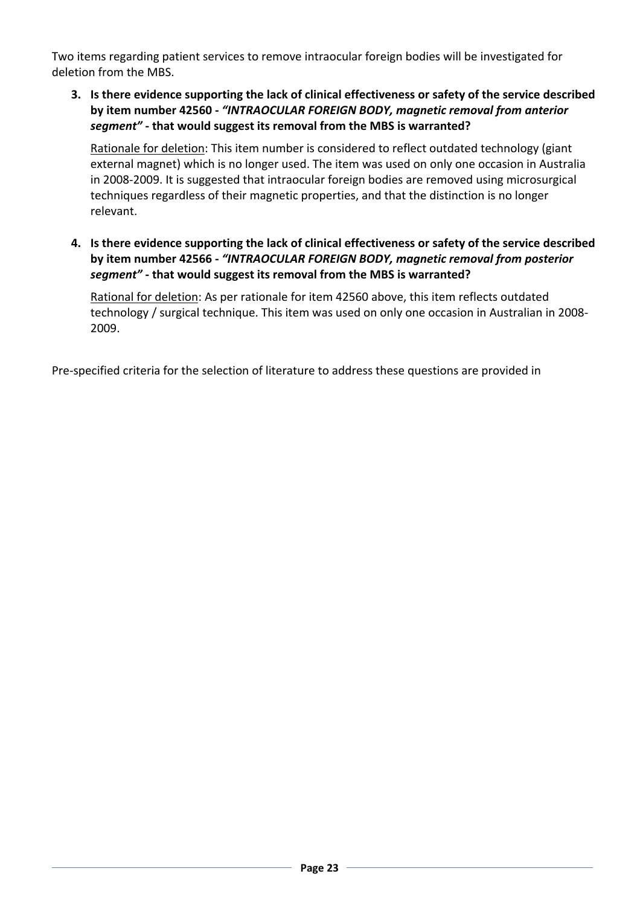Two items regarding patient services to remove intraocular foreign bodies will be investigated for deletion from the MBS.

3. **Is there evidence supporting the lack of clinical effectiveness or safety of the service described by item number 42560 -** ***"INTRAOCULAR FOREIGN BODY, magnetic removal from anterior segment"*** **- that would suggest its removal from the MBS is warranted?**

   <u>Rationale for deletion</u>: This item number is considered to reflect outdated technology (giant external magnet) which is no longer used. The item was used on only one occasion in Australia in 2008-2009. It is suggested that intraocular foreign bodies are removed using microsurgical techniques regardless of their magnetic properties, and that the distinction is no longer relevant.

4. **Is there evidence supporting the lack of clinical effectiveness or safety of the service described by item number 42566 -** ***"INTRAOCULAR FOREIGN BODY, magnetic removal from posterior segment"*** **- that would suggest its removal from the MBS is warranted?**

   <u>Rational for deletion</u>: As per rationale for item 42560 above, this item reflects outdated technology / surgical technique. This item was used on only one occasion in Australian in 2008-2009.

Pre-specified criteria for the selection of literature to address these questions are provided in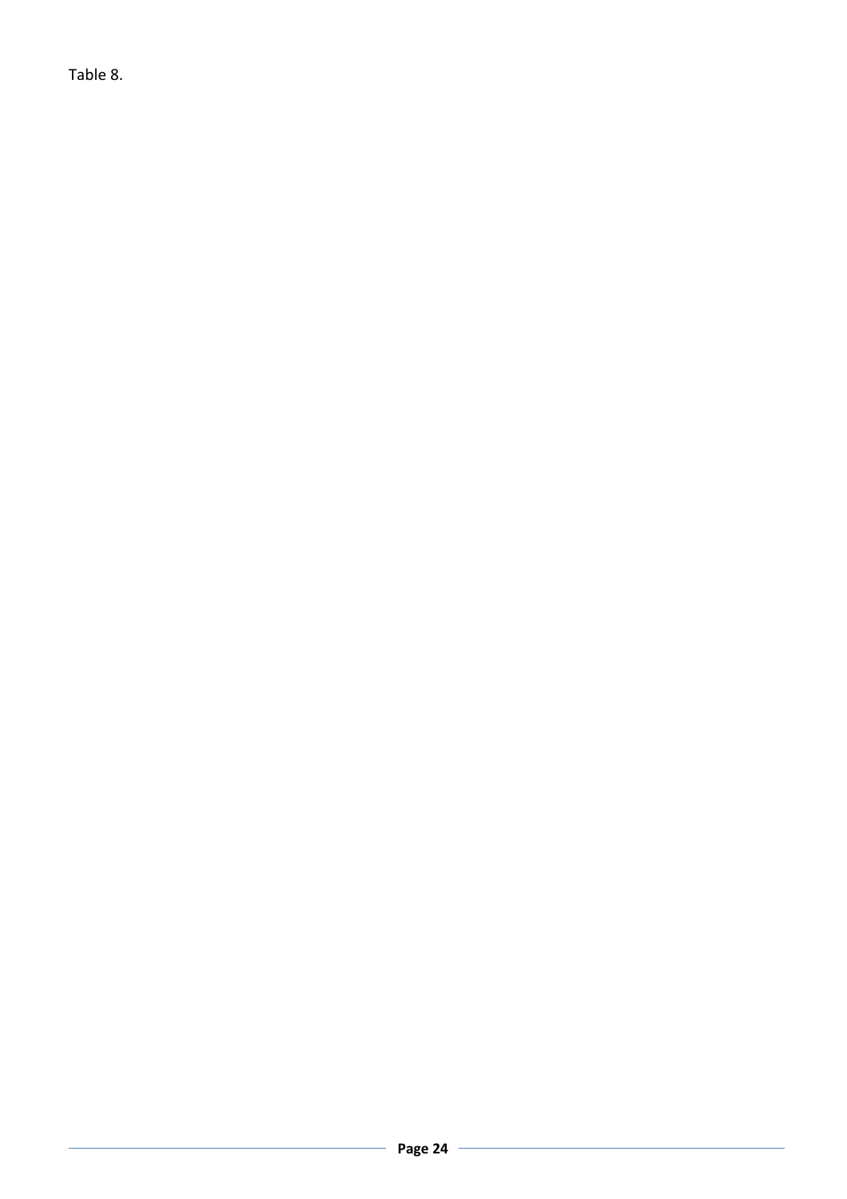Table 8.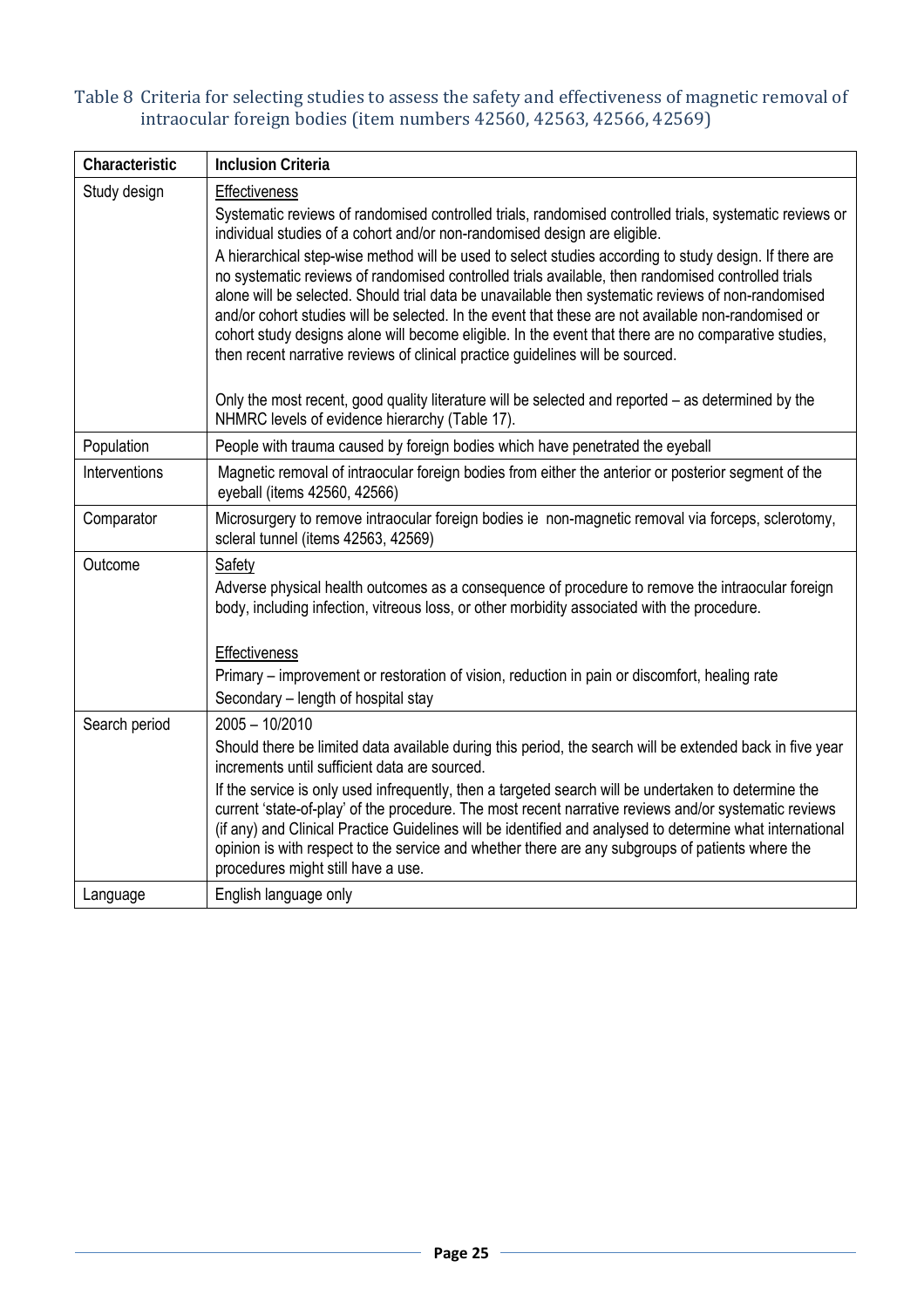Table 8 Criteria for selecting studies to assess the safety and effectiveness of magnetic removal of intraocular foreign bodies (item numbers 42560, 42563, 42566, 42569)

| Characteristic | Inclusion Criteria |
| --- | --- |
| Study design | Effectiveness<br>Systematic reviews of randomised controlled trials, randomised controlled trials, systematic reviews or individual studies of a cohort and/or non-randomised design are eligible.<br>A hierarchical step-wise method will be used to select studies according to study design. If there are no systematic reviews of randomised controlled trials available, then randomised controlled trials alone will be selected. Should trial data be unavailable then systematic reviews of non-randomised and/or cohort studies will be selected. In the event that these are not available non-randomised or cohort study designs alone will become eligible. In the event that there are no comparative studies, then recent narrative reviews of clinical practice guidelines will be sourced.<br><br>Only the most recent, good quality literature will be selected and reported – as determined by the NHMRC levels of evidence hierarchy (Table 17). |
| Population | People with trauma caused by foreign bodies which have penetrated the eyeball |
| Interventions | Magnetic removal of intraocular foreign bodies from either the anterior or posterior segment of the eyeball (items 42560, 42566) |
| Comparator | Microsurgery to remove intraocular foreign bodies ie non-magnetic removal via forceps, sclerotomy, scleral tunnel (items 42563, 42569) |
| Outcome | Safety<br>Adverse physical health outcomes as a consequence of procedure to remove the intraocular foreign body, including infection, vitreous loss, or other morbidity associated with the procedure.<br><br>Effectiveness<br>Primary – improvement or restoration of vision, reduction in pain or discomfort, healing rate<br>Secondary – length of hospital stay |
| Search period | 2005 – 10/2010<br>Should there be limited data available during this period, the search will be extended back in five year increments until sufficient data are sourced.<br>If the service is only used infrequently, then a targeted search will be undertaken to determine the current 'state-of-play' of the procedure. The most recent narrative reviews and/or systematic reviews (if any) and Clinical Practice Guidelines will be identified and analysed to determine what international opinion is with respect to the service and whether there are any subgroups of patients where the procedures might still have a use. |
| Language | English language only |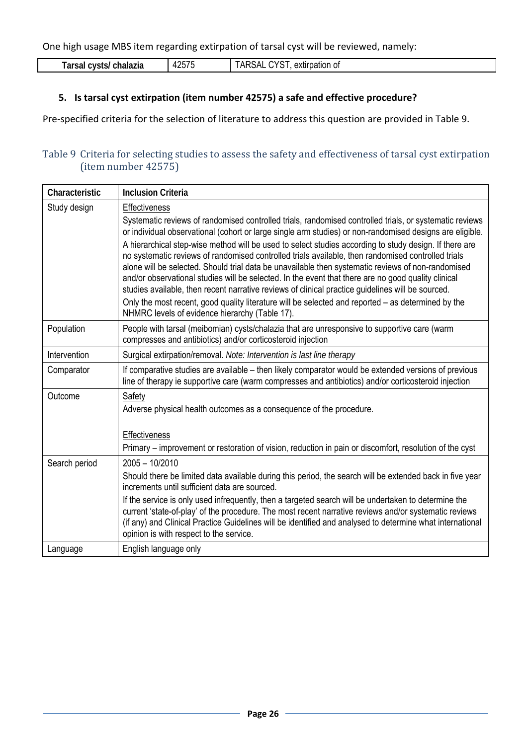One high usage MBS item regarding extirpation of tarsal cyst will be reviewed, namely:

| **Tarsal cysts/ chalazia** | 42575 | TARSAL CYST, extirpation of |
|---|---|---|

### 5. Is tarsal cyst extirpation (item number 42575) a safe and effective procedure?

Pre-specified criteria for the selection of literature to address this question are provided in Table 9.

## Table 9 Criteria for selecting studies to assess the safety and effectiveness of tarsal cyst extirpation (item number 42575)

| Characteristic | Inclusion Criteria |
|---|---|
| Study design | Effectiveness<br>Systematic reviews of randomised controlled trials, randomised controlled trials, or systematic reviews or individual observational (cohort or large single arm studies) or non-randomised designs are eligible.<br>A hierarchical step-wise method will be used to select studies according to study design. If there are no systematic reviews of randomised controlled trials available, then randomised controlled trials alone will be selected. Should trial data be unavailable then systematic reviews of non-randomised and/or observational studies will be selected. In the event that there are no good quality clinical studies available, then recent narrative reviews of clinical practice guidelines will be sourced.<br>Only the most recent, good quality literature will be selected and reported – as determined by the NHMRC levels of evidence hierarchy (Table 17). |
| Population | People with tarsal (meibomian) cysts/chalazia that are unresponsive to supportive care (warm compresses and antibiotics) and/or corticosteroid injection |
| Intervention | Surgical extirpation/removal. *Note: Intervention is last line therapy* |
| Comparator | If comparative studies are available – then likely comparator would be extended versions of previous line of therapy ie supportive care (warm compresses and antibiotics) and/or corticosteroid injection |
| Outcome | Safety<br>Adverse physical health outcomes as a consequence of the procedure.<br><br>Effectiveness<br>Primary – improvement or restoration of vision, reduction in pain or discomfort, resolution of the cyst |
| Search period | 2005 – 10/2010<br>Should there be limited data available during this period, the search will be extended back in five year increments until sufficient data are sourced.<br>If the service is only used infrequently, then a targeted search will be undertaken to determine the current 'state-of-play' of the procedure. The most recent narrative reviews and/or systematic reviews (if any) and Clinical Practice Guidelines will be identified and analysed to determine what international opinion is with respect to the service. |
| Language | English language only |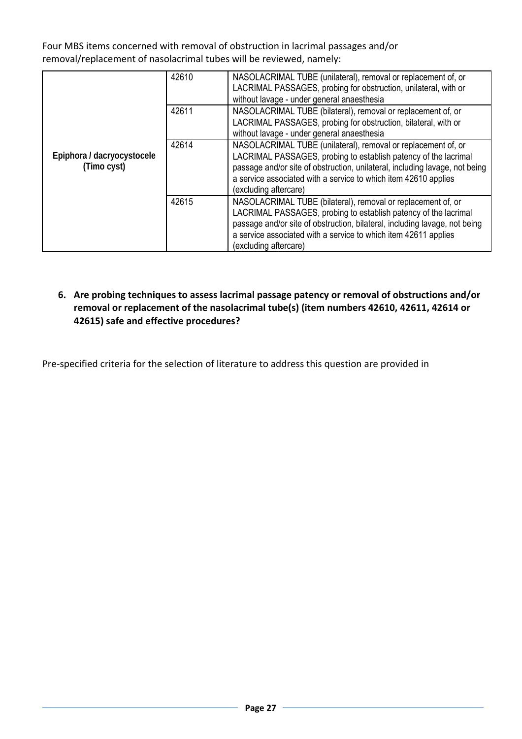Four MBS items concerned with removal of obstruction in lacrimal passages and/or removal/replacement of nasolacrimal tubes will be reviewed, namely:

| | | |
|---|---|---|
| **Epiphora / dacryocystocele (Timo cyst)** | 42610 | NASOLACRIMAL TUBE (unilateral), removal or replacement of, or LACRIMAL PASSAGES, probing for obstruction, unilateral, with or without lavage - under general anaesthesia |
| | 42611 | NASOLACRIMAL TUBE (bilateral), removal or replacement of, or LACRIMAL PASSAGES, probing for obstruction, bilateral, with or without lavage - under general anaesthesia |
| | 42614 | NASOLACRIMAL TUBE (unilateral), removal or replacement of, or LACRIMAL PASSAGES, probing to establish patency of the lacrimal passage and/or site of obstruction, unilateral, including lavage, not being a service associated with a service to which item 42610 applies (excluding aftercare) |
| | 42615 | NASOLACRIMAL TUBE (bilateral), removal or replacement of, or LACRIMAL PASSAGES, probing to establish patency of the lacrimal passage and/or site of obstruction, bilateral, including lavage, not being a service associated with a service to which item 42611 applies (excluding aftercare) |

**6. Are probing techniques to assess lacrimal passage patency or removal of obstructions and/or removal or replacement of the nasolacrimal tube(s) (item numbers 42610, 42611, 42614 or 42615) safe and effective procedures?**

Pre-specified criteria for the selection of literature to address this question are provided in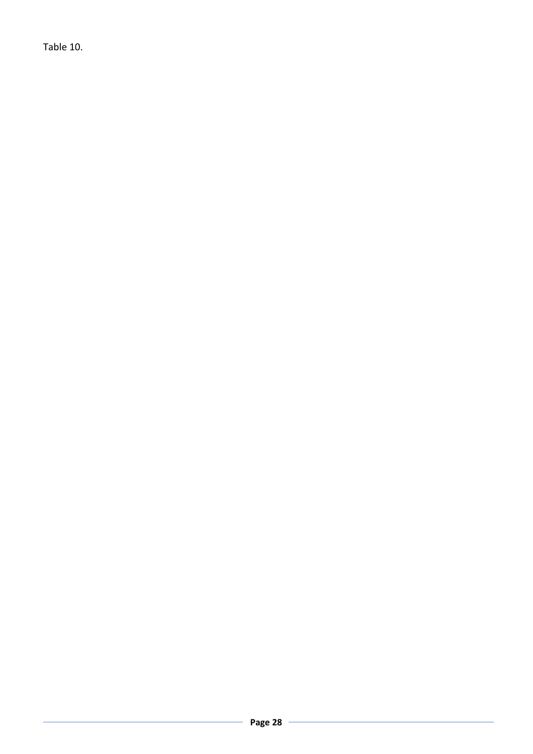Table 10.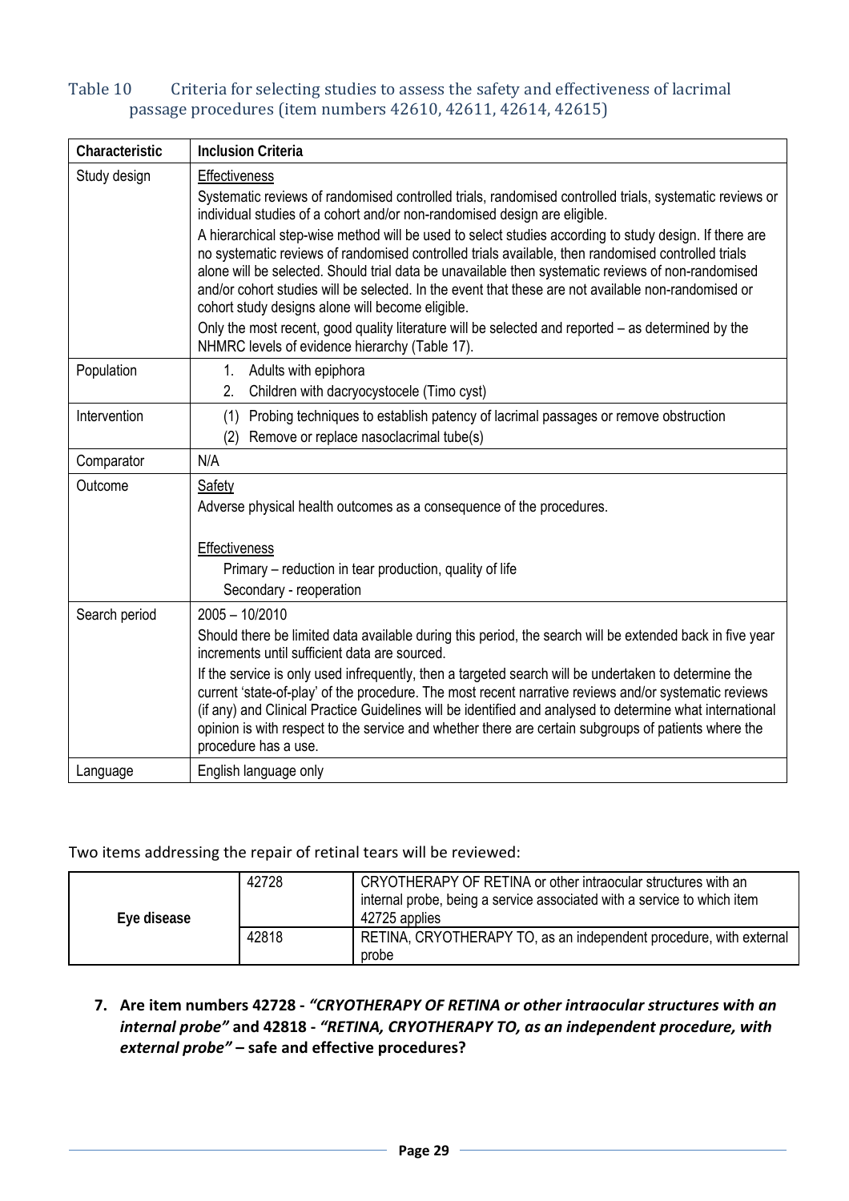Table 10 Criteria for selecting studies to assess the safety and effectiveness of lacrimal passage procedures (item numbers 42610, 42611, 42614, 42615)

| Characteristic | Inclusion Criteria |
|---|---|
| Study design | Effectiveness<br>Systematic reviews of randomised controlled trials, randomised controlled trials, systematic reviews or individual studies of a cohort and/or non-randomised design are eligible.<br>A hierarchical step-wise method will be used to select studies according to study design. If there are no systematic reviews of randomised controlled trials available, then randomised controlled trials alone will be selected. Should trial data be unavailable then systematic reviews of non-randomised and/or cohort studies will be selected. In the event that these are not available non-randomised or cohort study designs alone will become eligible.<br>Only the most recent, good quality literature will be selected and reported – as determined by the NHMRC levels of evidence hierarchy (Table 17). |
| Population | 1. Adults with epiphora<br>2. Children with dacryocystocele (Timo cyst) |
| Intervention | (1) Probing techniques to establish patency of lacrimal passages or remove obstruction<br>(2) Remove or replace nasoclacrimal tube(s) |
| Comparator | N/A |
| Outcome | Safety<br>Adverse physical health outcomes as a consequence of the procedures.<br><br>Effectiveness<br>Primary – reduction in tear production, quality of life<br>Secondary - reoperation |
| Search period | 2005 – 10/2010<br>Should there be limited data available during this period, the search will be extended back in five year increments until sufficient data are sourced.<br>If the service is only used infrequently, then a targeted search will be undertaken to determine the current 'state-of-play' of the procedure. The most recent narrative reviews and/or systematic reviews (if any) and Clinical Practice Guidelines will be identified and analysed to determine what international opinion is with respect to the service and whether there are certain subgroups of patients where the procedure has a use. |
| Language | English language only |

Two items addressing the repair of retinal tears will be reviewed:

| | | |
|---|---|---|
| **Eye disease** | 42728 | CRYOTHERAPY OF RETINA or other intraocular structures with an internal probe, being a service associated with a service to which item 42725 applies |
| | 42818 | RETINA, CRYOTHERAPY TO, as an independent procedure, with external probe |

7. **Are item numbers 42728 - *"CRYOTHERAPY OF RETINA or other intraocular structures with an internal probe"* and 42818 - *"RETINA, CRYOTHERAPY TO, as an independent procedure, with external probe"* – safe and effective procedures?**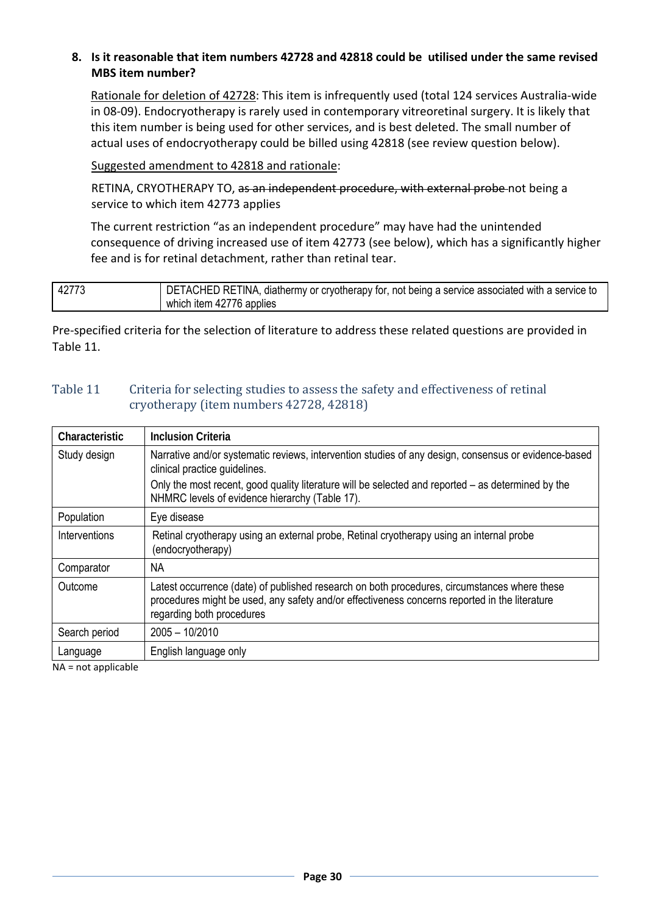**8. Is it reasonable that item numbers 42728 and 42818 could be utilised under the same revised MBS item number?**

Rationale for deletion of 42728: This item is infrequently used (total 124 services Australia-wide in 08-09). Endocryotherapy is rarely used in contemporary vitreoretinal surgery. It is likely that this item number is being used for other services, and is best deleted. The small number of actual uses of endocryotherapy could be billed using 42818 (see review question below).

Suggested amendment to 42818 and rationale:

RETINA, CRYOTHERAPY TO, ~~as an independent procedure, with external probe~~ not being a service to which item 42773 applies

The current restriction "as an independent procedure" may have had the unintended consequence of driving increased use of item 42773 (see below), which has a significantly higher fee and is for retinal detachment, rather than retinal tear.

| 42773 | DETACHED RETINA, diathermy or cryotherapy for, not being a service associated with a service to which item 42776 applies |
|---|---|

Pre-specified criteria for the selection of literature to address these related questions are provided in Table 11.

### Table 11 Criteria for selecting studies to assess the safety and effectiveness of retinal cryotherapy (item numbers 42728, 42818)

| Characteristic | Inclusion Criteria |
|---|---|
| Study design | Narrative and/or systematic reviews, intervention studies of any design, consensus or evidence-based clinical practice guidelines. Only the most recent, good quality literature will be selected and reported – as determined by the NHMRC levels of evidence hierarchy (Table 17). |
| Population | Eye disease |
| Interventions | Retinal cryotherapy using an external probe, Retinal cryotherapy using an internal probe (endocryotherapy) |
| Comparator | NA |
| Outcome | Latest occurrence (date) of published research on both procedures, circumstances where these procedures might be used, any safety and/or effectiveness concerns reported in the literature regarding both procedures |
| Search period | 2005 – 10/2010 |
| Language | English language only |

NA = not applicable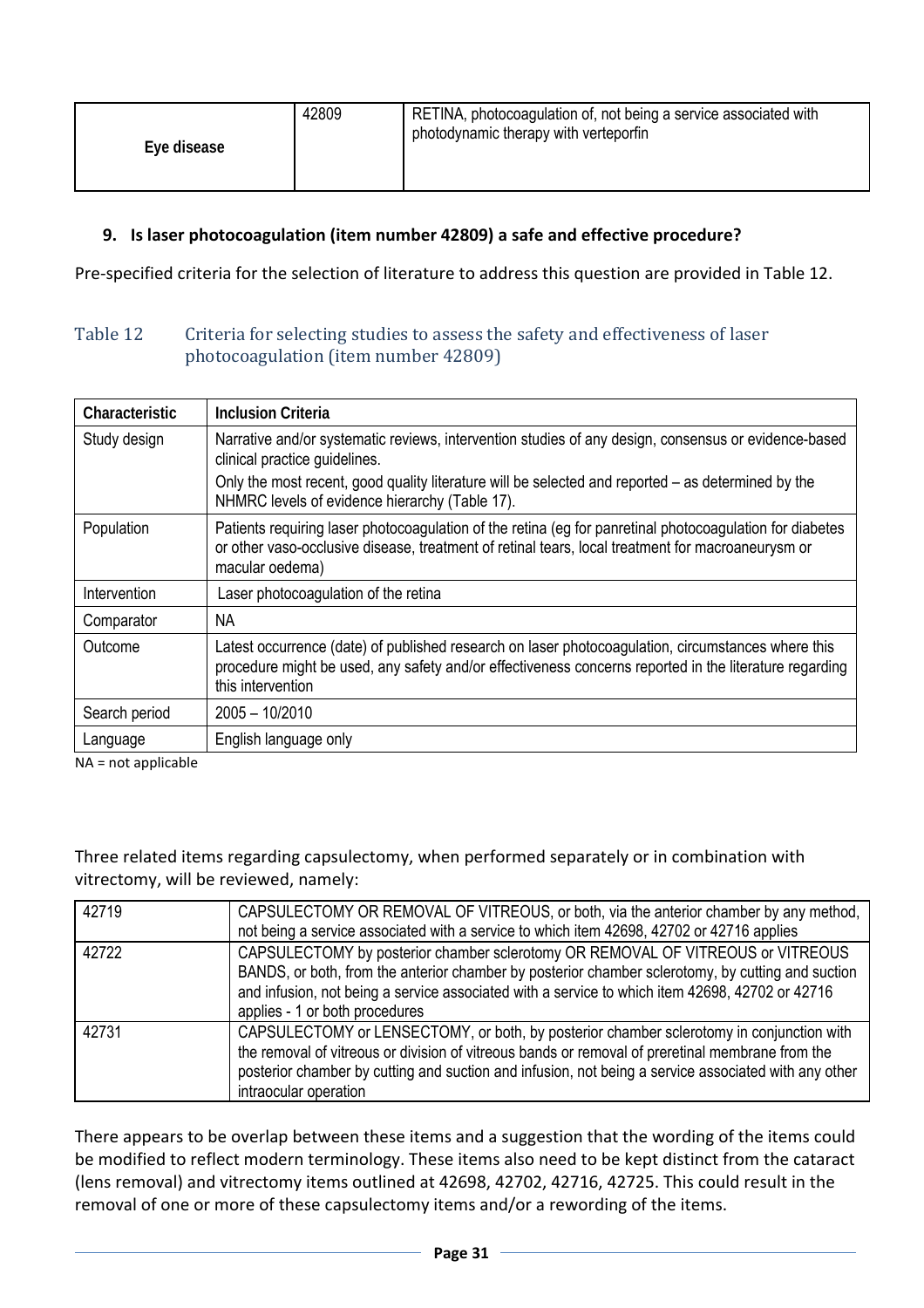| Eye disease | 42809 | RETINA, photocoagulation of, not being a service associated with photodynamic therapy with verteporfin |
|---|---|---|

### 9. Is laser photocoagulation (item number 42809) a safe and effective procedure?

Pre-specified criteria for the selection of literature to address this question are provided in Table 12.

#### Table 12 Criteria for selecting studies to assess the safety and effectiveness of laser photocoagulation (item number 42809)

| Characteristic | Inclusion Criteria |
|---|---|
| Study design | Narrative and/or systematic reviews, intervention studies of any design, consensus or evidence-based clinical practice guidelines.<br>Only the most recent, good quality literature will be selected and reported – as determined by the NHMRC levels of evidence hierarchy (Table 17). |
| Population | Patients requiring laser photocoagulation of the retina (eg for panretinal photocoagulation for diabetes or other vaso-occlusive disease, treatment of retinal tears, local treatment for macroaneurysm or macular oedema) |
| Intervention | Laser photocoagulation of the retina |
| Comparator | NA |
| Outcome | Latest occurrence (date) of published research on laser photocoagulation, circumstances where this procedure might be used, any safety and/or effectiveness concerns reported in the literature regarding this intervention |
| Search period | 2005 – 10/2010 |
| Language | English language only |

NA = not applicable

Three related items regarding capsulectomy, when performed separately or in combination with vitrectomy, will be reviewed, namely:

| 42719 | CAPSULECTOMY OR REMOVAL OF VITREOUS, or both, via the anterior chamber by any method, not being a service associated with a service to which item 42698, 42702 or 42716 applies |
|---|---|
| 42722 | CAPSULECTOMY by posterior chamber sclerotomy OR REMOVAL OF VITREOUS or VITREOUS BANDS, or both, from the anterior chamber by posterior chamber sclerotomy, by cutting and suction and infusion, not being a service associated with a service to which item 42698, 42702 or 42716 applies - 1 or both procedures |
| 42731 | CAPSULECTOMY or LENSECTOMY, or both, by posterior chamber sclerotomy in conjunction with the removal of vitreous or division of vitreous bands or removal of preretinal membrane from the posterior chamber by cutting and suction and infusion, not being a service associated with any other intraocular operation |

There appears to be overlap between these items and a suggestion that the wording of the items could be modified to reflect modern terminology. These items also need to be kept distinct from the cataract (lens removal) and vitrectomy items outlined at 42698, 42702, 42716, 42725. This could result in the removal of one or more of these capsulectomy items and/or a rewording of the items.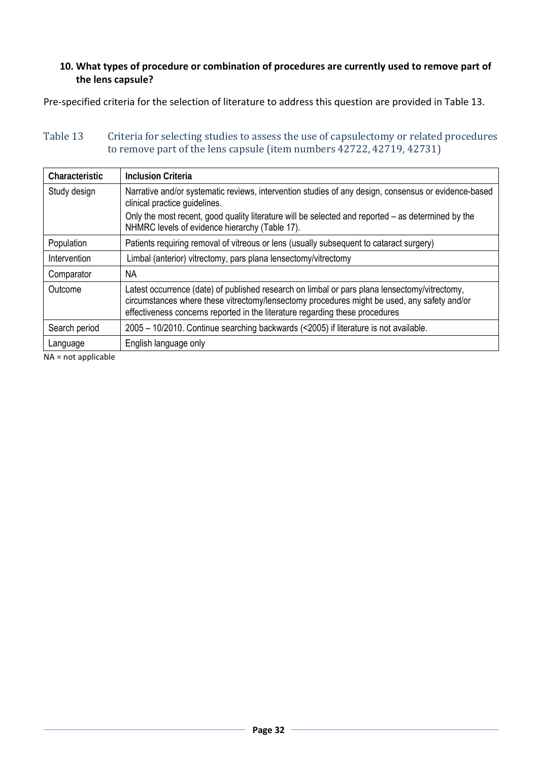**10. What types of procedure or combination of procedures are currently used to remove part of the lens capsule?**

Pre-specified criteria for the selection of literature to address this question are provided in Table 13.

Table 13 Criteria for selecting studies to assess the use of capsulectomy or related procedures to remove part of the lens capsule (item numbers 42722, 42719, 42731)

| Characteristic | Inclusion Criteria |
|---|---|
| Study design | Narrative and/or systematic reviews, intervention studies of any design, consensus or evidence-based clinical practice guidelines.<br>Only the most recent, good quality literature will be selected and reported – as determined by the NHMRC levels of evidence hierarchy (Table 17). |
| Population | Patients requiring removal of vitreous or lens (usually subsequent to cataract surgery) |
| Intervention | Limbal (anterior) vitrectomy, pars plana lensectomy/vitrectomy |
| Comparator | NA |
| Outcome | Latest occurrence (date) of published research on limbal or pars plana lensectomy/vitrectomy, circumstances where these vitrectomy/lensectomy procedures might be used, any safety and/or effectiveness concerns reported in the literature regarding these procedures |
| Search period | 2005 – 10/2010. Continue searching backwards (<2005) if literature is not available. |
| Language | English language only |

NA = not applicable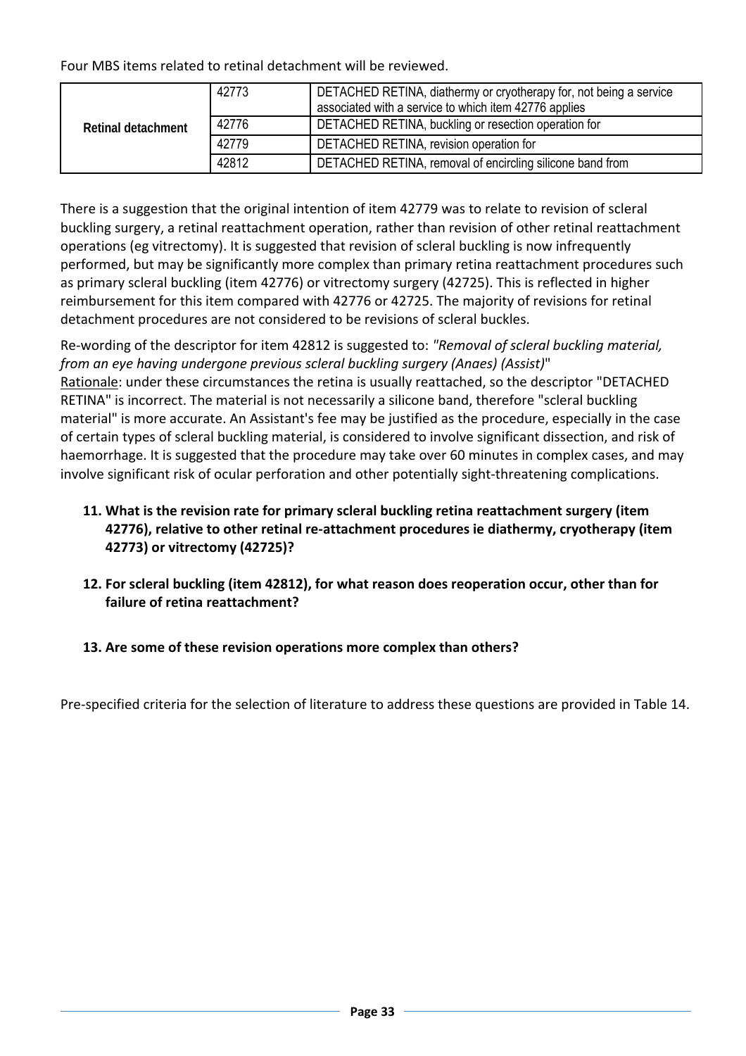Four MBS items related to retinal detachment will be reviewed.

| | | |
|---|---|---|
| **Retinal detachment** | 42773 | DETACHED RETINA, diathermy or cryotherapy for, not being a service associated with a service to which item 42776 applies |
| | 42776 | DETACHED RETINA, buckling or resection operation for |
| | 42779 | DETACHED RETINA, revision operation for |
| | 42812 | DETACHED RETINA, removal of encircling silicone band from |

There is a suggestion that the original intention of item 42779 was to relate to revision of scleral buckling surgery, a retinal reattachment operation, rather than revision of other retinal reattachment operations (eg vitrectomy). It is suggested that revision of scleral buckling is now infrequently performed, but may be significantly more complex than primary retina reattachment procedures such as primary scleral buckling (item 42776) or vitrectomy surgery (42725). This is reflected in higher reimbursement for this item compared with 42776 or 42725. The majority of revisions for retinal detachment procedures are not considered to be revisions of scleral buckles.

Re-wording of the descriptor for item 42812 is suggested to: *"Removal of scleral buckling material, from an eye having undergone previous scleral buckling surgery (Anaes) (Assist)*"
Rationale: under these circumstances the retina is usually reattached, so the descriptor "DETACHED RETINA" is incorrect. The material is not necessarily a silicone band, therefore "scleral buckling material" is more accurate. An Assistant's fee may be justified as the procedure, especially in the case of certain types of scleral buckling material, is considered to involve significant dissection, and risk of haemorrhage. It is suggested that the procedure may take over 60 minutes in complex cases, and may involve significant risk of ocular perforation and other potentially sight-threatening complications.

11. **What is the revision rate for primary scleral buckling retina reattachment surgery (item 42776), relative to other retinal re-attachment procedures ie diathermy, cryotherapy (item 42773) or vitrectomy (42725)?**

12. **For scleral buckling (item 42812), for what reason does reoperation occur, other than for failure of retina reattachment?**

13. **Are some of these revision operations more complex than others?**

Pre-specified criteria for the selection of literature to address these questions are provided in Table 14.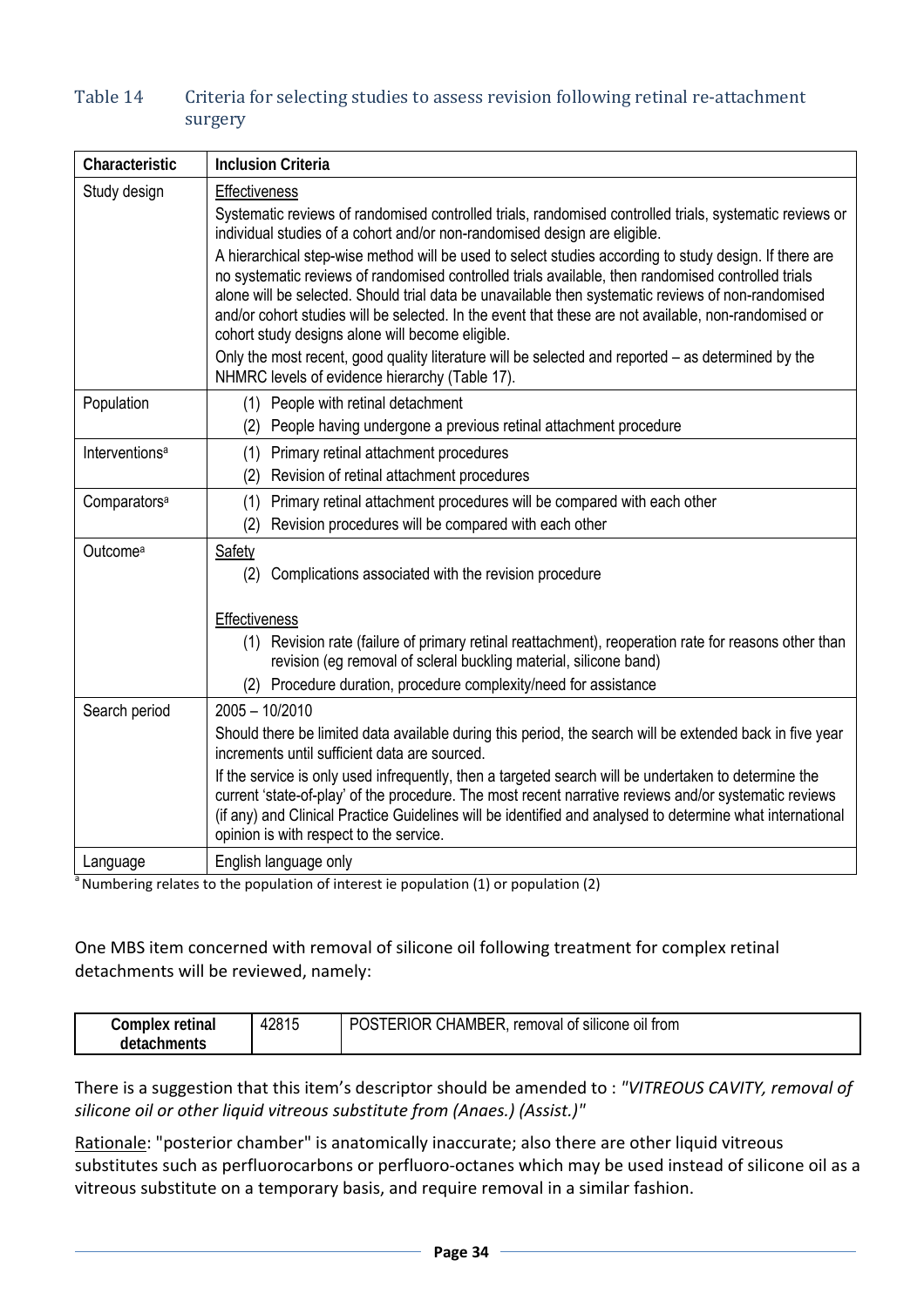Table 14 Criteria for selecting studies to assess revision following retinal re-attachment surgery

| Characteristic | Inclusion Criteria |
|---|---|
| Study design | Effectiveness<br>Systematic reviews of randomised controlled trials, randomised controlled trials, systematic reviews or individual studies of a cohort and/or non-randomised design are eligible.<br>A hierarchical step-wise method will be used to select studies according to study design. If there are no systematic reviews of randomised controlled trials available, then randomised controlled trials alone will be selected. Should trial data be unavailable then systematic reviews of non-randomised and/or cohort studies will be selected. In the event that these are not available, non-randomised or cohort study designs alone will become eligible.<br>Only the most recent, good quality literature will be selected and reported – as determined by the NHMRC levels of evidence hierarchy (Table 17). |
| Population | (1) People with retinal detachment<br>(2) People having undergone a previous retinal attachment procedure |
| Interventions[a] | (1) Primary retinal attachment procedures<br>(2) Revision of retinal attachment procedures |
| Comparators[a] | (1) Primary retinal attachment procedures will be compared with each other<br>(2) Revision procedures will be compared with each other |
| Outcome[a] | Safety<br>(2) Complications associated with the revision procedure<br><br>Effectiveness<br>(1) Revision rate (failure of primary retinal reattachment), reoperation rate for reasons other than revision (eg removal of scleral buckling material, silicone band)<br>(2) Procedure duration, procedure complexity/need for assistance |
| Search period | 2005 – 10/2010<br>Should there be limited data available during this period, the search will be extended back in five year increments until sufficient data are sourced.<br>If the service is only used infrequently, then a targeted search will be undertaken to determine the current 'state-of-play' of the procedure. The most recent narrative reviews and/or systematic reviews (if any) and Clinical Practice Guidelines will be identified and analysed to determine what international opinion is with respect to the service. |
| Language | English language only |

[a] Numbering relates to the population of interest ie population (1) or population (2)

One MBS item concerned with removal of silicone oil following treatment for complex retinal detachments will be reviewed, namely:

| Complex retinal detachments | 42815 | POSTERIOR CHAMBER, removal of silicone oil from |
|---|---|---|

There is a suggestion that this item's descriptor should be amended to : *"VITREOUS CAVITY, removal of silicone oil or other liquid vitreous substitute from (Anaes.) (Assist.)"*

Rationale: "posterior chamber" is anatomically inaccurate; also there are other liquid vitreous substitutes such as perfluorocarbons or perfluoro-octanes which may be used instead of silicone oil as a vitreous substitute on a temporary basis, and require removal in a similar fashion.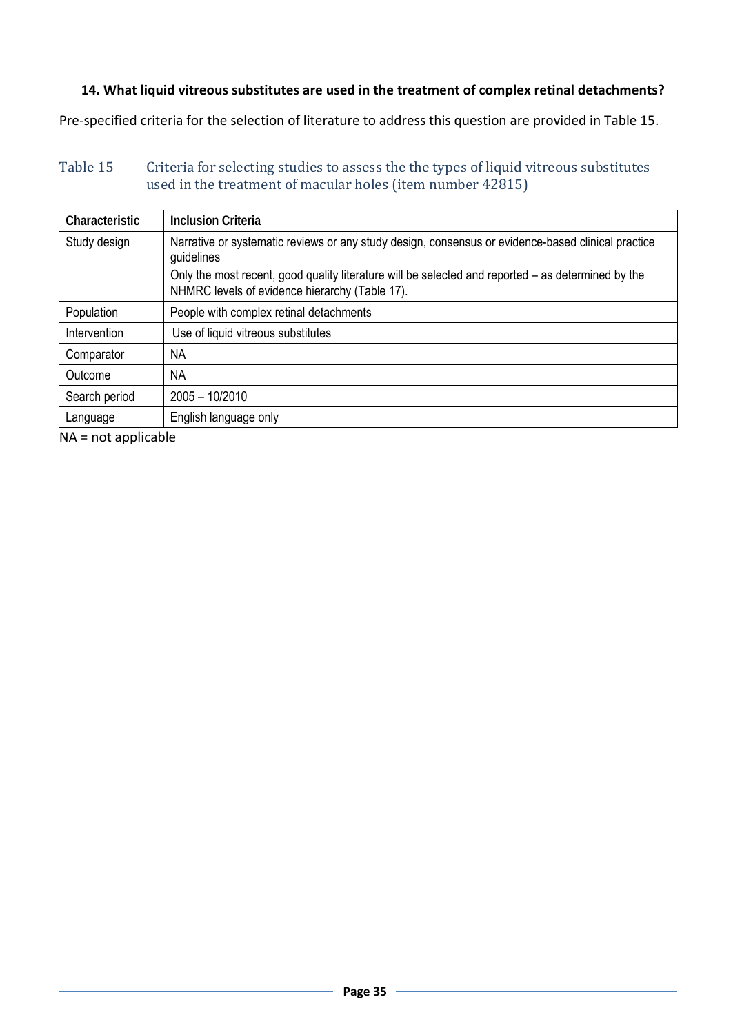**14. What liquid vitreous substitutes are used in the treatment of complex retinal detachments?**

Pre-specified criteria for the selection of literature to address this question are provided in Table 15.

Table 15 Criteria for selecting studies to assess the the types of liquid vitreous substitutes used in the treatment of macular holes (item number 42815)

| Characteristic | Inclusion Criteria |
|---|---|
| Study design | Narrative or systematic reviews or any study design, consensus or evidence-based clinical practice guidelines<br>Only the most recent, good quality literature will be selected and reported – as determined by the NHMRC levels of evidence hierarchy (Table 17). |
| Population | People with complex retinal detachments |
| Intervention | Use of liquid vitreous substitutes |
| Comparator | NA |
| Outcome | NA |
| Search period | 2005 – 10/2010 |
| Language | English language only |

NA = not applicable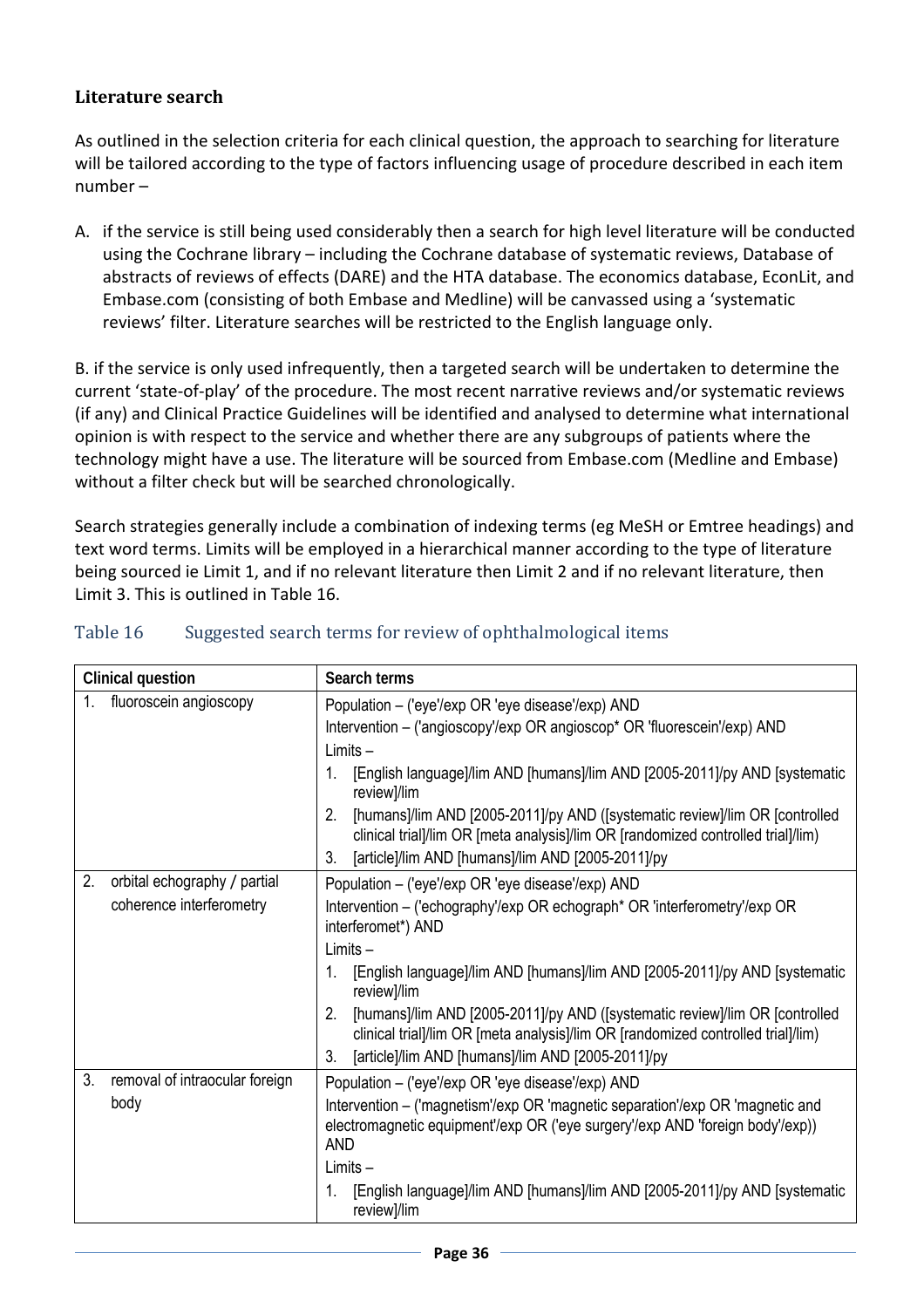### Literature search

As outlined in the selection criteria for each clinical question, the approach to searching for literature will be tailored according to the type of factors influencing usage of procedure described in each item number –

A. if the service is still being used considerably then a search for high level literature will be conducted using the Cochrane library – including the Cochrane database of systematic reviews, Database of abstracts of reviews of effects (DARE) and the HTA database. The economics database, EconLit, and Embase.com (consisting of both Embase and Medline) will be canvassed using a 'systematic reviews' filter. Literature searches will be restricted to the English language only.

B. if the service is only used infrequently, then a targeted search will be undertaken to determine the current 'state-of-play' of the procedure. The most recent narrative reviews and/or systematic reviews (if any) and Clinical Practice Guidelines will be identified and analysed to determine what international opinion is with respect to the service and whether there are any subgroups of patients where the technology might have a use. The literature will be sourced from Embase.com (Medline and Embase) without a filter check but will be searched chronologically.

Search strategies generally include a combination of indexing terms (eg MeSH or Emtree headings) and text word terms. Limits will be employed in a hierarchical manner according to the type of literature being sourced ie Limit 1, and if no relevant literature then Limit 2 and if no relevant literature, then Limit 3. This is outlined in Table 16.

Table 16 Suggested search terms for review of ophthalmological items

| Clinical question | Search terms |
|---|---|
| 1. fluoroscein angioscopy | Population – ('eye'/exp OR 'eye disease'/exp) AND<br>Intervention – ('angioscopy'/exp OR angioscop* OR 'fluorescein'/exp) AND<br>Limits –<br>1. [English language]/lim AND [humans]/lim AND [2005-2011]/py AND [systematic review]/lim<br>2. [humans]/lim AND [2005-2011]/py AND ([systematic review]/lim OR [controlled clinical trial]/lim OR [meta analysis]/lim OR [randomized controlled trial]/lim)<br>3. [article]/lim AND [humans]/lim AND [2005-2011]/py |
| 2. orbital echography / partial coherence interferometry | Population – ('eye'/exp OR 'eye disease'/exp) AND<br>Intervention – ('echography'/exp OR echograph* OR 'interferometry'/exp OR interferomet*) AND<br>Limits –<br>1. [English language]/lim AND [humans]/lim AND [2005-2011]/py AND [systematic review]/lim<br>2. [humans]/lim AND [2005-2011]/py AND ([systematic review]/lim OR [controlled clinical trial]/lim OR [meta analysis]/lim OR [randomized controlled trial]/lim)<br>3. [article]/lim AND [humans]/lim AND [2005-2011]/py |
| 3. removal of intraocular foreign body | Population – ('eye'/exp OR 'eye disease'/exp) AND<br>Intervention – ('magnetism'/exp OR 'magnetic separation'/exp OR 'magnetic and electromagnetic equipment'/exp OR ('eye surgery'/exp AND 'foreign body'/exp)) AND<br>Limits –<br>1. [English language]/lim AND [humans]/lim AND [2005-2011]/py AND [systematic review]/lim |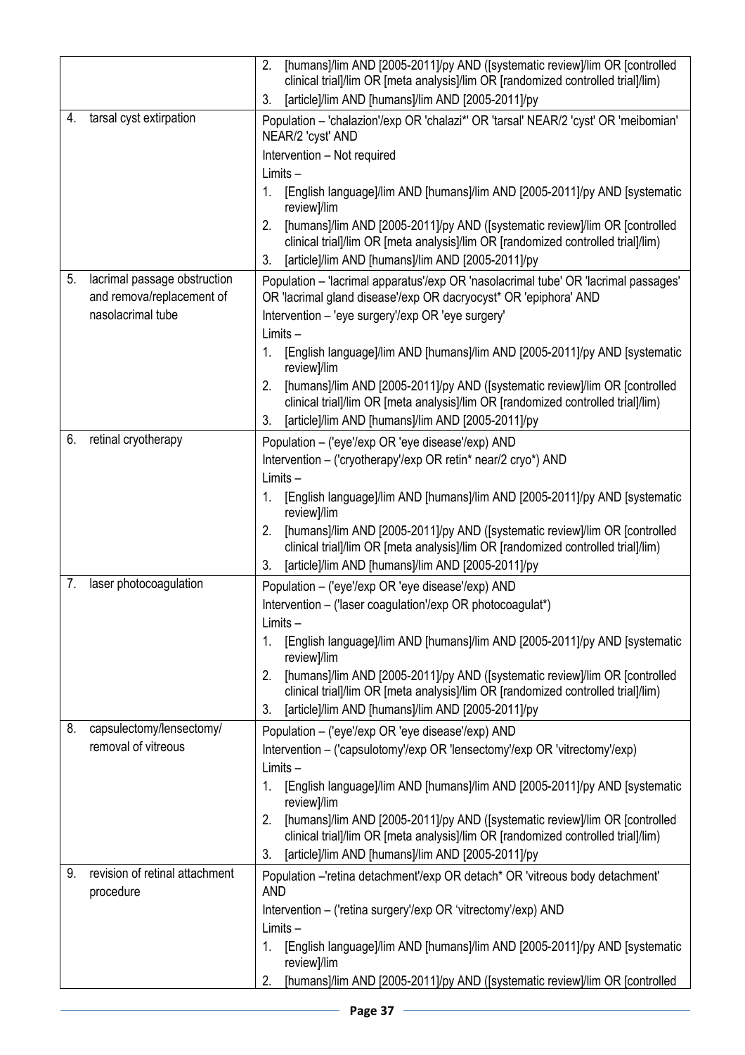|  |  |
| --- | --- |
|  | 2. [humans]/lim AND [2005-2011]/py AND ([systematic review]/lim OR [controlled clinical trial]/lim OR [meta analysis]/lim OR [randomized controlled trial]/lim)<br>3. [article]/lim AND [humans]/lim AND [2005-2011]/py |
| 4. tarsal cyst extirpation | Population – 'chalazion'/exp OR 'chalazi*' OR 'tarsal' NEAR/2 'cyst' OR 'meibomian' NEAR/2 'cyst' AND<br>Intervention – Not required<br>Limits –<br>1. [English language]/lim AND [humans]/lim AND [2005-2011]/py AND [systematic review]/lim<br>2. [humans]/lim AND [2005-2011]/py AND ([systematic review]/lim OR [controlled clinical trial]/lim OR [meta analysis]/lim OR [randomized controlled trial]/lim)<br>3. [article]/lim AND [humans]/lim AND [2005-2011]/py |
| 5. lacrimal passage obstruction and remova/replacement of nasolacrimal tube | Population – 'lacrimal apparatus'/exp OR 'nasolacrimal tube' OR 'lacrimal passages' OR 'lacrimal gland disease'/exp OR dacryocyst* OR 'epiphora' AND<br>Intervention – 'eye surgery'/exp OR 'eye surgery'<br>Limits –<br>1. [English language]/lim AND [humans]/lim AND [2005-2011]/py AND [systematic review]/lim<br>2. [humans]/lim AND [2005-2011]/py AND ([systematic review]/lim OR [controlled clinical trial]/lim OR [meta analysis]/lim OR [randomized controlled trial]/lim)<br>3. [article]/lim AND [humans]/lim AND [2005-2011]/py |
| 6. retinal cryotherapy | Population – ('eye'/exp OR 'eye disease'/exp) AND<br>Intervention – ('cryotherapy'/exp OR retin* near/2 cryo*) AND<br>Limits –<br>1. [English language]/lim AND [humans]/lim AND [2005-2011]/py AND [systematic review]/lim<br>2. [humans]/lim AND [2005-2011]/py AND ([systematic review]/lim OR [controlled clinical trial]/lim OR [meta analysis]/lim OR [randomized controlled trial]/lim)<br>3. [article]/lim AND [humans]/lim AND [2005-2011]/py |
| 7. laser photocoagulation | Population – ('eye'/exp OR 'eye disease'/exp) AND<br>Intervention – ('laser coagulation'/exp OR photocoagulat*)<br>Limits –<br>1. [English language]/lim AND [humans]/lim AND [2005-2011]/py AND [systematic review]/lim<br>2. [humans]/lim AND [2005-2011]/py AND ([systematic review]/lim OR [controlled clinical trial]/lim OR [meta analysis]/lim OR [randomized controlled trial]/lim)<br>3. [article]/lim AND [humans]/lim AND [2005-2011]/py |
| 8. capsulectomy/lensectomy/ removal of vitreous | Population – ('eye'/exp OR 'eye disease'/exp) AND<br>Intervention – ('capsulotomy'/exp OR 'lensectomy'/exp OR 'vitrectomy'/exp)<br>Limits –<br>1. [English language]/lim AND [humans]/lim AND [2005-2011]/py AND [systematic review]/lim<br>2. [humans]/lim AND [2005-2011]/py AND ([systematic review]/lim OR [controlled clinical trial]/lim OR [meta analysis]/lim OR [randomized controlled trial]/lim)<br>3. [article]/lim AND [humans]/lim AND [2005-2011]/py |
| 9. revision of retinal attachment procedure | Population –'retina detachment'/exp OR detach* OR 'vitreous body detachment' AND<br>Intervention – ('retina surgery'/exp OR 'vitrectomy'/exp) AND<br>Limits –<br>1. [English language]/lim AND [humans]/lim AND [2005-2011]/py AND [systematic review]/lim<br>2. [humans]/lim AND [2005-2011]/py AND ([systematic review]/lim OR [controlled |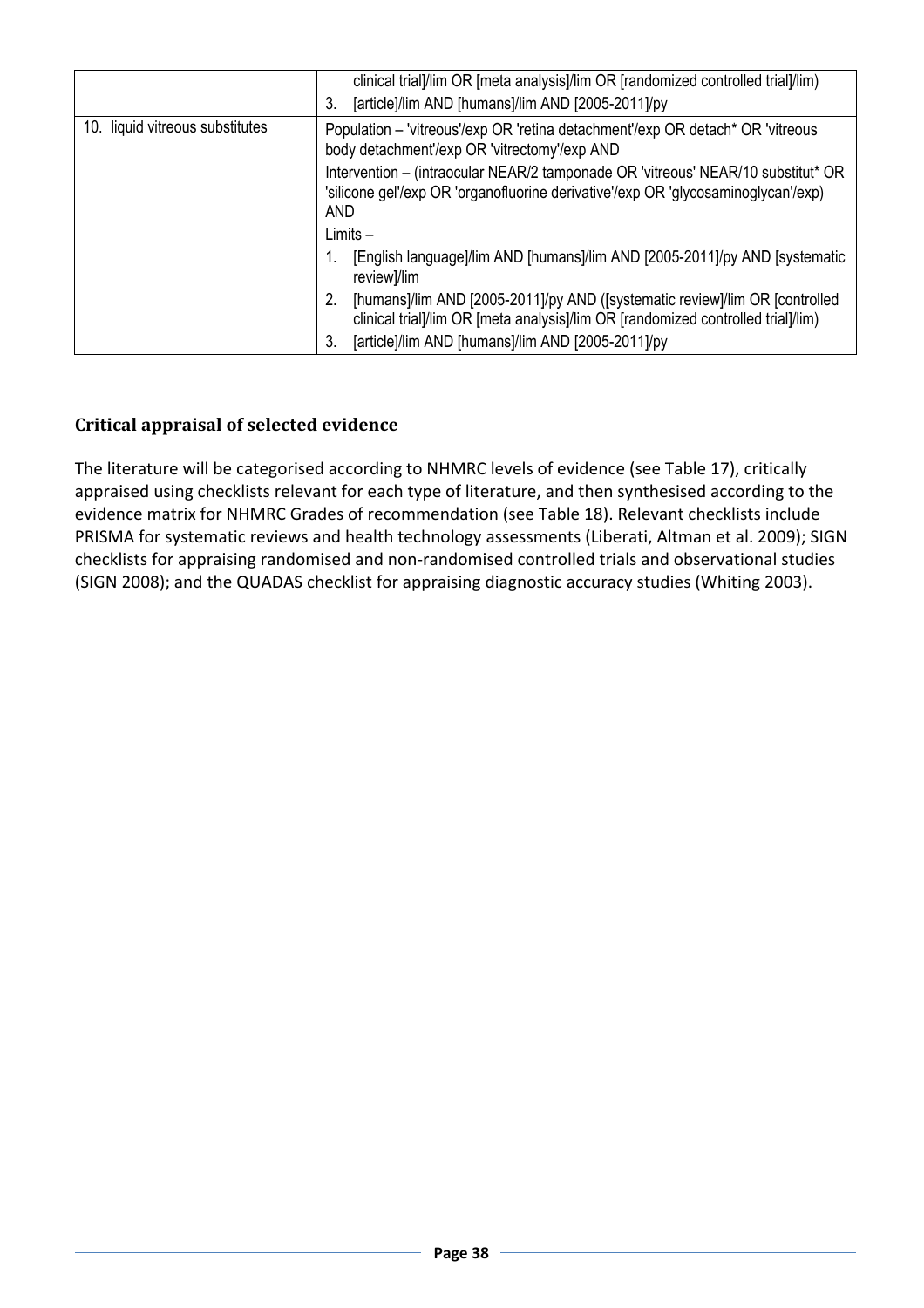| | |
|---|---|
| | clinical trial]/lim OR [meta analysis]/lim OR [randomized controlled trial]/lim)<br>3. [article]/lim AND [humans]/lim AND [2005-2011]/py |
| 10. liquid vitreous substitutes | Population – 'vitreous'/exp OR 'retina detachment'/exp OR detach* OR 'vitreous body detachment'/exp OR 'vitrectomy'/exp AND<br>Intervention – (intraocular NEAR/2 tamponade OR 'vitreous' NEAR/10 substitut* OR 'silicone gel'/exp OR 'organofluorine derivative'/exp OR 'glycosaminoglycan'/exp) AND<br>Limits –<br>1. [English language]/lim AND [humans]/lim AND [2005-2011]/py AND [systematic review]/lim<br>2. [humans]/lim AND [2005-2011]/py AND ([systematic review]/lim OR [controlled clinical trial]/lim OR [meta analysis]/lim OR [randomized controlled trial]/lim)<br>3. [article]/lim AND [humans]/lim AND [2005-2011]/py |

## Critical appraisal of selected evidence

The literature will be categorised according to NHMRC levels of evidence (see Table 17), critically appraised using checklists relevant for each type of literature, and then synthesised according to the evidence matrix for NHMRC Grades of recommendation (see Table 18). Relevant checklists include PRISMA for systematic reviews and health technology assessments (Liberati, Altman et al. 2009); SIGN checklists for appraising randomised and non-randomised controlled trials and observational studies (SIGN 2008); and the QUADAS checklist for appraising diagnostic accuracy studies (Whiting 2003).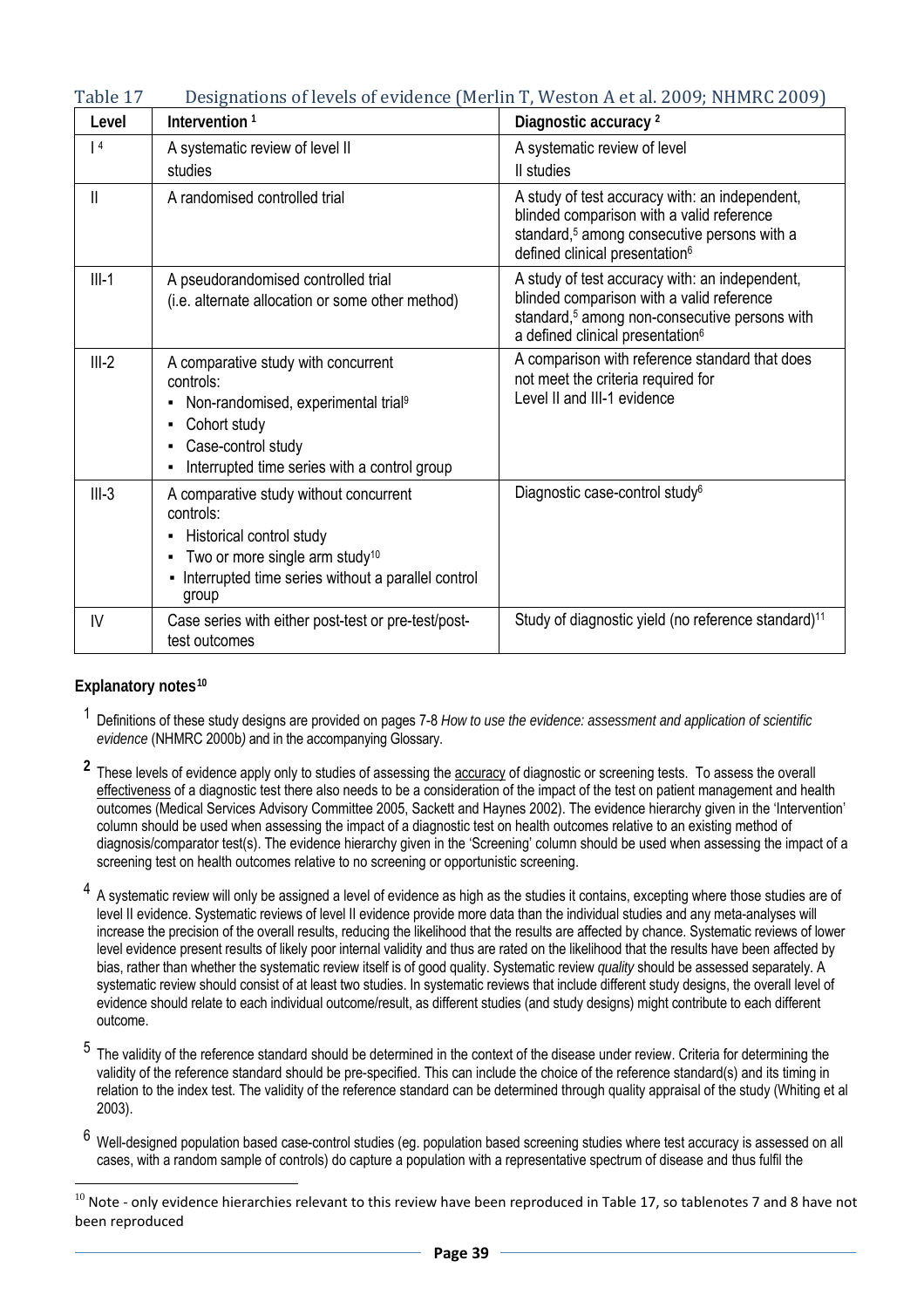Table 17 Designations of levels of evidence (Merlin T, Weston A et al. 2009; NHMRC 2009)

| Level | Intervention [1] | Diagnostic accuracy [2] |
| --- | --- | --- |
| I [4] | A systematic review of level II studies | A systematic review of level II studies |
| II | A randomised controlled trial | A study of test accuracy with: an independent, blinded comparison with a valid reference standard,[5] among consecutive persons with a defined clinical presentation[6] |
| III-1 | A pseudorandomised controlled trial (i.e. alternate allocation or some other method) | A study of test accuracy with: an independent, blinded comparison with a valid reference standard,[5] among non-consecutive persons with a defined clinical presentation[6] |
| III-2 | A comparative study with concurrent controls: ▪ Non-randomised, experimental trial[9] ▪ Cohort study ▪ Case-control study ▪ Interrupted time series with a control group | A comparison with reference standard that does not meet the criteria required for Level II and III-1 evidence |
| III-3 | A comparative study without concurrent controls: ▪ Historical control study ▪ Two or more single arm study[10] ▪ Interrupted time series without a parallel control group | Diagnostic case-control study[6] |
| IV | Case series with either post-test or pre-test/post-test outcomes | Study of diagnostic yield (no reference standard)[11] |

**Explanatory notes[10]**

[1] Definitions of these study designs are provided on pages 7-8 *How to use the evidence: assessment and application of scientific evidence* (NHMRC 2000b) and in the accompanying Glossary.

**[2]** These levels of evidence apply only to studies of assessing the accuracy of diagnostic or screening tests. To assess the overall effectiveness of a diagnostic test there also needs to be a consideration of the impact of the test on patient management and health outcomes (Medical Services Advisory Committee 2005, Sackett and Haynes 2002). The evidence hierarchy given in the 'Intervention' column should be used when assessing the impact of a diagnostic test on health outcomes relative to an existing method of diagnosis/comparator test(s). The evidence hierarchy given in the 'Screening' column should be used when assessing the impact of a screening test on health outcomes relative to no screening or opportunistic screening.

[4] A systematic review will only be assigned a level of evidence as high as the studies it contains, excepting where those studies are of level II evidence. Systematic reviews of level II evidence provide more data than the individual studies and any meta-analyses will increase the precision of the overall results, reducing the likelihood that the results are affected by chance. Systematic reviews of lower level evidence present results of likely poor internal validity and thus are rated on the likelihood that the results have been affected by bias, rather than whether the systematic review itself is of good quality. Systematic review *quality* should be assessed separately. A systematic review should consist of at least two studies. In systematic reviews that include different study designs, the overall level of evidence should relate to each individual outcome/result, as different studies (and study designs) might contribute to each different outcome.

[5] The validity of the reference standard should be determined in the context of the disease under review. Criteria for determining the validity of the reference standard should be pre-specified. This can include the choice of the reference standard(s) and its timing in relation to the index test. The validity of the reference standard can be determined through quality appraisal of the study (Whiting et al 2003).

[6] Well-designed population based case-control studies (eg. population based screening studies where test accuracy is assessed on all cases, with a random sample of controls) do capture a population with a representative spectrum of disease and thus fulfil the

[10] Note - only evidence hierarchies relevant to this review have been reproduced in Table 17, so tablenotes 7 and 8 have not been reproduced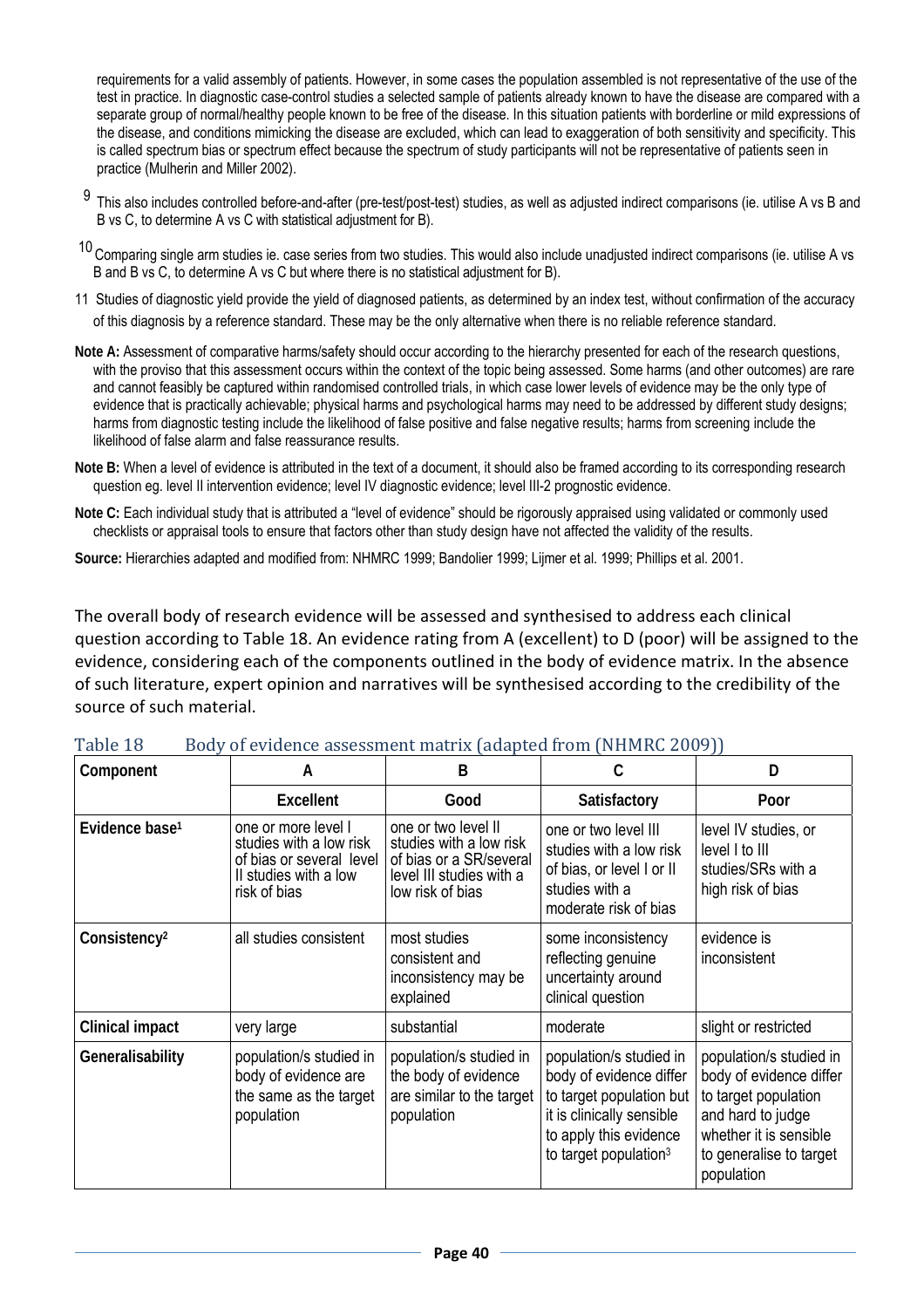requirements for a valid assembly of patients. However, in some cases the population assembled is not representative of the use of the test in practice. In diagnostic case-control studies a selected sample of patients already known to have the disease are compared with a separate group of normal/healthy people known to be free of the disease. In this situation patients with borderline or mild expressions of the disease, and conditions mimicking the disease are excluded, which can lead to exaggeration of both sensitivity and specificity. This is called spectrum bias or spectrum effect because the spectrum of study participants will not be representative of patients seen in practice (Mulherin and Miller 2002).

9 This also includes controlled before-and-after (pre-test/post-test) studies, as well as adjusted indirect comparisons (ie. utilise A vs B and B vs C, to determine A vs C with statistical adjustment for B).

10 Comparing single arm studies ie. case series from two studies. This would also include unadjusted indirect comparisons (ie. utilise A vs B and B vs C, to determine A vs C but where there is no statistical adjustment for B).

11 Studies of diagnostic yield provide the yield of diagnosed patients, as determined by an index test, without confirmation of the accuracy of this diagnosis by a reference standard. These may be the only alternative when there is no reliable reference standard.

**Note A:** Assessment of comparative harms/safety should occur according to the hierarchy presented for each of the research questions, with the proviso that this assessment occurs within the context of the topic being assessed. Some harms (and other outcomes) are rare and cannot feasibly be captured within randomised controlled trials, in which case lower levels of evidence may be the only type of evidence that is practically achievable; physical harms and psychological harms may need to be addressed by different study designs; harms from diagnostic testing include the likelihood of false positive and false negative results; harms from screening include the likelihood of false alarm and false reassurance results.

**Note B:** When a level of evidence is attributed in the text of a document, it should also be framed according to its corresponding research question eg. level II intervention evidence; level IV diagnostic evidence; level III-2 prognostic evidence.

**Note C:** Each individual study that is attributed a "level of evidence" should be rigorously appraised using validated or commonly used checklists or appraisal tools to ensure that factors other than study design have not affected the validity of the results.

**Source:** Hierarchies adapted and modified from: NHMRC 1999; Bandolier 1999; Lijmer et al. 1999; Phillips et al. 2001.

The overall body of research evidence will be assessed and synthesised to address each clinical question according to Table 18. An evidence rating from A (excellent) to D (poor) will be assigned to the evidence, considering each of the components outlined in the body of evidence matrix. In the absence of such literature, expert opinion and narratives will be synthesised according to the credibility of the source of such material.

Table 18 Body of evidence assessment matrix (adapted from (NHMRC 2009))

| Component | A | B | C | D |
|---|---|---|---|---|
| | **Excellent** | **Good** | **Satisfactory** | **Poor** |
| **Evidence base[1]** | one or more level I studies with a low risk of bias or several level II studies with a low risk of bias | one or two level II studies with a low risk of bias or a SR/several level III studies with a low risk of bias | one or two level III studies with a low risk of bias, or level I or II studies with a moderate risk of bias | level IV studies, or level I to III studies/SRs with a high risk of bias |
| **Consistency[2]** | all studies consistent | most studies consistent and inconsistency may be explained | some inconsistency reflecting genuine uncertainty around clinical question | evidence is inconsistent |
| **Clinical impact** | very large | substantial | moderate | slight or restricted |
| **Generalisability** | population/s studied in body of evidence are the same as the target population | population/s studied in the body of evidence are similar to the target population | population/s studied in body of evidence differ to target population but it is clinically sensible to apply this evidence to target population[3] | population/s studied in body of evidence differ to target population and hard to judge whether it is sensible to generalise to target population |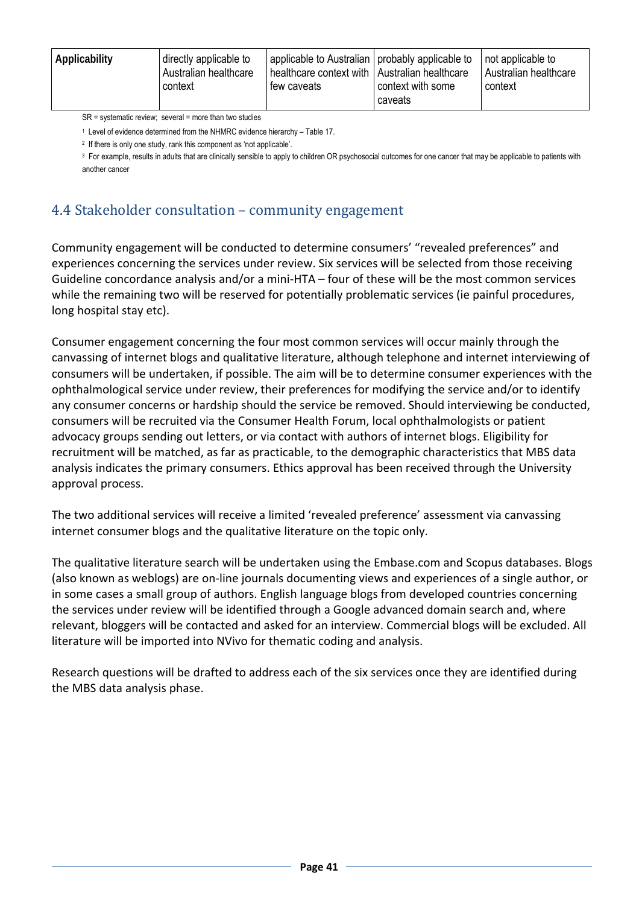| Applicability | directly applicable to Australian healthcare context | applicable to Australian healthcare context with few caveats | probably applicable to Australian healthcare context with some caveats | not applicable to Australian healthcare context |
|---|---|---|---|---|

SR = systematic review; several = more than two studies

[1] Level of evidence determined from the NHMRC evidence hierarchy – Table 17.

[2] If there is only one study, rank this component as 'not applicable'.

[3] For example, results in adults that are clinically sensible to apply to children OR psychosocial outcomes for one cancer that may be applicable to patients with another cancer

## 4.4 Stakeholder consultation – community engagement

Community engagement will be conducted to determine consumers' "revealed preferences" and experiences concerning the services under review. Six services will be selected from those receiving Guideline concordance analysis and/or a mini-HTA – four of these will be the most common services while the remaining two will be reserved for potentially problematic services (ie painful procedures, long hospital stay etc).

Consumer engagement concerning the four most common services will occur mainly through the canvassing of internet blogs and qualitative literature, although telephone and internet interviewing of consumers will be undertaken, if possible. The aim will be to determine consumer experiences with the ophthalmological service under review, their preferences for modifying the service and/or to identify any consumer concerns or hardship should the service be removed. Should interviewing be conducted, consumers will be recruited via the Consumer Health Forum, local ophthalmologists or patient advocacy groups sending out letters, or via contact with authors of internet blogs. Eligibility for recruitment will be matched, as far as practicable, to the demographic characteristics that MBS data analysis indicates the primary consumers. Ethics approval has been received through the University approval process.

The two additional services will receive a limited 'revealed preference' assessment via canvassing internet consumer blogs and the qualitative literature on the topic only.

The qualitative literature search will be undertaken using the Embase.com and Scopus databases. Blogs (also known as weblogs) are on-line journals documenting views and experiences of a single author, or in some cases a small group of authors. English language blogs from developed countries concerning the services under review will be identified through a Google advanced domain search and, where relevant, bloggers will be contacted and asked for an interview. Commercial blogs will be excluded. All literature will be imported into NVivo for thematic coding and analysis.

Research questions will be drafted to address each of the six services once they are identified during the MBS data analysis phase.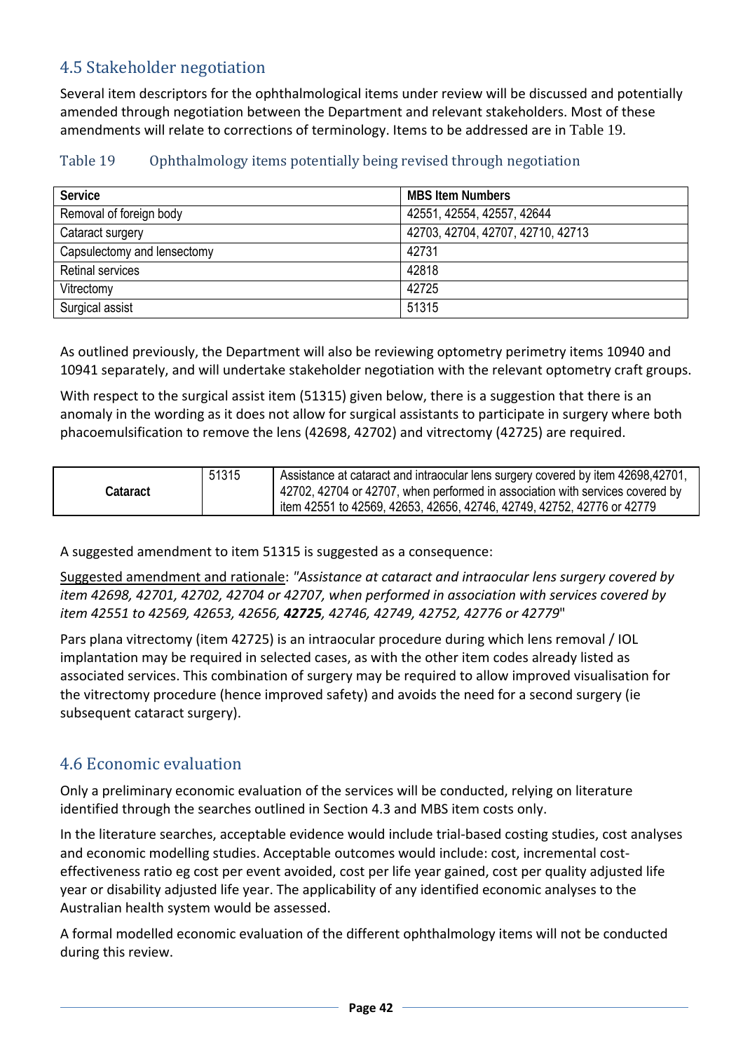## 4.5 Stakeholder negotiation

Several item descriptors for the ophthalmological items under review will be discussed and potentially amended through negotiation between the Department and relevant stakeholders. Most of these amendments will relate to corrections of terminology. Items to be addressed are in Table 19.

Table 19 Ophthalmology items potentially being revised through negotiation

| Service | MBS Item Numbers |
|---|---|
| Removal of foreign body | 42551, 42554, 42557, 42644 |
| Cataract surgery | 42703, 42704, 42707, 42710, 42713 |
| Capsulectomy and lensectomy | 42731 |
| Retinal services | 42818 |
| Vitrectomy | 42725 |
| Surgical assist | 51315 |

As outlined previously, the Department will also be reviewing optometry perimetry items 10940 and 10941 separately, and will undertake stakeholder negotiation with the relevant optometry craft groups.

With respect to the surgical assist item (51315) given below, there is a suggestion that there is an anomaly in the wording as it does not allow for surgical assistants to participate in surgery where both phacoemulsification to remove the lens (42698, 42702) and vitrectomy (42725) are required.

| | | |
|---|---|---|
| **Cataract** | 51315 | Assistance at cataract and intraocular lens surgery covered by item 42698,42701, 42702, 42704 or 42707, when performed in association with services covered by item 42551 to 42569, 42653, 42656, 42746, 42749, 42752, 42776 or 42779 |

A suggested amendment to item 51315 is suggested as a consequence:

<u>Suggested amendment and rationale</u>: *"Assistance at cataract and intraocular lens surgery covered by item 42698, 42701, 42702, 42704 or 42707, when performed in association with services covered by item 42551 to 42569, 42653, 42656, **42725**, 42746, 42749, 42752, 42776 or 42779*"

Pars plana vitrectomy (item 42725) is an intraocular procedure during which lens removal / IOL implantation may be required in selected cases, as with the other item codes already listed as associated services. This combination of surgery may be required to allow improved visualisation for the vitrectomy procedure (hence improved safety) and avoids the need for a second surgery (ie subsequent cataract surgery).

## 4.6 Economic evaluation

Only a preliminary economic evaluation of the services will be conducted, relying on literature identified through the searches outlined in Section 4.3 and MBS item costs only.

In the literature searches, acceptable evidence would include trial-based costing studies, cost analyses and economic modelling studies. Acceptable outcomes would include: cost, incremental cost-effectiveness ratio eg cost per event avoided, cost per life year gained, cost per quality adjusted life year or disability adjusted life year. The applicability of any identified economic analyses to the Australian health system would be assessed.

A formal modelled economic evaluation of the different ophthalmology items will not be conducted during this review.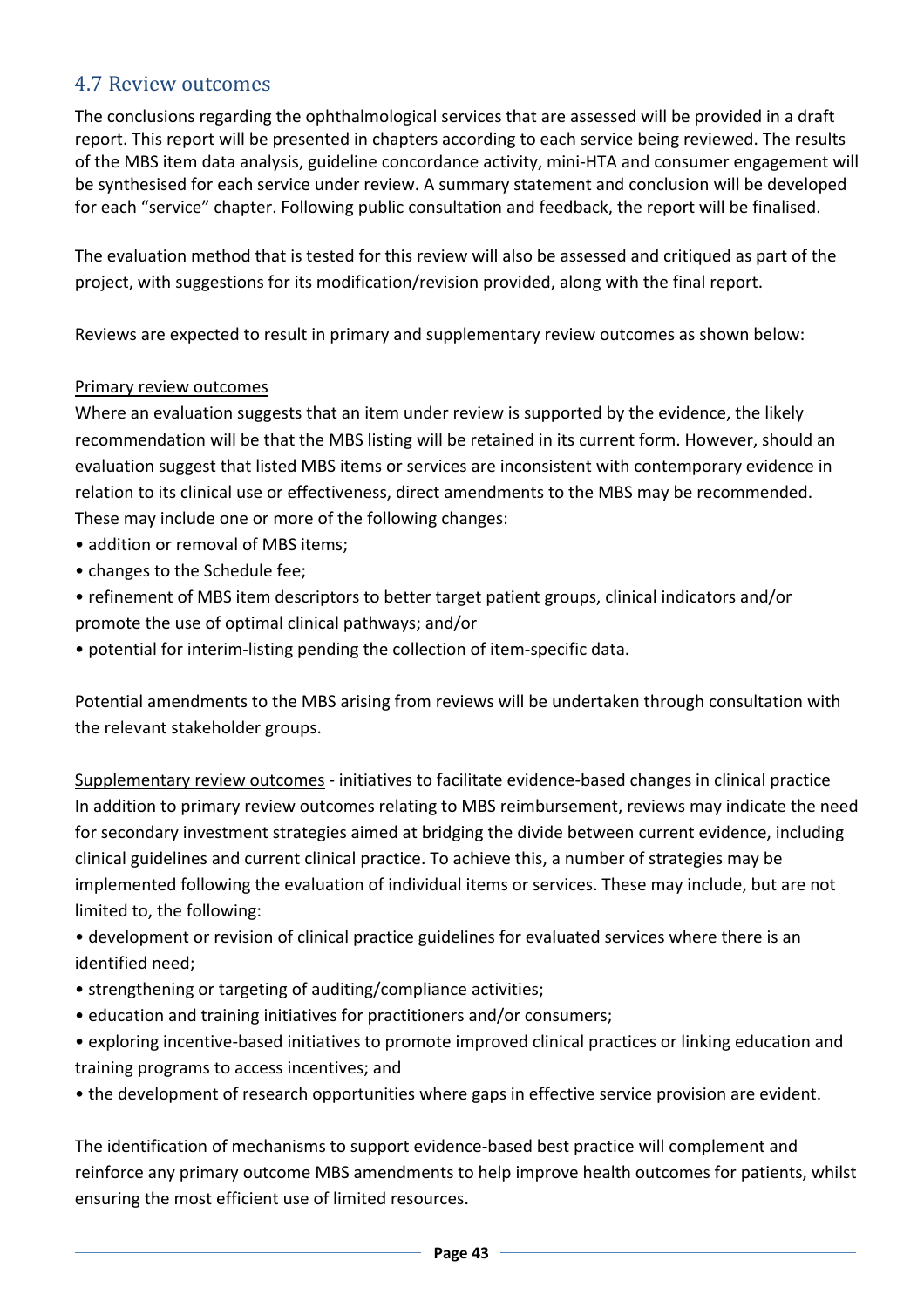## 4.7 Review outcomes

The conclusions regarding the ophthalmological services that are assessed will be provided in a draft report. This report will be presented in chapters according to each service being reviewed. The results of the MBS item data analysis, guideline concordance activity, mini-HTA and consumer engagement will be synthesised for each service under review. A summary statement and conclusion will be developed for each "service" chapter. Following public consultation and feedback, the report will be finalised.

The evaluation method that is tested for this review will also be assessed and critiqued as part of the project, with suggestions for its modification/revision provided, along with the final report.

Reviews are expected to result in primary and supplementary review outcomes as shown below:

<u>Primary review outcomes</u>

Where an evaluation suggests that an item under review is supported by the evidence, the likely recommendation will be that the MBS listing will be retained in its current form. However, should an evaluation suggest that listed MBS items or services are inconsistent with contemporary evidence in relation to its clinical use or effectiveness, direct amendments to the MBS may be recommended. These may include one or more of the following changes:

- addition or removal of MBS items;
- changes to the Schedule fee;
- refinement of MBS item descriptors to better target patient groups, clinical indicators and/or promote the use of optimal clinical pathways; and/or
- potential for interim-listing pending the collection of item-specific data.

Potential amendments to the MBS arising from reviews will be undertaken through consultation with the relevant stakeholder groups.

<u>Supplementary review outcomes</u> - initiatives to facilitate evidence-based changes in clinical practice

In addition to primary review outcomes relating to MBS reimbursement, reviews may indicate the need for secondary investment strategies aimed at bridging the divide between current evidence, including clinical guidelines and current clinical practice. To achieve this, a number of strategies may be implemented following the evaluation of individual items or services. These may include, but are not limited to, the following:

- development or revision of clinical practice guidelines for evaluated services where there is an identified need;
- strengthening or targeting of auditing/compliance activities;
- education and training initiatives for practitioners and/or consumers;
- exploring incentive-based initiatives to promote improved clinical practices or linking education and training programs to access incentives; and
- the development of research opportunities where gaps in effective service provision are evident.

The identification of mechanisms to support evidence-based best practice will complement and reinforce any primary outcome MBS amendments to help improve health outcomes for patients, whilst ensuring the most efficient use of limited resources.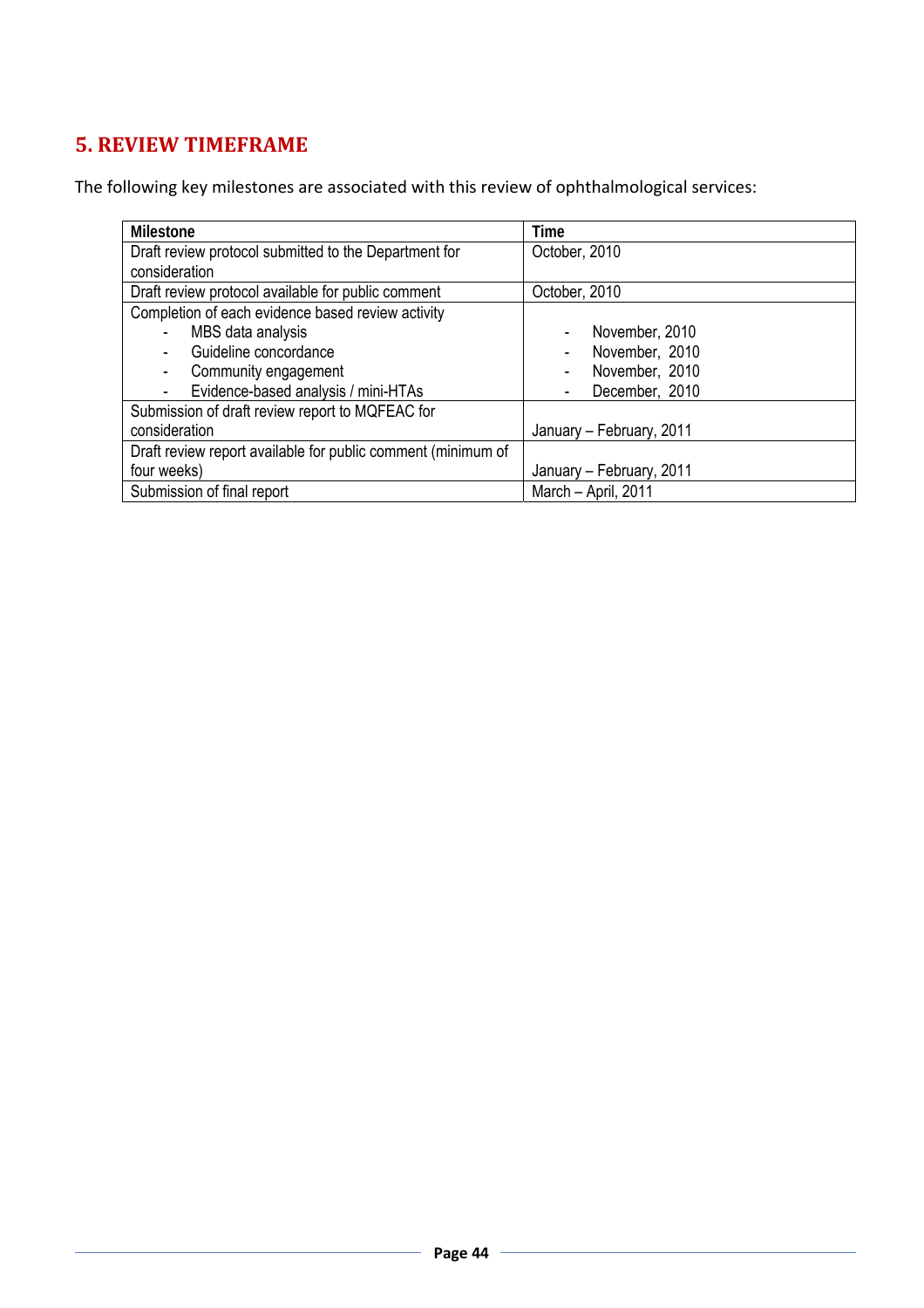## 5. REVIEW TIMEFRAME

The following key milestones are associated with this review of ophthalmological services:

| Milestone | Time |
|---|---|
| Draft review protocol submitted to the Department for consideration | October, 2010 |
| Draft review protocol available for public comment | October, 2010 |
| Completion of each evidence based review activity<br>- MBS data analysis<br>- Guideline concordance<br>- Community engagement<br>- Evidence-based analysis / mini-HTAs | <br>- November, 2010<br>- November, 2010<br>- November, 2010<br>- December, 2010 |
| Submission of draft review report to MQFEAC for consideration | January – February, 2011 |
| Draft review report available for public comment (minimum of four weeks) | January – February, 2011 |
| Submission of final report | March – April, 2011 |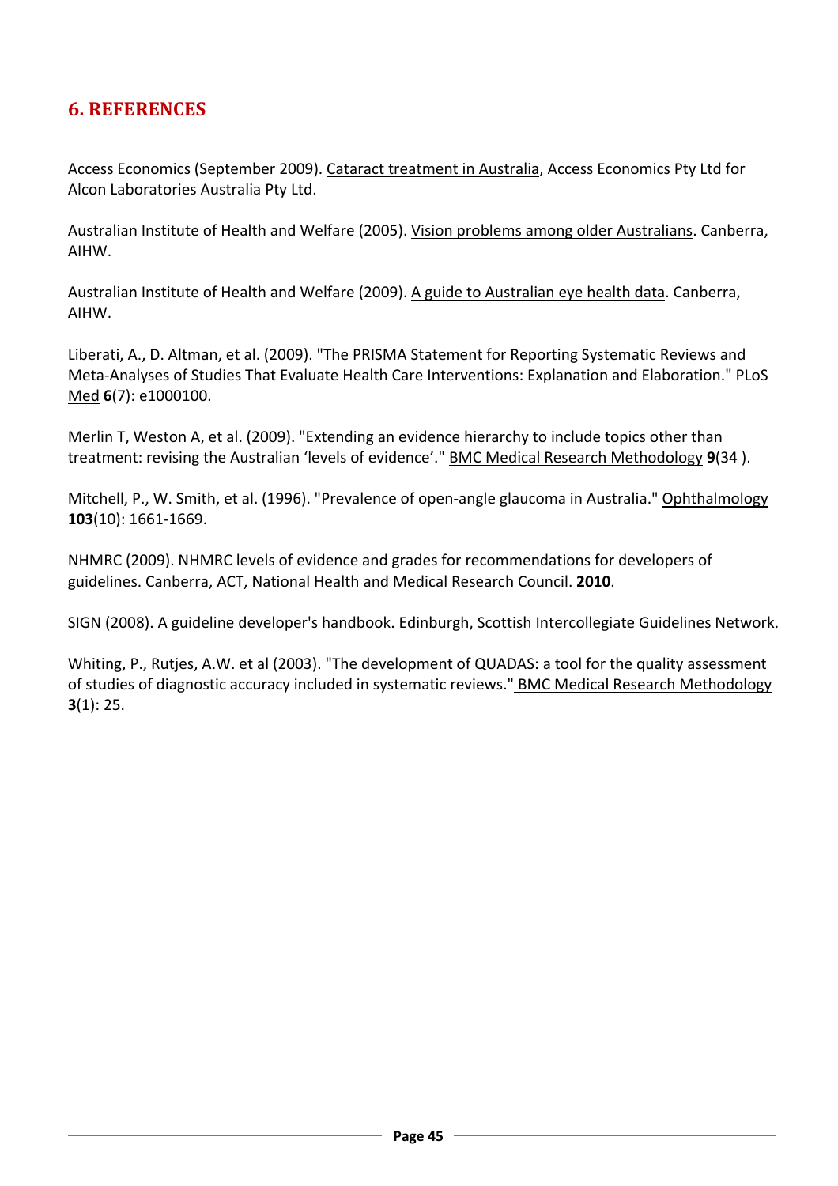## 6. REFERENCES

Access Economics (September 2009). Cataract treatment in Australia, Access Economics Pty Ltd for Alcon Laboratories Australia Pty Ltd.

Australian Institute of Health and Welfare (2005). Vision problems among older Australians. Canberra, AIHW.

Australian Institute of Health and Welfare (2009). A guide to Australian eye health data. Canberra, AIHW.

Liberati, A., D. Altman, et al. (2009). "The PRISMA Statement for Reporting Systematic Reviews and Meta-Analyses of Studies That Evaluate Health Care Interventions: Explanation and Elaboration." PLoS Med **6**(7): e1000100.

Merlin T, Weston A, et al. (2009). "Extending an evidence hierarchy to include topics other than treatment: revising the Australian 'levels of evidence'." BMC Medical Research Methodology **9**(34 ).

Mitchell, P., W. Smith, et al. (1996). "Prevalence of open-angle glaucoma in Australia." Ophthalmology **103**(10): 1661-1669.

NHMRC (2009). NHMRC levels of evidence and grades for recommendations for developers of guidelines. Canberra, ACT, National Health and Medical Research Council. **2010**.

SIGN (2008). A guideline developer's handbook. Edinburgh, Scottish Intercollegiate Guidelines Network.

Whiting, P., Rutjes, A.W. et al (2003). "The development of QUADAS: a tool for the quality assessment of studies of diagnostic accuracy included in systematic reviews." BMC Medical Research Methodology **3**(1): 25.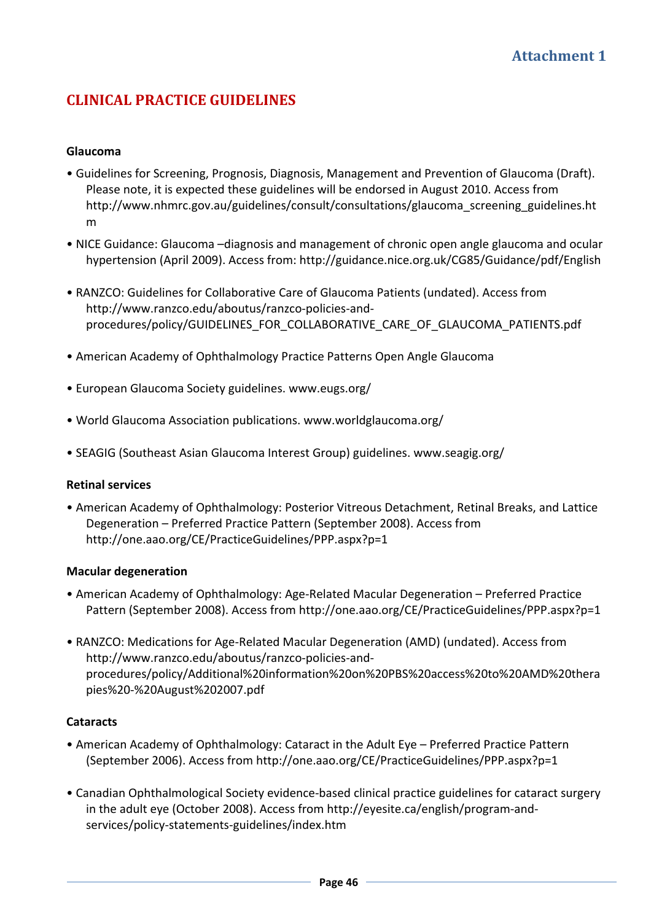Attachment 1

# CLINICAL PRACTICE GUIDELINES

**Glaucoma**

- Guidelines for Screening, Prognosis, Diagnosis, Management and Prevention of Glaucoma (Draft). Please note, it is expected these guidelines will be endorsed in August 2010. Access from http://www.nhmrc.gov.au/guidelines/consult/consultations/glaucoma_screening_guidelines.htm

- NICE Guidance: Glaucoma –diagnosis and management of chronic open angle glaucoma and ocular hypertension (April 2009). Access from: http://guidance.nice.org.uk/CG85/Guidance/pdf/English

- RANZCO: Guidelines for Collaborative Care of Glaucoma Patients (undated). Access from http://www.ranzco.edu/aboutus/ranzco-policies-and-procedures/policy/GUIDELINES_FOR_COLLABORATIVE_CARE_OF_GLAUCOMA_PATIENTS.pdf

- American Academy of Ophthalmology Practice Patterns Open Angle Glaucoma

- European Glaucoma Society guidelines. www.eugs.org/

- World Glaucoma Association publications. www.worldglaucoma.org/

- SEAGIG (Southeast Asian Glaucoma Interest Group) guidelines. www.seagig.org/

**Retinal services**

- American Academy of Ophthalmology: Posterior Vitreous Detachment, Retinal Breaks, and Lattice Degeneration – Preferred Practice Pattern (September 2008). Access from http://one.aao.org/CE/PracticeGuidelines/PPP.aspx?p=1

**Macular degeneration**

- American Academy of Ophthalmology: Age-Related Macular Degeneration – Preferred Practice Pattern (September 2008). Access from http://one.aao.org/CE/PracticeGuidelines/PPP.aspx?p=1

- RANZCO: Medications for Age-Related Macular Degeneration (AMD) (undated). Access from http://www.ranzco.edu/aboutus/ranzco-policies-and-procedures/policy/Additional%20information%20on%20PBS%20access%20to%20AMD%20therapies%20-%20August%202007.pdf

**Cataracts**

- American Academy of Ophthalmology: Cataract in the Adult Eye – Preferred Practice Pattern (September 2006). Access from http://one.aao.org/CE/PracticeGuidelines/PPP.aspx?p=1

- Canadian Ophthalmological Society evidence-based clinical practice guidelines for cataract surgery in the adult eye (October 2008). Access from http://eyesite.ca/english/program-and-services/policy-statements-guidelines/index.htm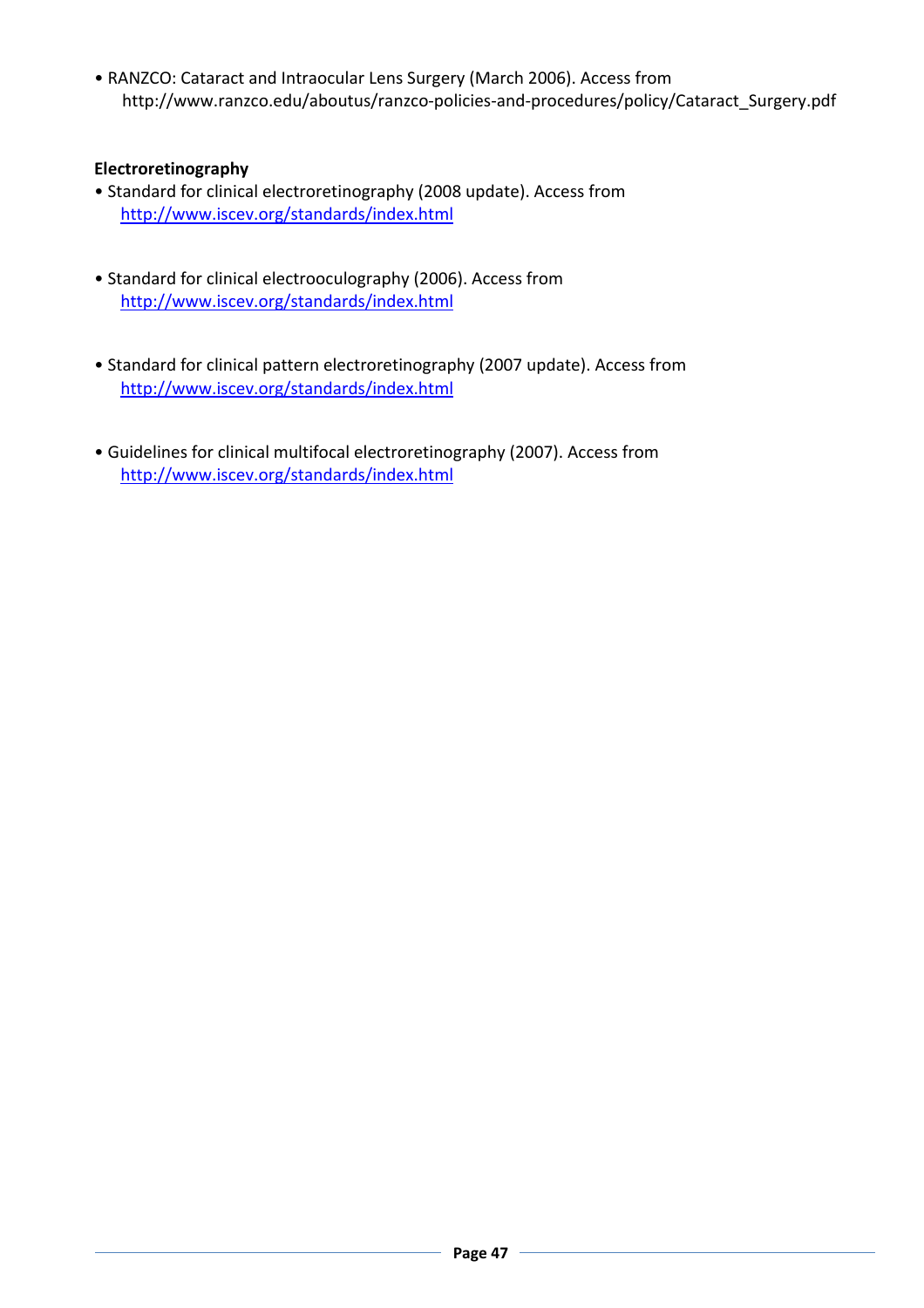- RANZCO: Cataract and Intraocular Lens Surgery (March 2006). Access from http://www.ranzco.edu/aboutus/ranzco-policies-and-procedures/policy/Cataract_Surgery.pdf

**Electroretinography**

- Standard for clinical electroretinography (2008 update). Access from http://www.iscev.org/standards/index.html

- Standard for clinical electrooculography (2006). Access from http://www.iscev.org/standards/index.html

- Standard for clinical pattern electroretinography (2007 update). Access from http://www.iscev.org/standards/index.html

- Guidelines for clinical multifocal electroretinography (2007). Access from http://www.iscev.org/standards/index.html